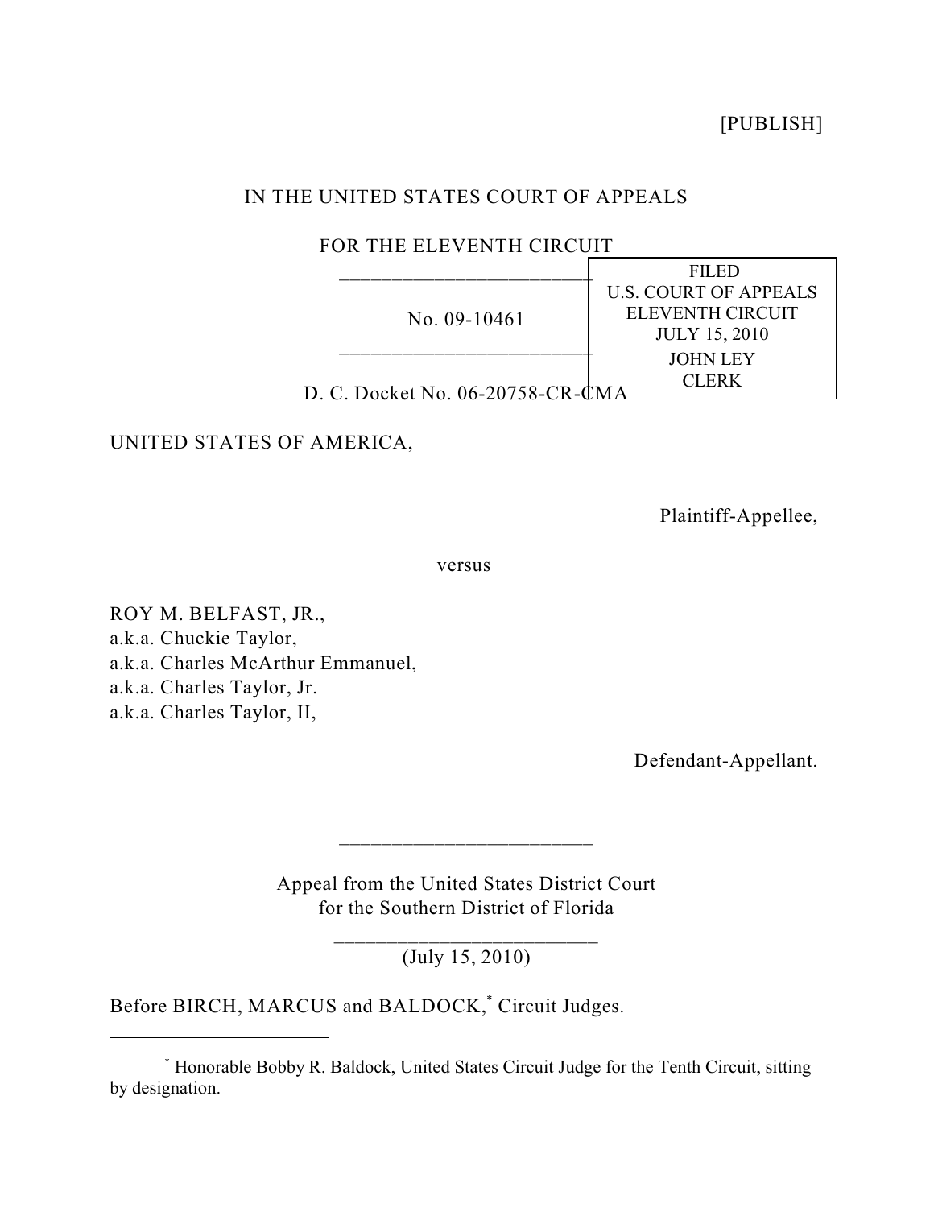[PUBLISH]

IN THE UNITED STATES COURT OF APPEALS

FOR THE ELEVENTH CIRCUIT

---

No. 09-10461

---

FILED
U.S. COURT OF APPEALS
ELEVENTH CIRCUIT
JULY 15, 2010
JOHN LEY
CLERK

D. C. Docket No. 06-20758-CR-CMA

UNITED STATES OF AMERICA,

Plaintiff-Appellee,

versus

ROY M. BELFAST, JR.,
a.k.a. Chuckie Taylor,
a.k.a. Charles McArthur Emmanuel,
a.k.a. Charles Taylor, Jr.
a.k.a. Charles Taylor, II,

Defendant-Appellant.

---

Appeal from the United States District Court
for the Southern District of Florida

---

(July 15, 2010)

Before BIRCH, MARCUS and BALDOCK,* Circuit Judges.

---

* Honorable Bobby R. Baldock, United States Circuit Judge for the Tenth Circuit, sitting by designation.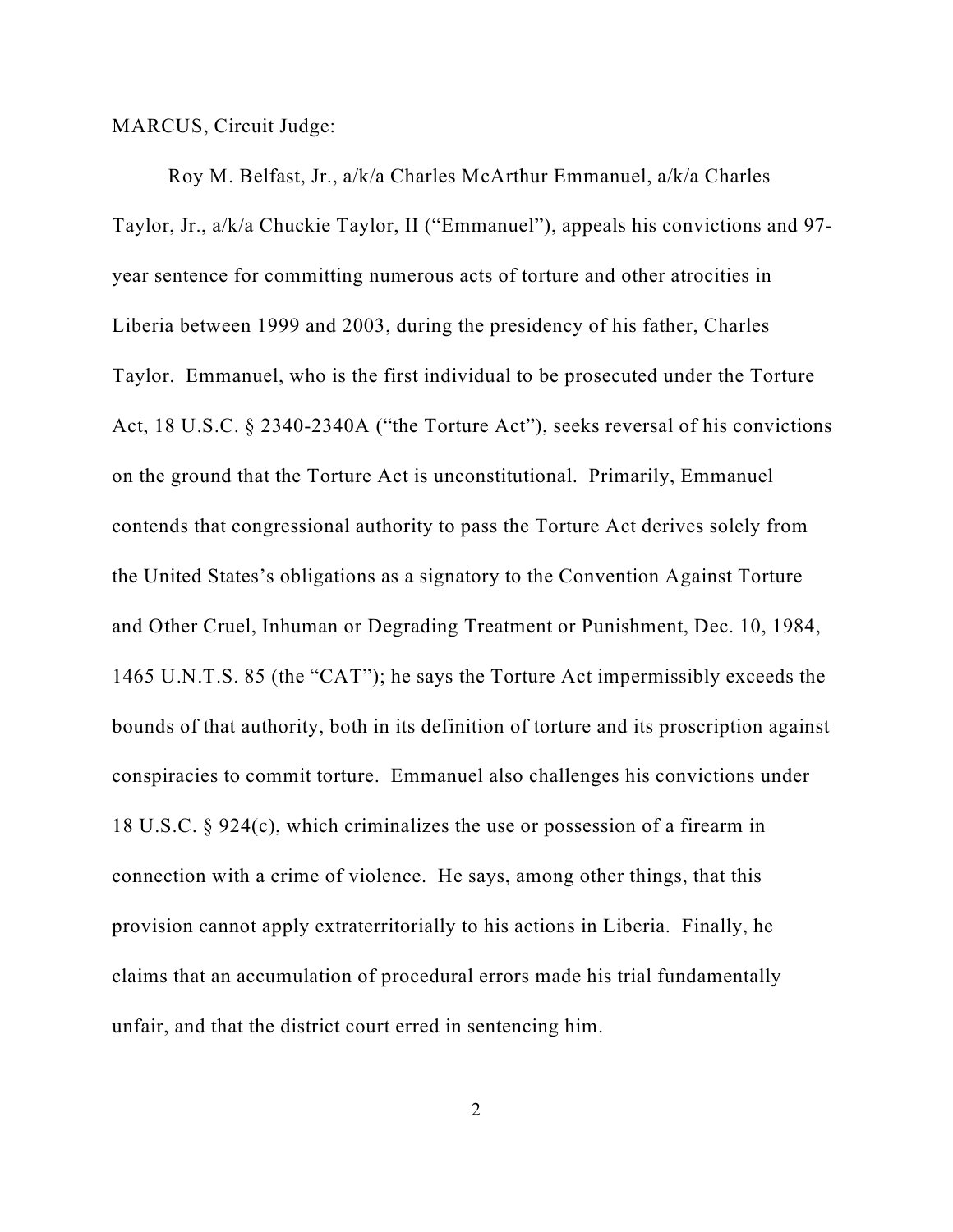MARCUS, Circuit Judge:

Roy M. Belfast, Jr., a/k/a Charles McArthur Emmanuel, a/k/a Charles Taylor, Jr., a/k/a Chuckie Taylor, II ("Emmanuel"), appeals his convictions and 97-year sentence for committing numerous acts of torture and other atrocities in Liberia between 1999 and 2003, during the presidency of his father, Charles Taylor. Emmanuel, who is the first individual to be prosecuted under the Torture Act, 18 U.S.C. § 2340-2340A ("the Torture Act"), seeks reversal of his convictions on the ground that the Torture Act is unconstitutional. Primarily, Emmanuel contends that congressional authority to pass the Torture Act derives solely from the United States's obligations as a signatory to the Convention Against Torture and Other Cruel, Inhuman or Degrading Treatment or Punishment, Dec. 10, 1984, 1465 U.N.T.S. 85 (the "CAT"); he says the Torture Act impermissibly exceeds the bounds of that authority, both in its definition of torture and its proscription against conspiracies to commit torture. Emmanuel also challenges his convictions under 18 U.S.C. § 924(c), which criminalizes the use or possession of a firearm in connection with a crime of violence. He says, among other things, that this provision cannot apply extraterritorially to his actions in Liberia. Finally, he claims that an accumulation of procedural errors made his trial fundamentally unfair, and that the district court erred in sentencing him.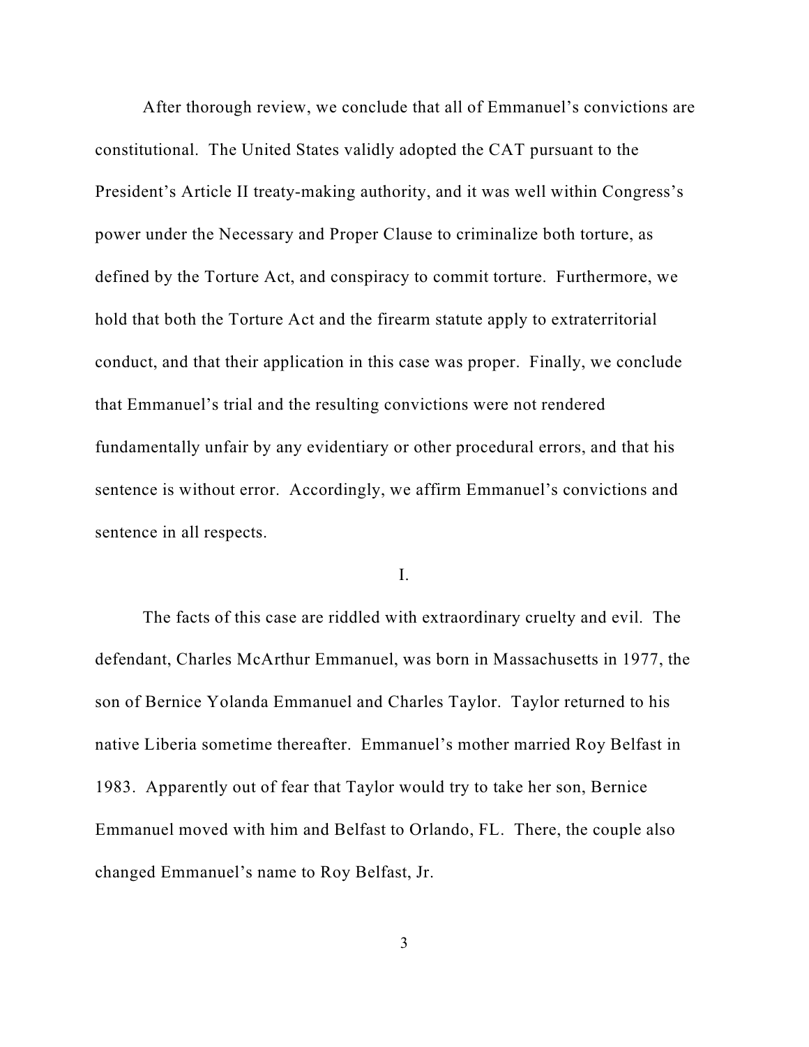After thorough review, we conclude that all of Emmanuel's convictions are constitutional. The United States validly adopted the CAT pursuant to the President's Article II treaty-making authority, and it was well within Congress's power under the Necessary and Proper Clause to criminalize both torture, as defined by the Torture Act, and conspiracy to commit torture. Furthermore, we hold that both the Torture Act and the firearm statute apply to extraterritorial conduct, and that their application in this case was proper. Finally, we conclude that Emmanuel's trial and the resulting convictions were not rendered fundamentally unfair by any evidentiary or other procedural errors, and that his sentence is without error. Accordingly, we affirm Emmanuel's convictions and sentence in all respects.

## I.

The facts of this case are riddled with extraordinary cruelty and evil. The defendant, Charles McArthur Emmanuel, was born in Massachusetts in 1977, the son of Bernice Yolanda Emmanuel and Charles Taylor. Taylor returned to his native Liberia sometime thereafter. Emmanuel's mother married Roy Belfast in 1983. Apparently out of fear that Taylor would try to take her son, Bernice Emmanuel moved with him and Belfast to Orlando, FL. There, the couple also changed Emmanuel's name to Roy Belfast, Jr.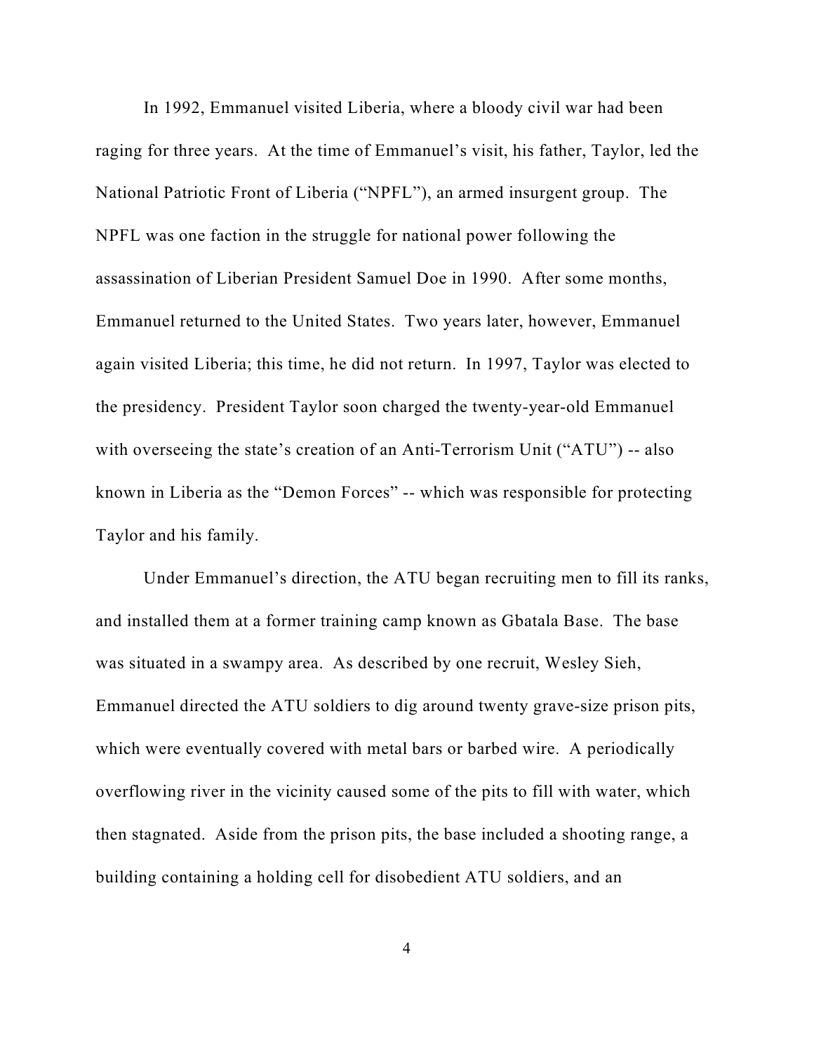In 1992, Emmanuel visited Liberia, where a bloody civil war had been raging for three years. At the time of Emmanuel's visit, his father, Taylor, led the National Patriotic Front of Liberia ("NPFL"), an armed insurgent group. The NPFL was one faction in the struggle for national power following the assassination of Liberian President Samuel Doe in 1990. After some months, Emmanuel returned to the United States. Two years later, however, Emmanuel again visited Liberia; this time, he did not return. In 1997, Taylor was elected to the presidency. President Taylor soon charged the twenty-year-old Emmanuel with overseeing the state's creation of an Anti-Terrorism Unit ("ATU") -- also known in Liberia as the "Demon Forces" -- which was responsible for protecting Taylor and his family.

Under Emmanuel's direction, the ATU began recruiting men to fill its ranks, and installed them at a former training camp known as Gbatala Base. The base was situated in a swampy area. As described by one recruit, Wesley Sieh, Emmanuel directed the ATU soldiers to dig around twenty grave-size prison pits, which were eventually covered with metal bars or barbed wire. A periodically overflowing river in the vicinity caused some of the pits to fill with water, which then stagnated. Aside from the prison pits, the base included a shooting range, a building containing a holding cell for disobedient ATU soldiers, and an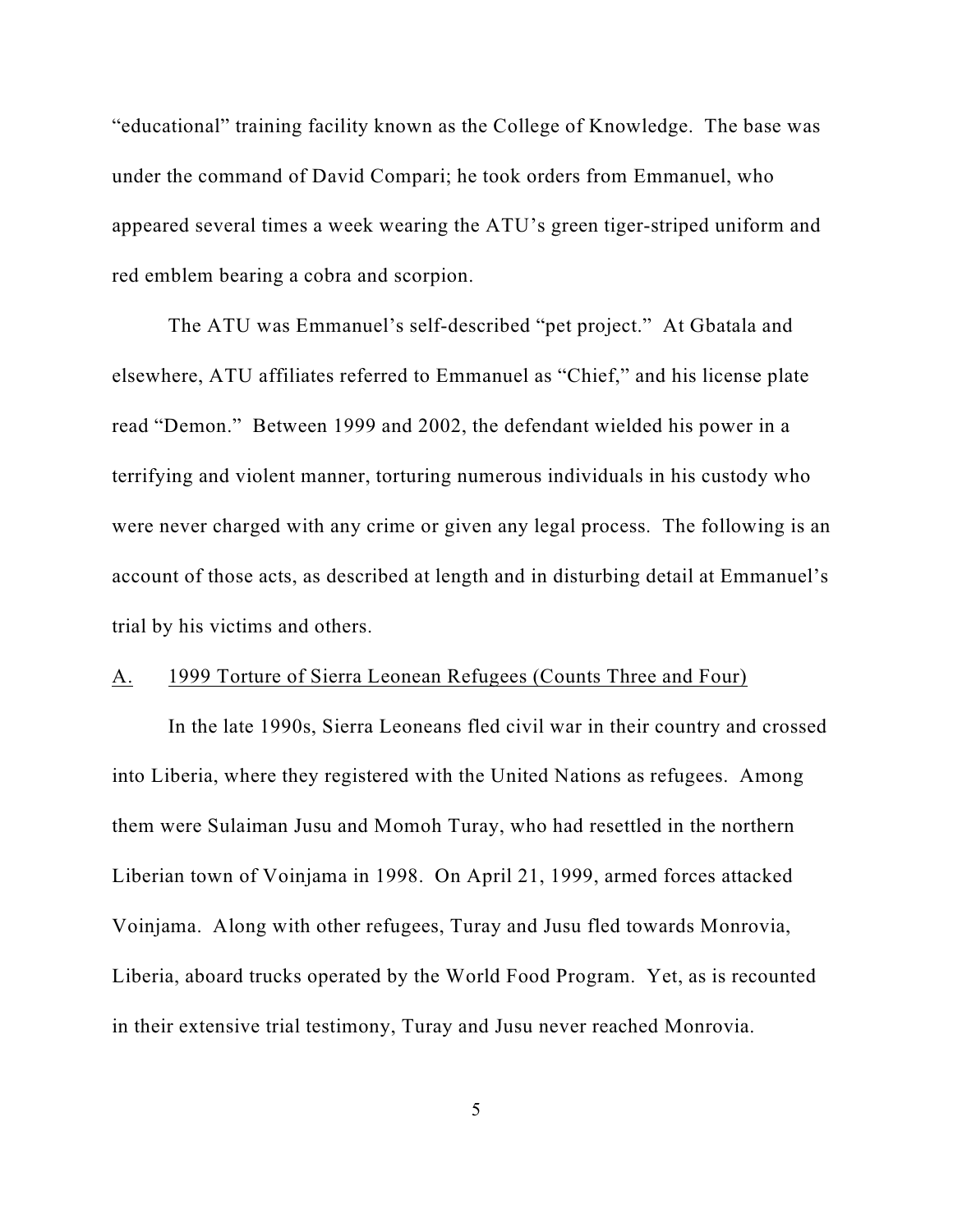"educational" training facility known as the College of Knowledge. The base was under the command of David Compari; he took orders from Emmanuel, who appeared several times a week wearing the ATU's green tiger-striped uniform and red emblem bearing a cobra and scorpion.

The ATU was Emmanuel's self-described "pet project." At Gbatala and elsewhere, ATU affiliates referred to Emmanuel as "Chief," and his license plate read "Demon." Between 1999 and 2002, the defendant wielded his power in a terrifying and violent manner, torturing numerous individuals in his custody who were never charged with any crime or given any legal process. The following is an account of those acts, as described at length and in disturbing detail at Emmanuel's trial by his victims and others.

### A. 1999 Torture of Sierra Leonean Refugees (Counts Three and Four)

In the late 1990s, Sierra Leoneans fled civil war in their country and crossed into Liberia, where they registered with the United Nations as refugees. Among them were Sulaiman Jusu and Momoh Turay, who had resettled in the northern Liberian town of Voinjama in 1998. On April 21, 1999, armed forces attacked Voinjama. Along with other refugees, Turay and Jusu fled towards Monrovia, Liberia, aboard trucks operated by the World Food Program. Yet, as is recounted in their extensive trial testimony, Turay and Jusu never reached Monrovia.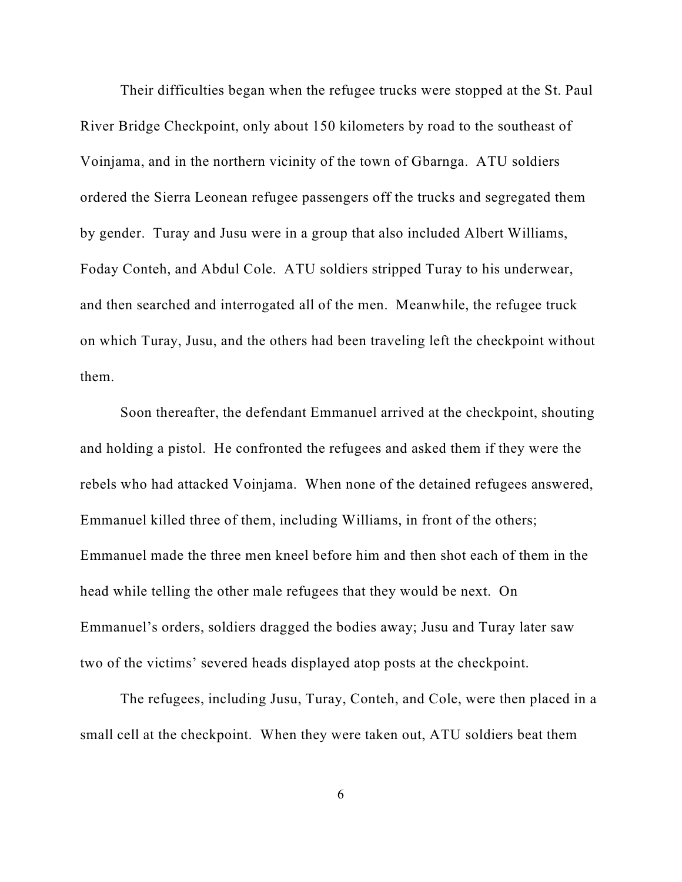Their difficulties began when the refugee trucks were stopped at the St. Paul River Bridge Checkpoint, only about 150 kilometers by road to the southeast of Voinjama, and in the northern vicinity of the town of Gbarnga. ATU soldiers ordered the Sierra Leonean refugee passengers off the trucks and segregated them by gender. Turay and Jusu were in a group that also included Albert Williams, Foday Conteh, and Abdul Cole. ATU soldiers stripped Turay to his underwear, and then searched and interrogated all of the men. Meanwhile, the refugee truck on which Turay, Jusu, and the others had been traveling left the checkpoint without them.

Soon thereafter, the defendant Emmanuel arrived at the checkpoint, shouting and holding a pistol. He confronted the refugees and asked them if they were the rebels who had attacked Voinjama. When none of the detained refugees answered, Emmanuel killed three of them, including Williams, in front of the others; Emmanuel made the three men kneel before him and then shot each of them in the head while telling the other male refugees that they would be next. On Emmanuel's orders, soldiers dragged the bodies away; Jusu and Turay later saw two of the victims' severed heads displayed atop posts at the checkpoint.

The refugees, including Jusu, Turay, Conteh, and Cole, were then placed in a small cell at the checkpoint. When they were taken out, ATU soldiers beat them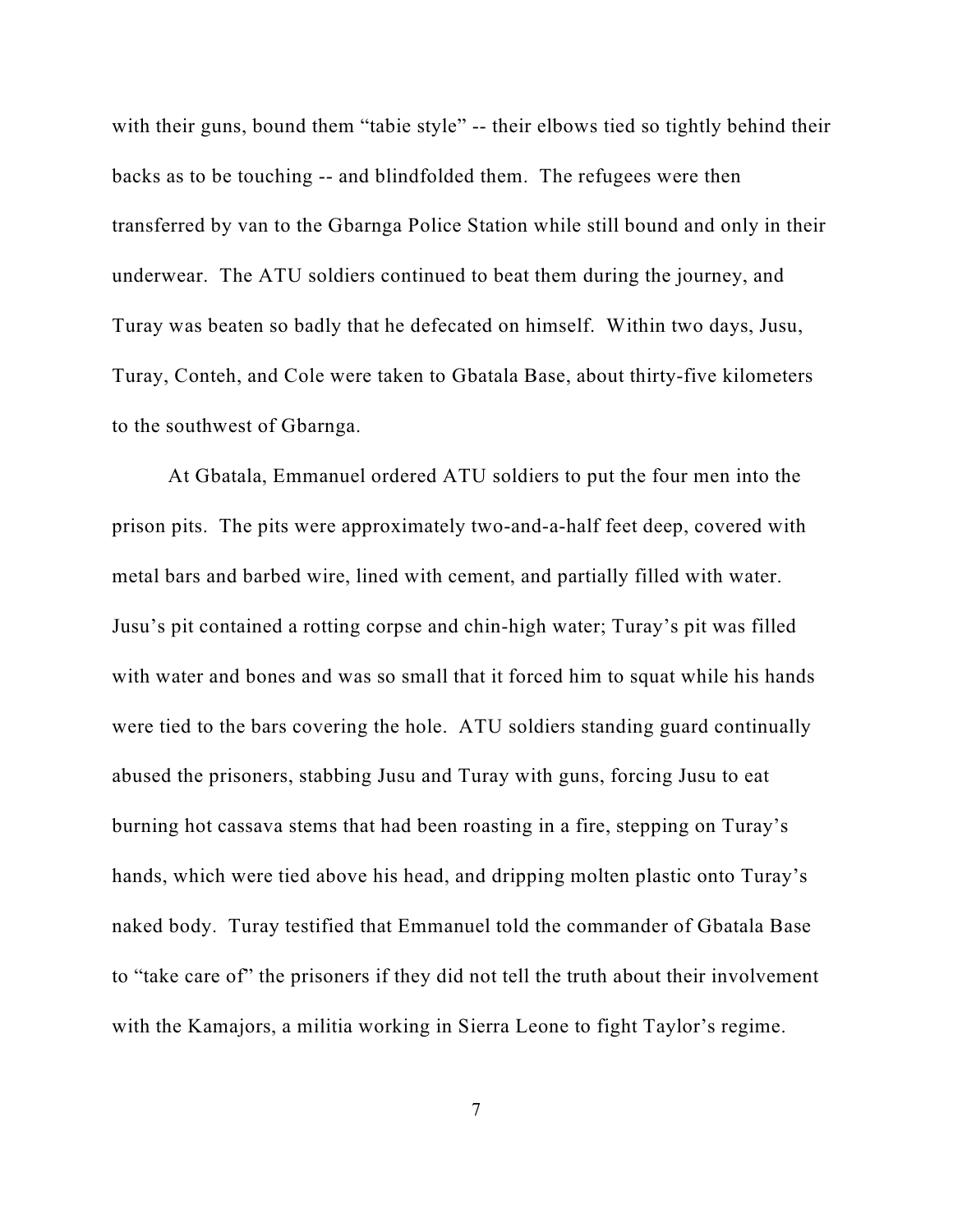with their guns, bound them "tabie style" -- their elbows tied so tightly behind their backs as to be touching -- and blindfolded them. The refugees were then transferred by van to the Gbarnga Police Station while still bound and only in their underwear. The ATU soldiers continued to beat them during the journey, and Turay was beaten so badly that he defecated on himself. Within two days, Jusu, Turay, Conteh, and Cole were taken to Gbatala Base, about thirty-five kilometers to the southwest of Gbarnga.

At Gbatala, Emmanuel ordered ATU soldiers to put the four men into the prison pits. The pits were approximately two-and-a-half feet deep, covered with metal bars and barbed wire, lined with cement, and partially filled with water. Jusu's pit contained a rotting corpse and chin-high water; Turay's pit was filled with water and bones and was so small that it forced him to squat while his hands were tied to the bars covering the hole. ATU soldiers standing guard continually abused the prisoners, stabbing Jusu and Turay with guns, forcing Jusu to eat burning hot cassava stems that had been roasting in a fire, stepping on Turay's hands, which were tied above his head, and dripping molten plastic onto Turay's naked body. Turay testified that Emmanuel told the commander of Gbatala Base to "take care of" the prisoners if they did not tell the truth about their involvement with the Kamajors, a militia working in Sierra Leone to fight Taylor's regime.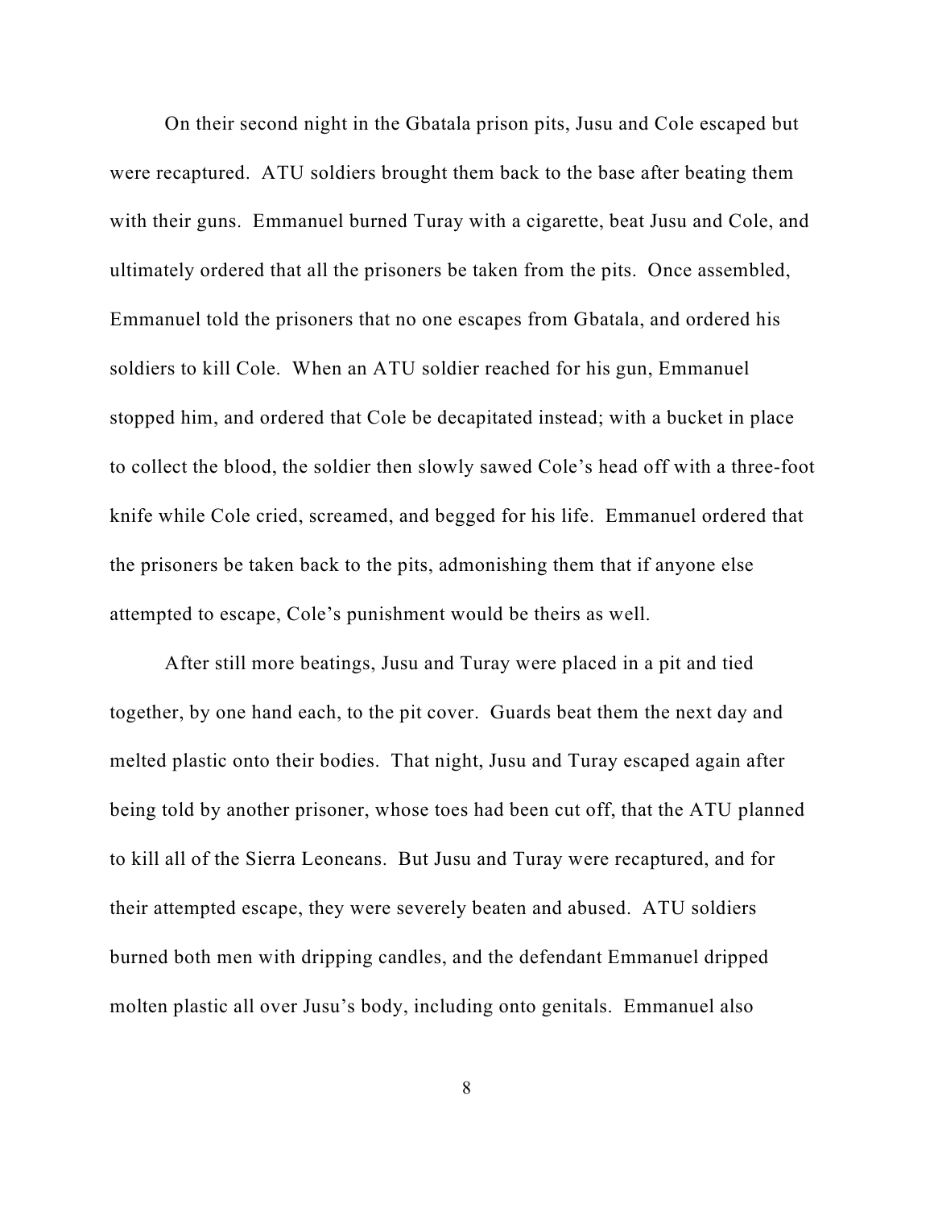On their second night in the Gbatala prison pits, Jusu and Cole escaped but were recaptured. ATU soldiers brought them back to the base after beating them with their guns. Emmanuel burned Turay with a cigarette, beat Jusu and Cole, and ultimately ordered that all the prisoners be taken from the pits. Once assembled, Emmanuel told the prisoners that no one escapes from Gbatala, and ordered his soldiers to kill Cole. When an ATU soldier reached for his gun, Emmanuel stopped him, and ordered that Cole be decapitated instead; with a bucket in place to collect the blood, the soldier then slowly sawed Cole's head off with a three-foot knife while Cole cried, screamed, and begged for his life. Emmanuel ordered that the prisoners be taken back to the pits, admonishing them that if anyone else attempted to escape, Cole's punishment would be theirs as well.

After still more beatings, Jusu and Turay were placed in a pit and tied together, by one hand each, to the pit cover. Guards beat them the next day and melted plastic onto their bodies. That night, Jusu and Turay escaped again after being told by another prisoner, whose toes had been cut off, that the ATU planned to kill all of the Sierra Leoneans. But Jusu and Turay were recaptured, and for their attempted escape, they were severely beaten and abused. ATU soldiers burned both men with dripping candles, and the defendant Emmanuel dripped molten plastic all over Jusu's body, including onto genitals. Emmanuel also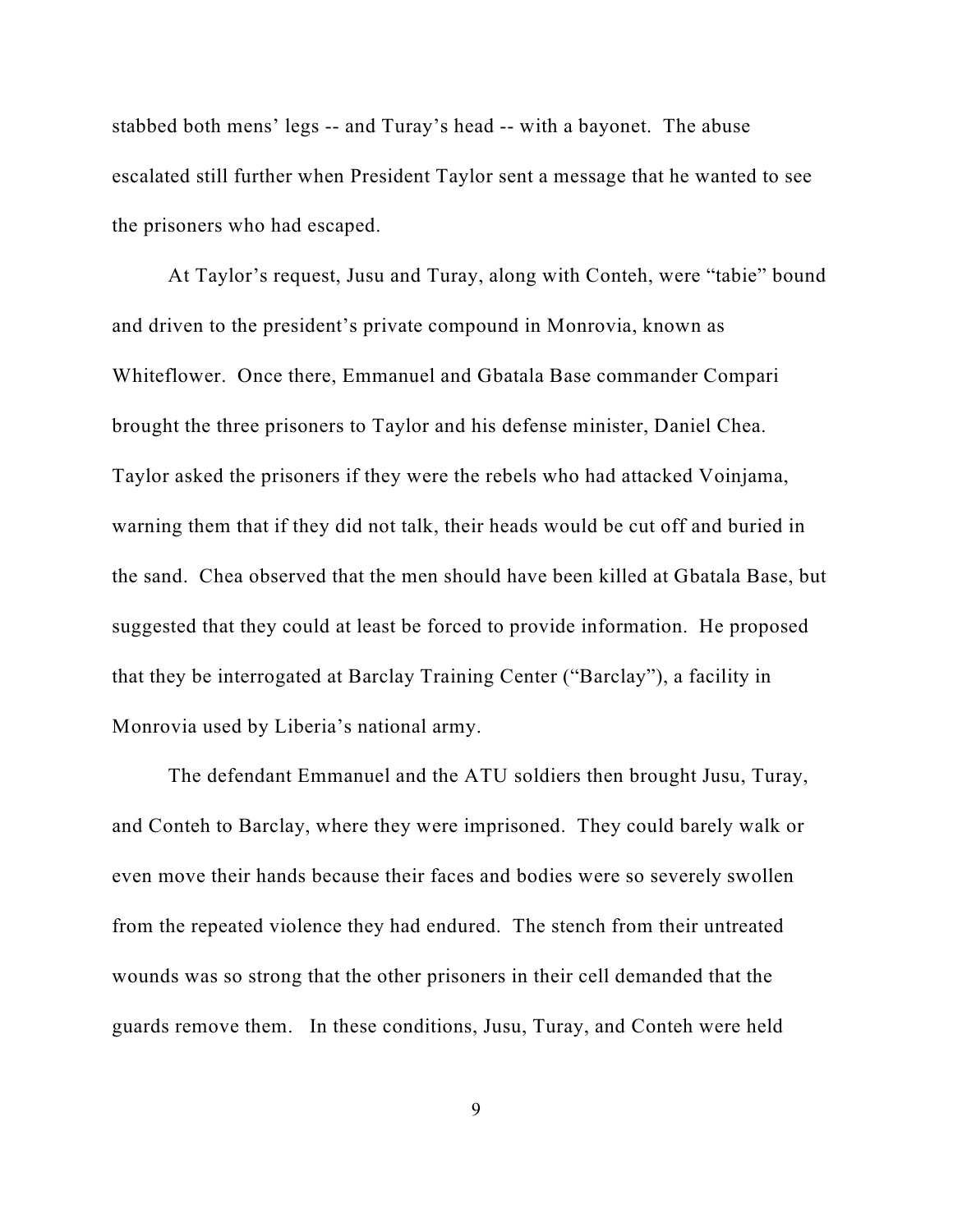stabbed both mens' legs -- and Turay's head -- with a bayonet. The abuse escalated still further when President Taylor sent a message that he wanted to see the prisoners who had escaped.

At Taylor's request, Jusu and Turay, along with Conteh, were "tabie" bound and driven to the president's private compound in Monrovia, known as Whiteflower. Once there, Emmanuel and Gbatala Base commander Compari brought the three prisoners to Taylor and his defense minister, Daniel Chea. Taylor asked the prisoners if they were the rebels who had attacked Voinjama, warning them that if they did not talk, their heads would be cut off and buried in the sand. Chea observed that the men should have been killed at Gbatala Base, but suggested that they could at least be forced to provide information. He proposed that they be interrogated at Barclay Training Center ("Barclay"), a facility in Monrovia used by Liberia's national army.

The defendant Emmanuel and the ATU soldiers then brought Jusu, Turay, and Conteh to Barclay, where they were imprisoned. They could barely walk or even move their hands because their faces and bodies were so severely swollen from the repeated violence they had endured. The stench from their untreated wounds was so strong that the other prisoners in their cell demanded that the guards remove them. In these conditions, Jusu, Turay, and Conteh were held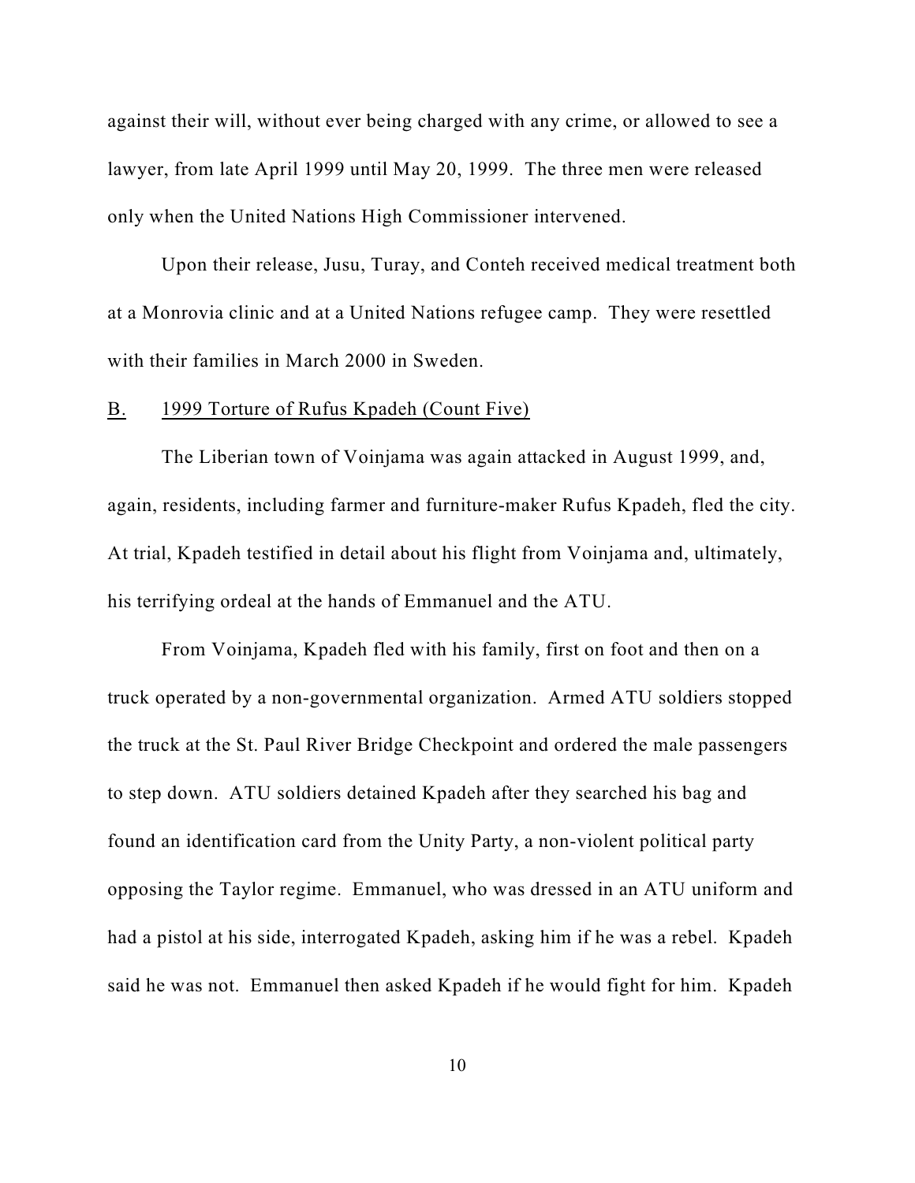against their will, without ever being charged with any crime, or allowed to see a lawyer, from late April 1999 until May 20, 1999. The three men were released only when the United Nations High Commissioner intervened.

Upon their release, Jusu, Turay, and Conteh received medical treatment both at a Monrovia clinic and at a United Nations refugee camp. They were resettled with their families in March 2000 in Sweden.

### B. 1999 Torture of Rufus Kpadeh (Count Five)

The Liberian town of Voinjama was again attacked in August 1999, and, again, residents, including farmer and furniture-maker Rufus Kpadeh, fled the city. At trial, Kpadeh testified in detail about his flight from Voinjama and, ultimately, his terrifying ordeal at the hands of Emmanuel and the ATU.

From Voinjama, Kpadeh fled with his family, first on foot and then on a truck operated by a non-governmental organization. Armed ATU soldiers stopped the truck at the St. Paul River Bridge Checkpoint and ordered the male passengers to step down. ATU soldiers detained Kpadeh after they searched his bag and found an identification card from the Unity Party, a non-violent political party opposing the Taylor regime. Emmanuel, who was dressed in an ATU uniform and had a pistol at his side, interrogated Kpadeh, asking him if he was a rebel. Kpadeh said he was not. Emmanuel then asked Kpadeh if he would fight for him. Kpadeh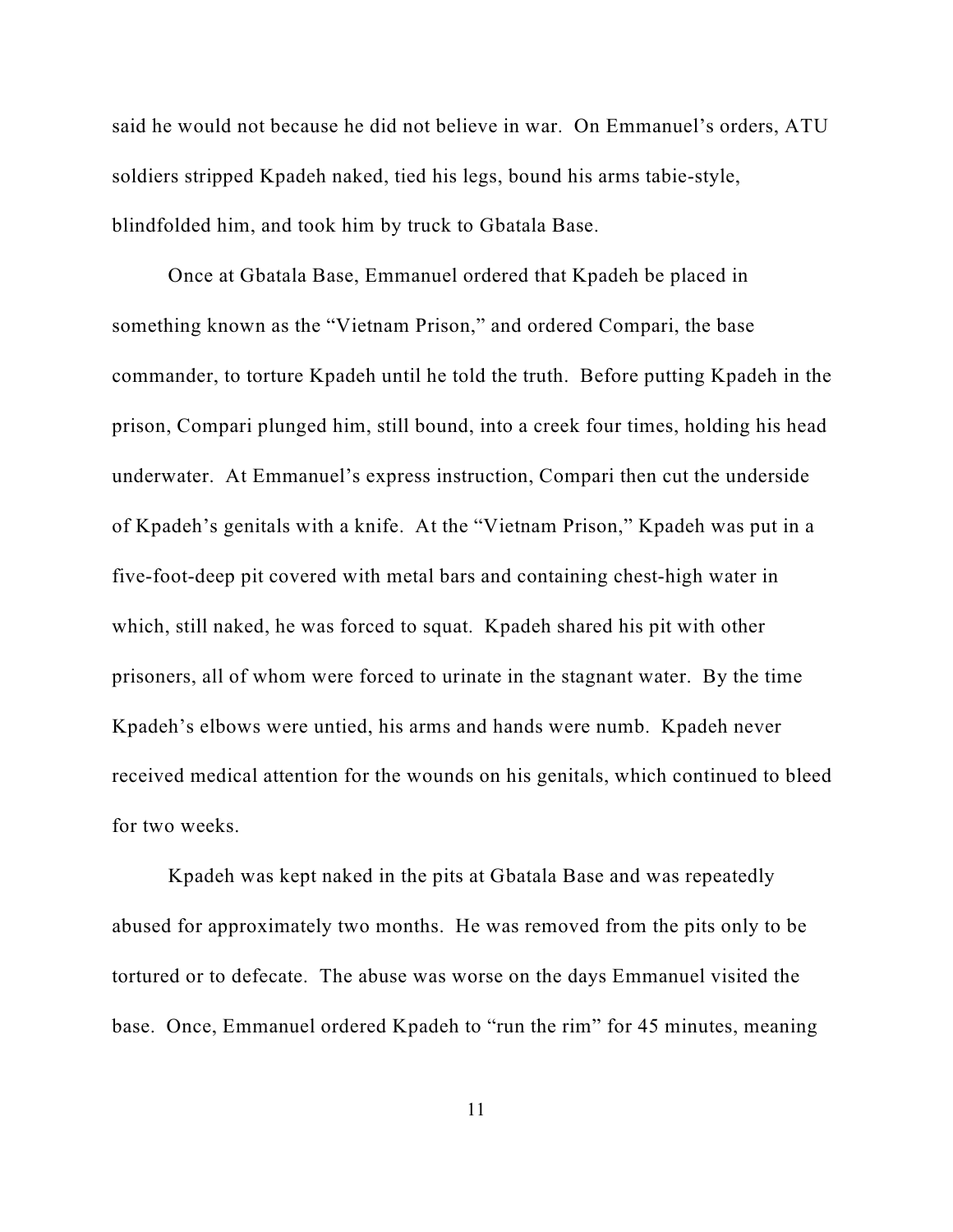said he would not because he did not believe in war. On Emmanuel's orders, ATU soldiers stripped Kpadeh naked, tied his legs, bound his arms tabie-style, blindfolded him, and took him by truck to Gbatala Base.

Once at Gbatala Base, Emmanuel ordered that Kpadeh be placed in something known as the "Vietnam Prison," and ordered Compari, the base commander, to torture Kpadeh until he told the truth. Before putting Kpadeh in the prison, Compari plunged him, still bound, into a creek four times, holding his head underwater. At Emmanuel's express instruction, Compari then cut the underside of Kpadeh's genitals with a knife. At the "Vietnam Prison," Kpadeh was put in a five-foot-deep pit covered with metal bars and containing chest-high water in which, still naked, he was forced to squat. Kpadeh shared his pit with other prisoners, all of whom were forced to urinate in the stagnant water. By the time Kpadeh's elbows were untied, his arms and hands were numb. Kpadeh never received medical attention for the wounds on his genitals, which continued to bleed for two weeks.

Kpadeh was kept naked in the pits at Gbatala Base and was repeatedly abused for approximately two months. He was removed from the pits only to be tortured or to defecate. The abuse was worse on the days Emmanuel visited the base. Once, Emmanuel ordered Kpadeh to "run the rim" for 45 minutes, meaning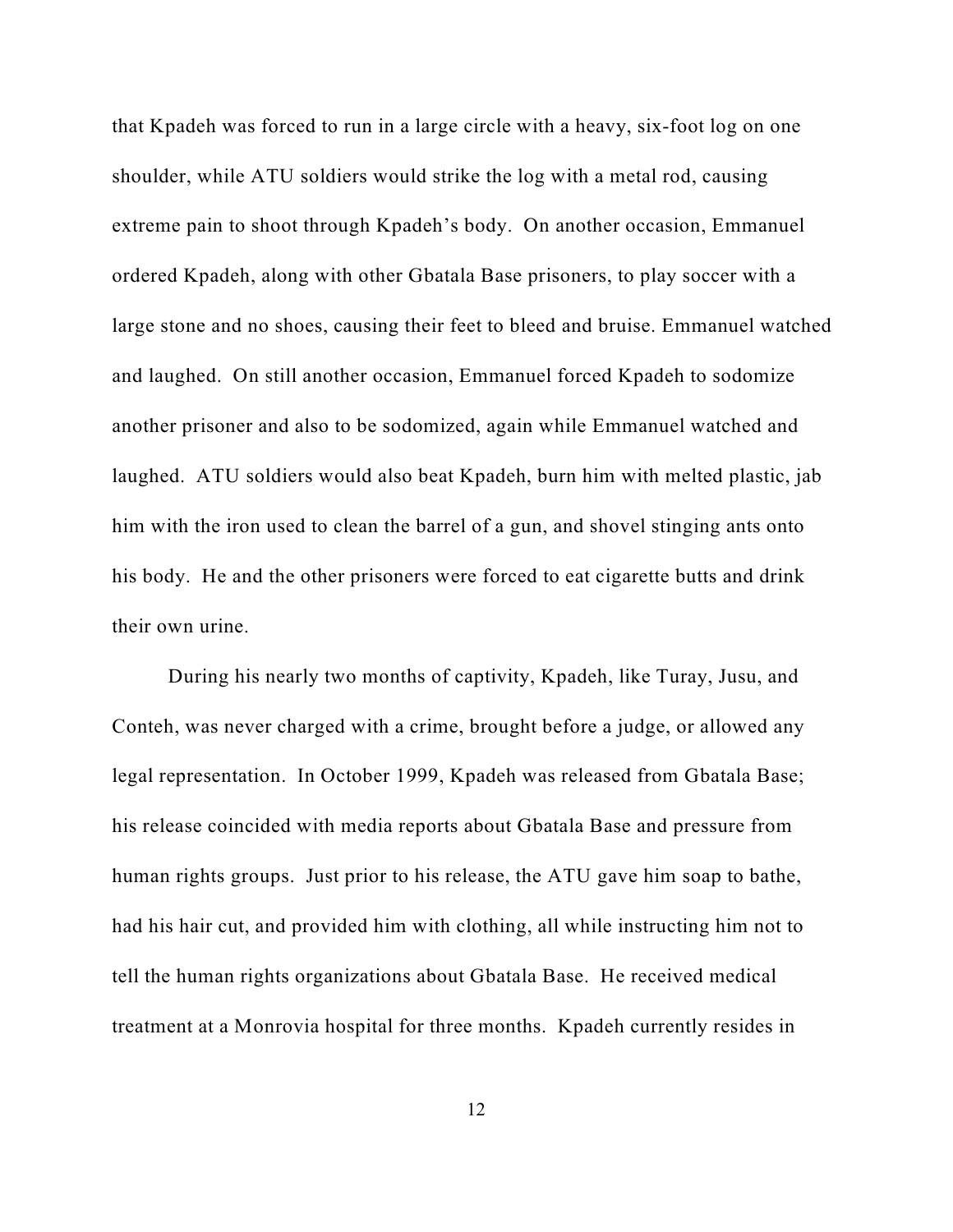that Kpadeh was forced to run in a large circle with a heavy, six-foot log on one shoulder, while ATU soldiers would strike the log with a metal rod, causing extreme pain to shoot through Kpadeh's body. On another occasion, Emmanuel ordered Kpadeh, along with other Gbatala Base prisoners, to play soccer with a large stone and no shoes, causing their feet to bleed and bruise. Emmanuel watched and laughed. On still another occasion, Emmanuel forced Kpadeh to sodomize another prisoner and also to be sodomized, again while Emmanuel watched and laughed. ATU soldiers would also beat Kpadeh, burn him with melted plastic, jab him with the iron used to clean the barrel of a gun, and shovel stinging ants onto his body. He and the other prisoners were forced to eat cigarette butts and drink their own urine.

During his nearly two months of captivity, Kpadeh, like Turay, Jusu, and Conteh, was never charged with a crime, brought before a judge, or allowed any legal representation. In October 1999, Kpadeh was released from Gbatala Base; his release coincided with media reports about Gbatala Base and pressure from human rights groups. Just prior to his release, the ATU gave him soap to bathe, had his hair cut, and provided him with clothing, all while instructing him not to tell the human rights organizations about Gbatala Base. He received medical treatment at a Monrovia hospital for three months. Kpadeh currently resides in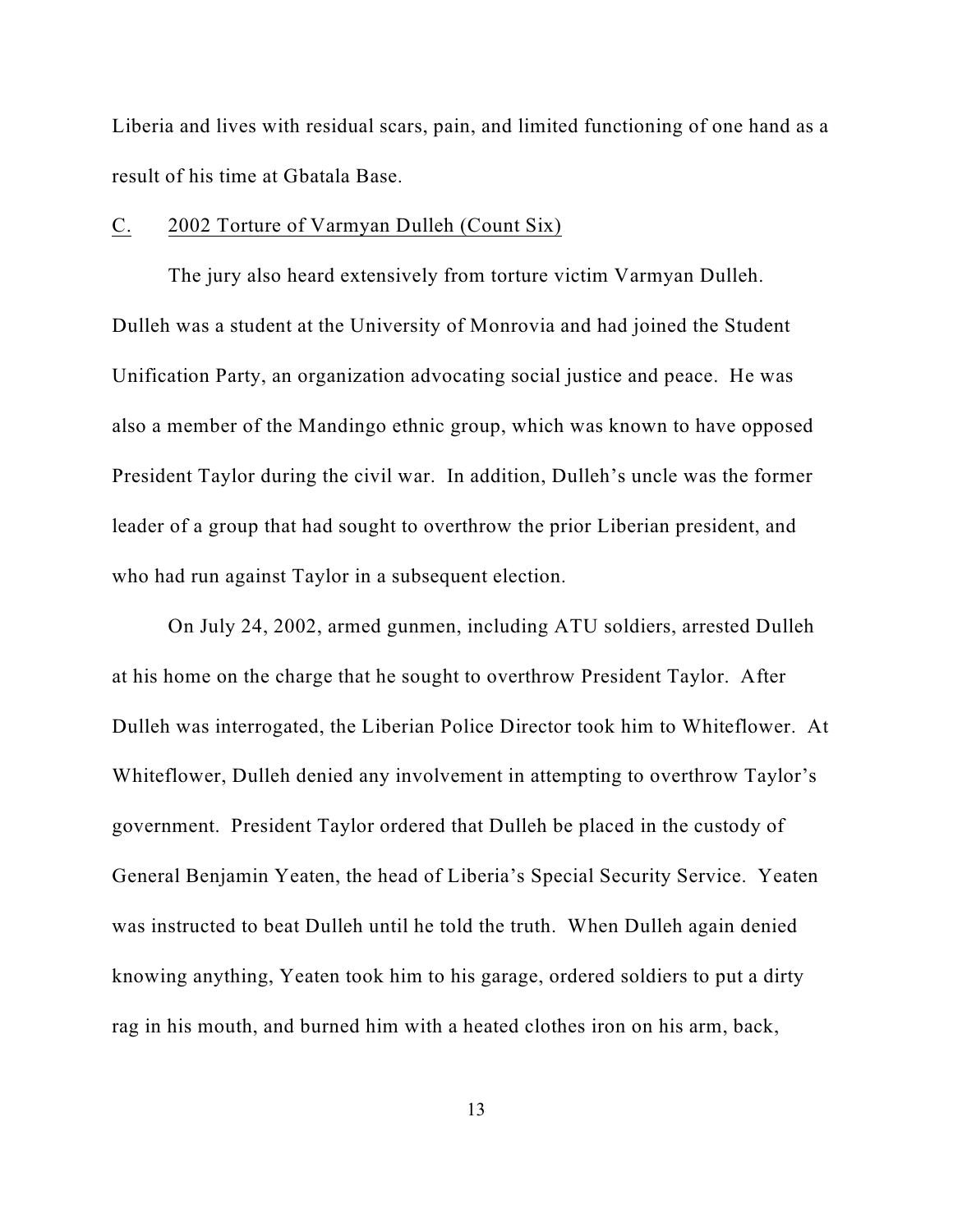Liberia and lives with residual scars, pain, and limited functioning of one hand as a result of his time at Gbatala Base.

C. 2002 Torture of Varmyan Dulleh (Count Six)

The jury also heard extensively from torture victim Varmyan Dulleh. Dulleh was a student at the University of Monrovia and had joined the Student Unification Party, an organization advocating social justice and peace. He was also a member of the Mandingo ethnic group, which was known to have opposed President Taylor during the civil war. In addition, Dulleh's uncle was the former leader of a group that had sought to overthrow the prior Liberian president, and who had run against Taylor in a subsequent election.

On July 24, 2002, armed gunmen, including ATU soldiers, arrested Dulleh at his home on the charge that he sought to overthrow President Taylor. After Dulleh was interrogated, the Liberian Police Director took him to Whiteflower. At Whiteflower, Dulleh denied any involvement in attempting to overthrow Taylor's government. President Taylor ordered that Dulleh be placed in the custody of General Benjamin Yeaten, the head of Liberia's Special Security Service. Yeaten was instructed to beat Dulleh until he told the truth. When Dulleh again denied knowing anything, Yeaten took him to his garage, ordered soldiers to put a dirty rag in his mouth, and burned him with a heated clothes iron on his arm, back,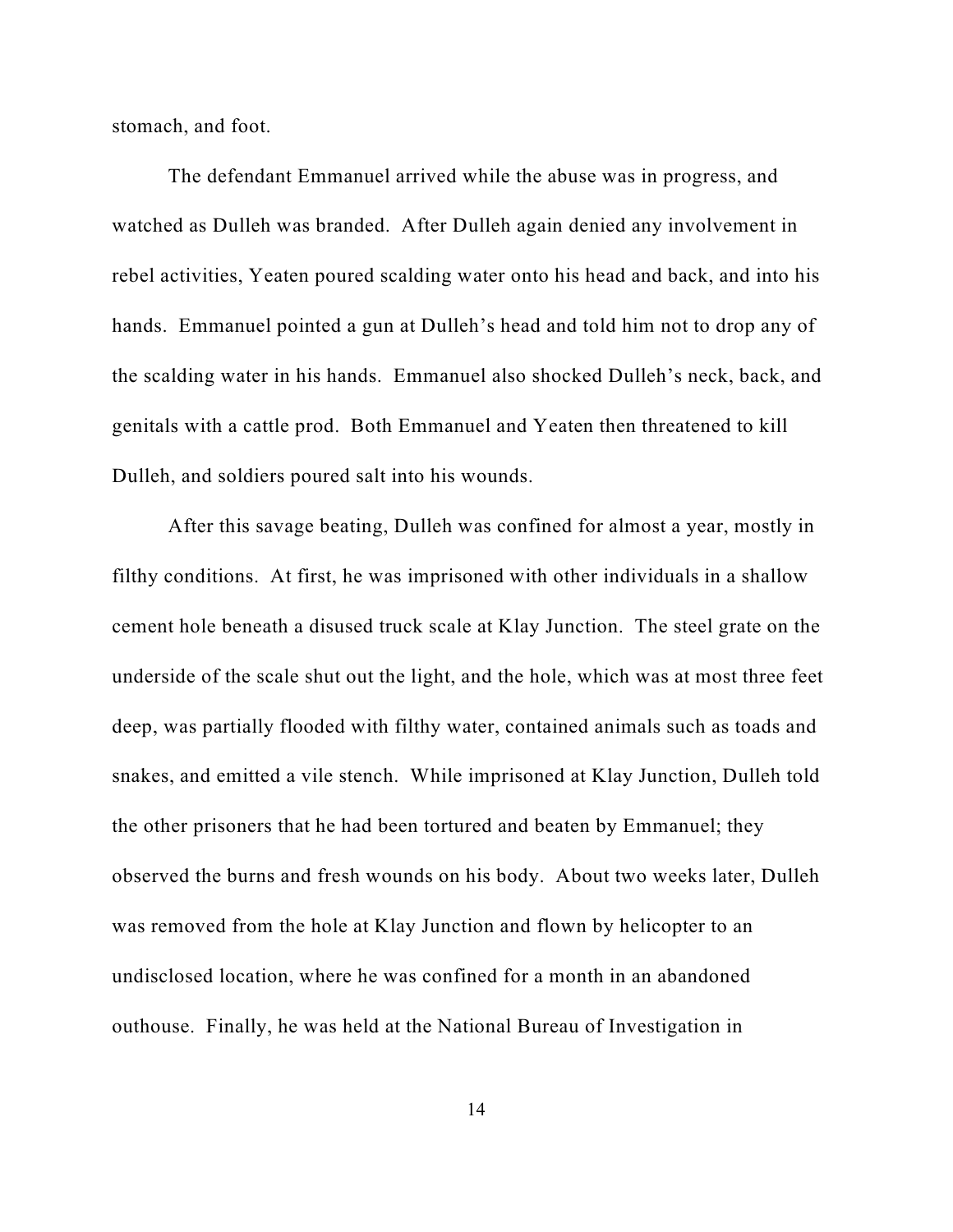stomach, and foot.

The defendant Emmanuel arrived while the abuse was in progress, and watched as Dulleh was branded. After Dulleh again denied any involvement in rebel activities, Yeaten poured scalding water onto his head and back, and into his hands. Emmanuel pointed a gun at Dulleh's head and told him not to drop any of the scalding water in his hands. Emmanuel also shocked Dulleh's neck, back, and genitals with a cattle prod. Both Emmanuel and Yeaten then threatened to kill Dulleh, and soldiers poured salt into his wounds.

After this savage beating, Dulleh was confined for almost a year, mostly in filthy conditions. At first, he was imprisoned with other individuals in a shallow cement hole beneath a disused truck scale at Klay Junction. The steel grate on the underside of the scale shut out the light, and the hole, which was at most three feet deep, was partially flooded with filthy water, contained animals such as toads and snakes, and emitted a vile stench. While imprisoned at Klay Junction, Dulleh told the other prisoners that he had been tortured and beaten by Emmanuel; they observed the burns and fresh wounds on his body. About two weeks later, Dulleh was removed from the hole at Klay Junction and flown by helicopter to an undisclosed location, where he was confined for a month in an abandoned outhouse. Finally, he was held at the National Bureau of Investigation in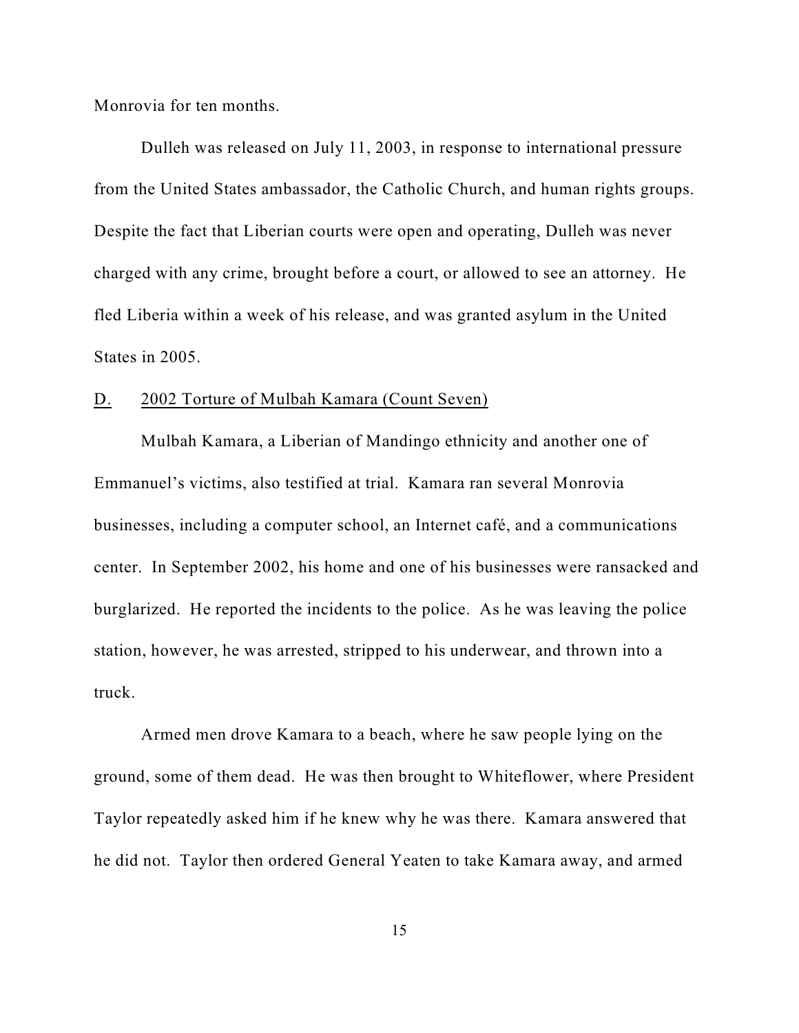Monrovia for ten months.

Dulleh was released on July 11, 2003, in response to international pressure from the United States ambassador, the Catholic Church, and human rights groups. Despite the fact that Liberian courts were open and operating, Dulleh was never charged with any crime, brought before a court, or allowed to see an attorney. He fled Liberia within a week of his release, and was granted asylum in the United States in 2005.

D. 2002 Torture of Mulbah Kamara (Count Seven)

Mulbah Kamara, a Liberian of Mandingo ethnicity and another one of Emmanuel's victims, also testified at trial. Kamara ran several Monrovia businesses, including a computer school, an Internet café, and a communications center. In September 2002, his home and one of his businesses were ransacked and burglarized. He reported the incidents to the police. As he was leaving the police station, however, he was arrested, stripped to his underwear, and thrown into a truck.

Armed men drove Kamara to a beach, where he saw people lying on the ground, some of them dead. He was then brought to Whiteflower, where President Taylor repeatedly asked him if he knew why he was there. Kamara answered that he did not. Taylor then ordered General Yeaten to take Kamara away, and armed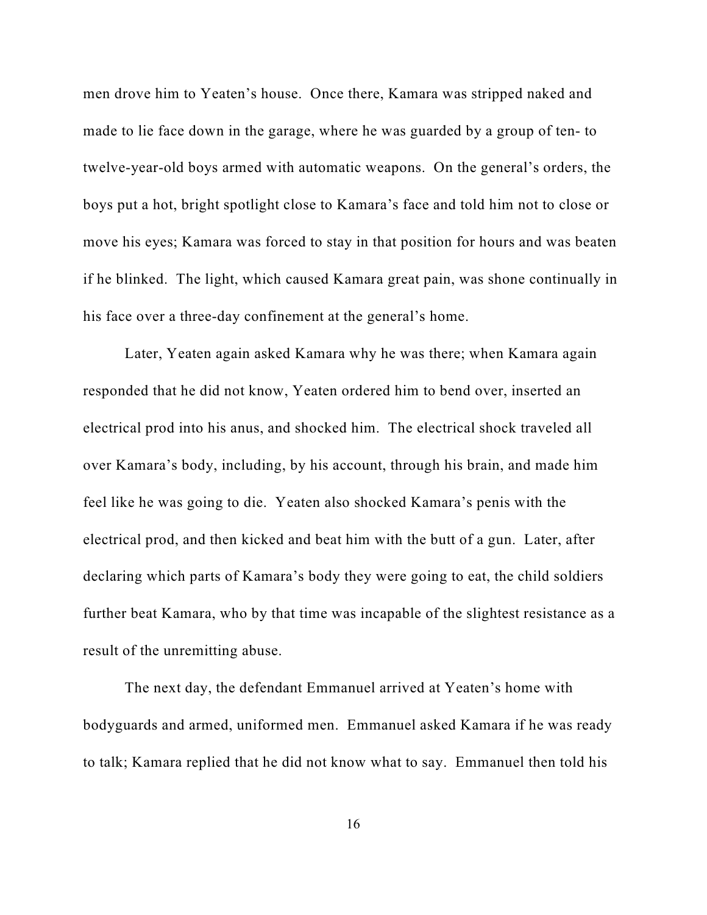men drove him to Yeaten's house. Once there, Kamara was stripped naked and made to lie face down in the garage, where he was guarded by a group of ten- to twelve-year-old boys armed with automatic weapons. On the general's orders, the boys put a hot, bright spotlight close to Kamara's face and told him not to close or move his eyes; Kamara was forced to stay in that position for hours and was beaten if he blinked. The light, which caused Kamara great pain, was shone continually in his face over a three-day confinement at the general's home.

Later, Yeaten again asked Kamara why he was there; when Kamara again responded that he did not know, Yeaten ordered him to bend over, inserted an electrical prod into his anus, and shocked him. The electrical shock traveled all over Kamara's body, including, by his account, through his brain, and made him feel like he was going to die. Yeaten also shocked Kamara's penis with the electrical prod, and then kicked and beat him with the butt of a gun. Later, after declaring which parts of Kamara's body they were going to eat, the child soldiers further beat Kamara, who by that time was incapable of the slightest resistance as a result of the unremitting abuse.

The next day, the defendant Emmanuel arrived at Yeaten's home with bodyguards and armed, uniformed men. Emmanuel asked Kamara if he was ready to talk; Kamara replied that he did not know what to say. Emmanuel then told his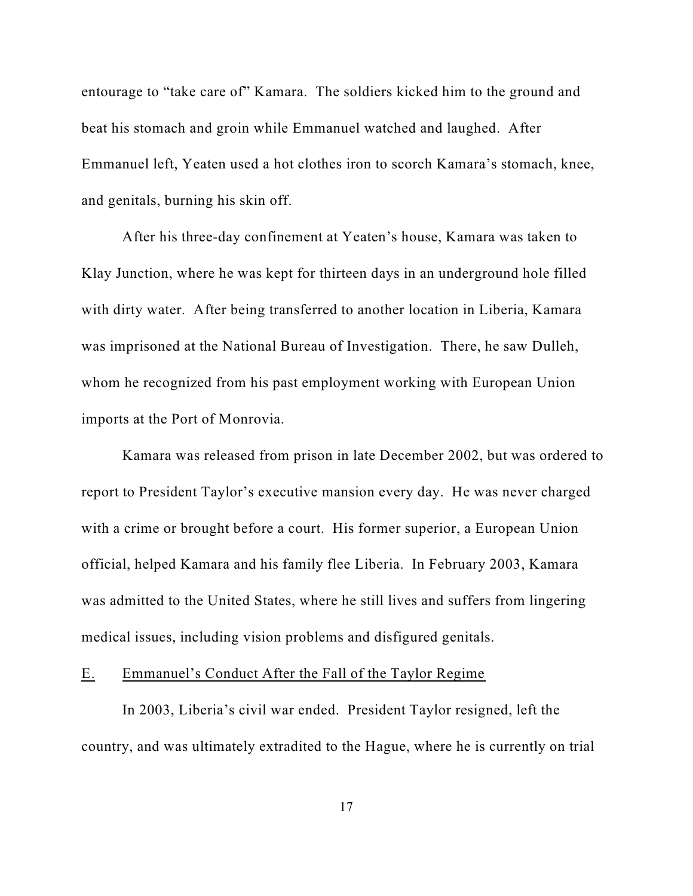entourage to "take care of" Kamara. The soldiers kicked him to the ground and beat his stomach and groin while Emmanuel watched and laughed. After Emmanuel left, Yeaten used a hot clothes iron to scorch Kamara's stomach, knee, and genitals, burning his skin off.

After his three-day confinement at Yeaten's house, Kamara was taken to Klay Junction, where he was kept for thirteen days in an underground hole filled with dirty water. After being transferred to another location in Liberia, Kamara was imprisoned at the National Bureau of Investigation. There, he saw Dulleh, whom he recognized from his past employment working with European Union imports at the Port of Monrovia.

Kamara was released from prison in late December 2002, but was ordered to report to President Taylor's executive mansion every day. He was never charged with a crime or brought before a court. His former superior, a European Union official, helped Kamara and his family flee Liberia. In February 2003, Kamara was admitted to the United States, where he still lives and suffers from lingering medical issues, including vision problems and disfigured genitals.

E. <u>Emmanuel's Conduct After the Fall of the Taylor Regime</u>

In 2003, Liberia's civil war ended. President Taylor resigned, left the country, and was ultimately extradited to the Hague, where he is currently on trial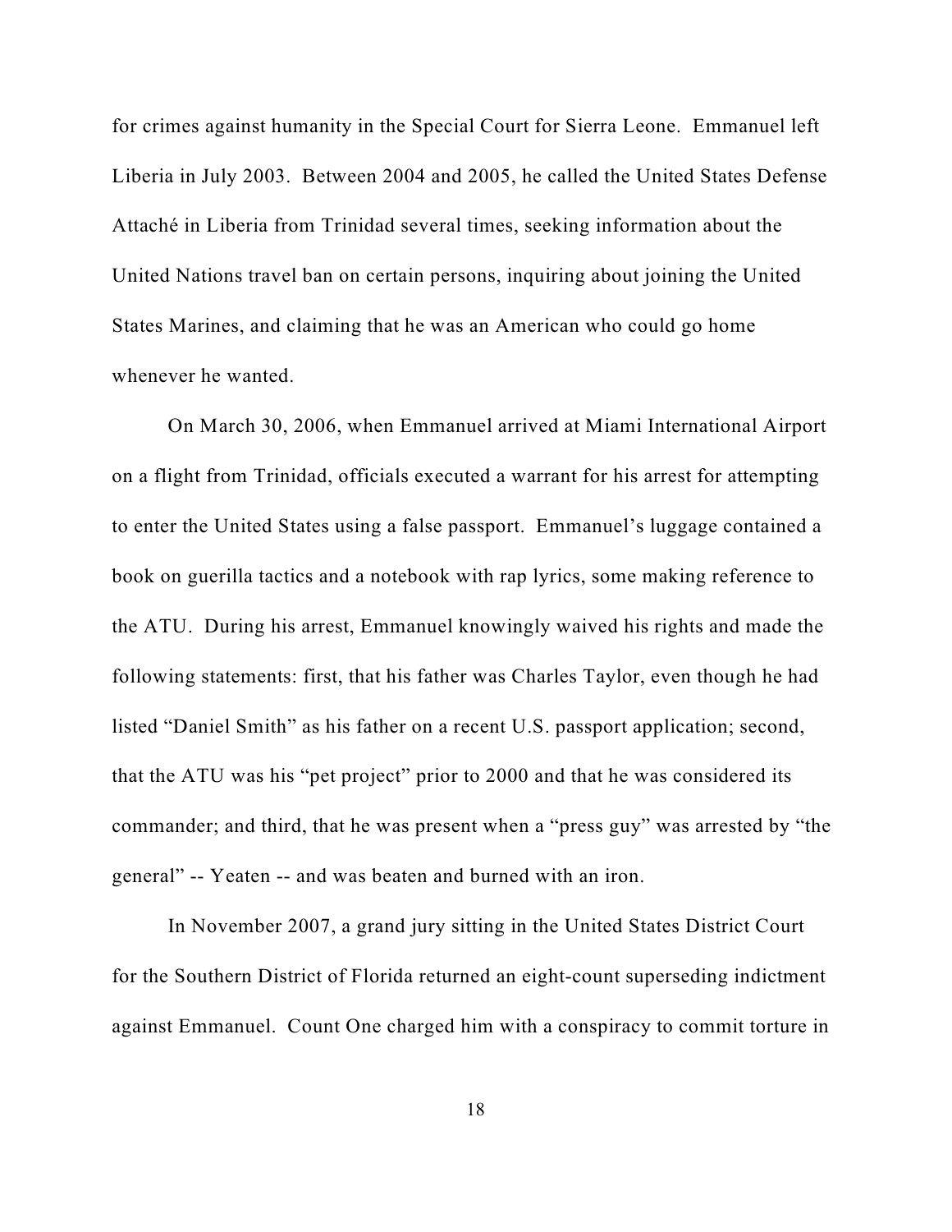for crimes against humanity in the Special Court for Sierra Leone. Emmanuel left Liberia in July 2003. Between 2004 and 2005, he called the United States Defense Attaché in Liberia from Trinidad several times, seeking information about the United Nations travel ban on certain persons, inquiring about joining the United States Marines, and claiming that he was an American who could go home whenever he wanted.

On March 30, 2006, when Emmanuel arrived at Miami International Airport on a flight from Trinidad, officials executed a warrant for his arrest for attempting to enter the United States using a false passport. Emmanuel's luggage contained a book on guerilla tactics and a notebook with rap lyrics, some making reference to the ATU. During his arrest, Emmanuel knowingly waived his rights and made the following statements: first, that his father was Charles Taylor, even though he had listed "Daniel Smith" as his father on a recent U.S. passport application; second, that the ATU was his "pet project" prior to 2000 and that he was considered its commander; and third, that he was present when a "press guy" was arrested by "the general" -- Yeaten -- and was beaten and burned with an iron.

In November 2007, a grand jury sitting in the United States District Court for the Southern District of Florida returned an eight-count superseding indictment against Emmanuel. Count One charged him with a conspiracy to commit torture in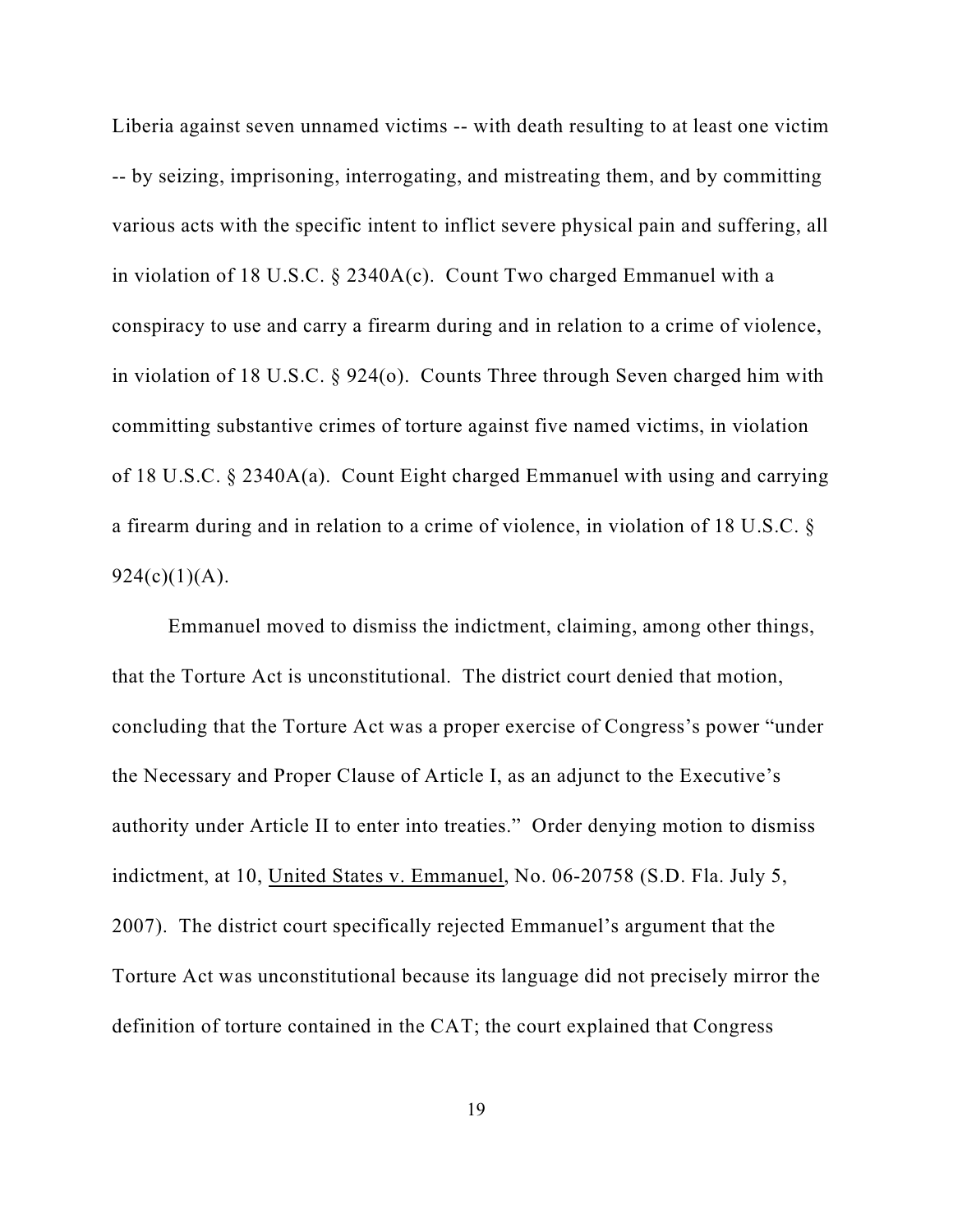Liberia against seven unnamed victims -- with death resulting to at least one victim -- by seizing, imprisoning, interrogating, and mistreating them, and by committing various acts with the specific intent to inflict severe physical pain and suffering, all in violation of 18 U.S.C. § 2340A(c). Count Two charged Emmanuel with a conspiracy to use and carry a firearm during and in relation to a crime of violence, in violation of 18 U.S.C. § 924(o). Counts Three through Seven charged him with committing substantive crimes of torture against five named victims, in violation of 18 U.S.C. § 2340A(a). Count Eight charged Emmanuel with using and carrying a firearm during and in relation to a crime of violence, in violation of 18 U.S.C. § 924(c)(1)(A).

Emmanuel moved to dismiss the indictment, claiming, among other things, that the Torture Act is unconstitutional. The district court denied that motion, concluding that the Torture Act was a proper exercise of Congress's power "under the Necessary and Proper Clause of Article I, as an adjunct to the Executive's authority under Article II to enter into treaties." Order denying motion to dismiss indictment, at 10, United States v. Emmanuel, No. 06-20758 (S.D. Fla. July 5, 2007). The district court specifically rejected Emmanuel's argument that the Torture Act was unconstitutional because its language did not precisely mirror the definition of torture contained in the CAT; the court explained that Congress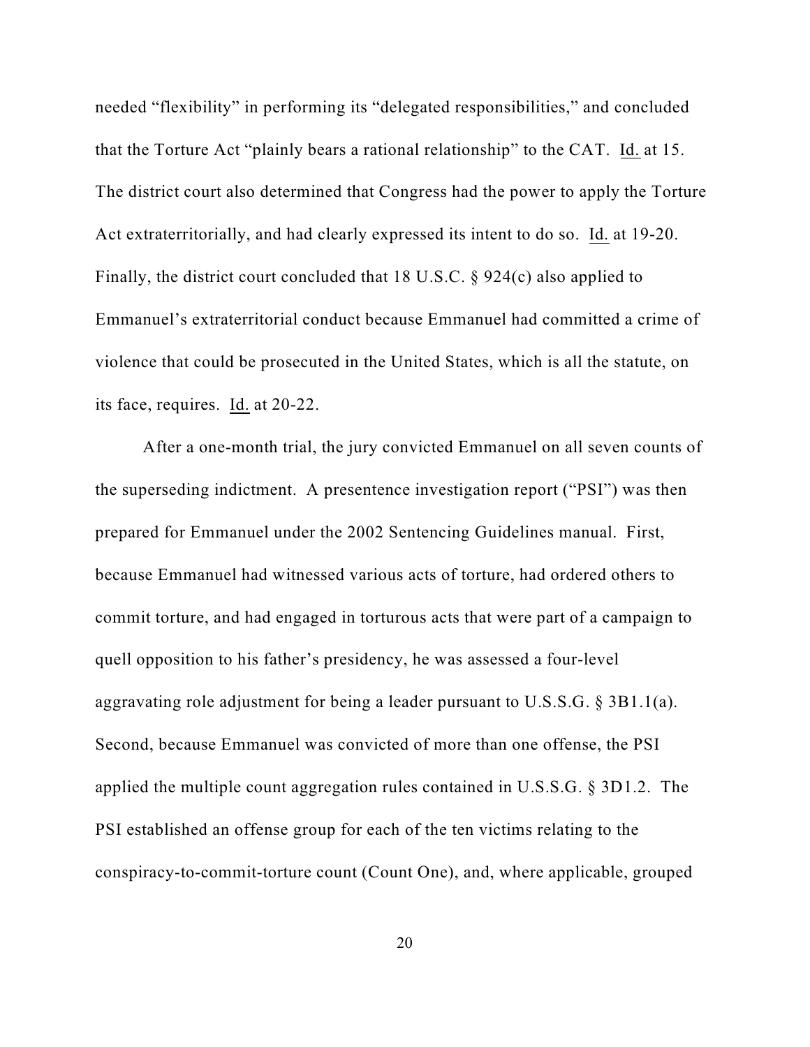needed "flexibility" in performing its "delegated responsibilities," and concluded that the Torture Act "plainly bears a rational relationship" to the CAT. Id. at 15. The district court also determined that Congress had the power to apply the Torture Act extraterritorially, and had clearly expressed its intent to do so. Id. at 19-20. Finally, the district court concluded that 18 U.S.C. § 924(c) also applied to Emmanuel's extraterritorial conduct because Emmanuel had committed a crime of violence that could be prosecuted in the United States, which is all the statute, on its face, requires. Id. at 20-22.

After a one-month trial, the jury convicted Emmanuel on all seven counts of the superseding indictment. A presentence investigation report ("PSI") was then prepared for Emmanuel under the 2002 Sentencing Guidelines manual. First, because Emmanuel had witnessed various acts of torture, had ordered others to commit torture, and had engaged in torturous acts that were part of a campaign to quell opposition to his father's presidency, he was assessed a four-level aggravating role adjustment for being a leader pursuant to U.S.S.G. § 3B1.1(a). Second, because Emmanuel was convicted of more than one offense, the PSI applied the multiple count aggregation rules contained in U.S.S.G. § 3D1.2. The PSI established an offense group for each of the ten victims relating to the conspiracy-to-commit-torture count (Count One), and, where applicable, grouped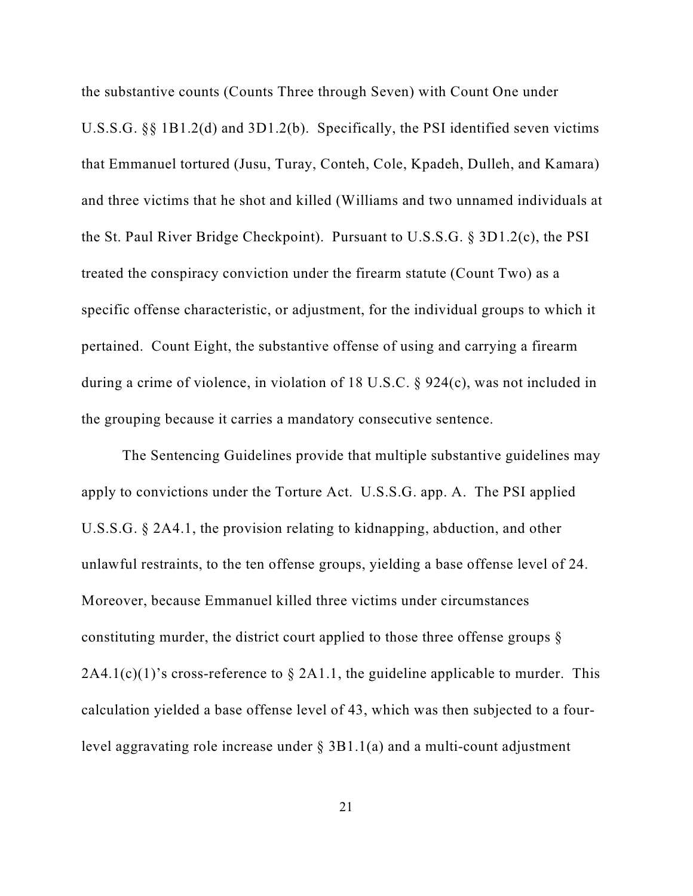the substantive counts (Counts Three through Seven) with Count One under U.S.S.G. §§ 1B1.2(d) and 3D1.2(b). Specifically, the PSI identified seven victims that Emmanuel tortured (Jusu, Turay, Conteh, Cole, Kpadeh, Dulleh, and Kamara) and three victims that he shot and killed (Williams and two unnamed individuals at the St. Paul River Bridge Checkpoint). Pursuant to U.S.S.G. § 3D1.2(c), the PSI treated the conspiracy conviction under the firearm statute (Count Two) as a specific offense characteristic, or adjustment, for the individual groups to which it pertained. Count Eight, the substantive offense of using and carrying a firearm during a crime of violence, in violation of 18 U.S.C. § 924(c), was not included in the grouping because it carries a mandatory consecutive sentence.

The Sentencing Guidelines provide that multiple substantive guidelines may apply to convictions under the Torture Act. U.S.S.G. app. A. The PSI applied U.S.S.G. § 2A4.1, the provision relating to kidnapping, abduction, and other unlawful restraints, to the ten offense groups, yielding a base offense level of 24. Moreover, because Emmanuel killed three victims under circumstances constituting murder, the district court applied to those three offense groups § 2A4.1(c)(1)'s cross-reference to § 2A1.1, the guideline applicable to murder. This calculation yielded a base offense level of 43, which was then subjected to a four-level aggravating role increase under § 3B1.1(a) and a multi-count adjustment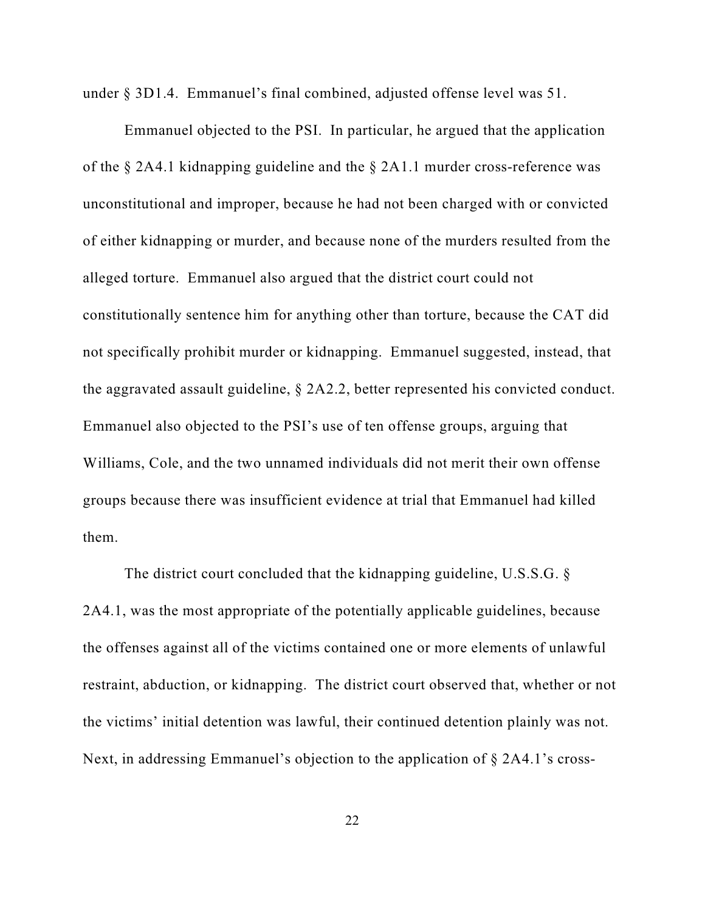under § 3D1.4. Emmanuel's final combined, adjusted offense level was 51.

Emmanuel objected to the PSI. In particular, he argued that the application of the § 2A4.1 kidnapping guideline and the § 2A1.1 murder cross-reference was unconstitutional and improper, because he had not been charged with or convicted of either kidnapping or murder, and because none of the murders resulted from the alleged torture. Emmanuel also argued that the district court could not constitutionally sentence him for anything other than torture, because the CAT did not specifically prohibit murder or kidnapping. Emmanuel suggested, instead, that the aggravated assault guideline, § 2A2.2, better represented his convicted conduct. Emmanuel also objected to the PSI's use of ten offense groups, arguing that Williams, Cole, and the two unnamed individuals did not merit their own offense groups because there was insufficient evidence at trial that Emmanuel had killed them.

The district court concluded that the kidnapping guideline, U.S.S.G. § 2A4.1, was the most appropriate of the potentially applicable guidelines, because the offenses against all of the victims contained one or more elements of unlawful restraint, abduction, or kidnapping. The district court observed that, whether or not the victims' initial detention was lawful, their continued detention plainly was not. Next, in addressing Emmanuel's objection to the application of § 2A4.1's cross-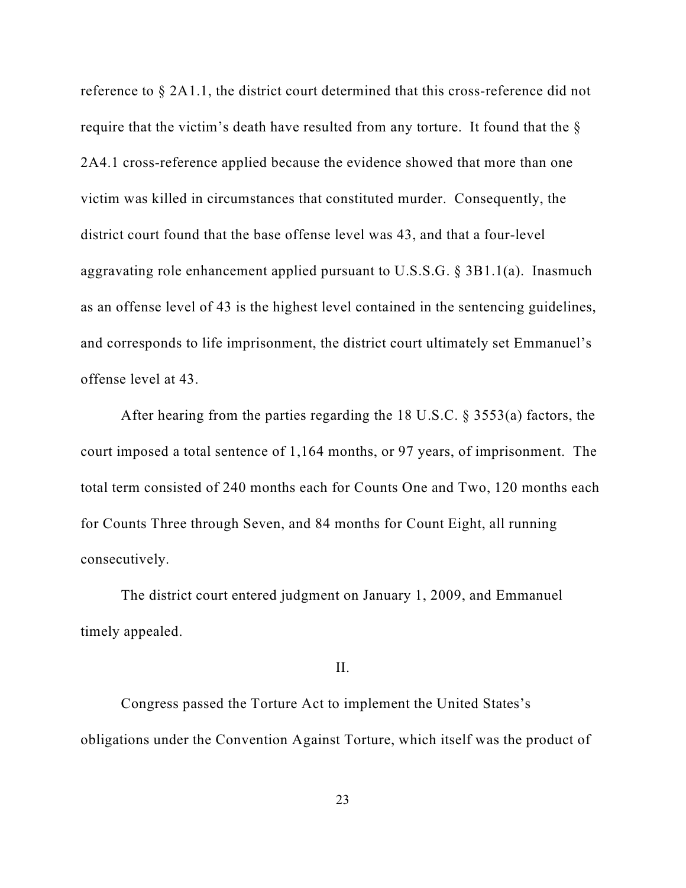reference to § 2A1.1, the district court determined that this cross-reference did not require that the victim's death have resulted from any torture. It found that the § 2A4.1 cross-reference applied because the evidence showed that more than one victim was killed in circumstances that constituted murder. Consequently, the district court found that the base offense level was 43, and that a four-level aggravating role enhancement applied pursuant to U.S.S.G. § 3B1.1(a). Inasmuch as an offense level of 43 is the highest level contained in the sentencing guidelines, and corresponds to life imprisonment, the district court ultimately set Emmanuel's offense level at 43.

After hearing from the parties regarding the 18 U.S.C. § 3553(a) factors, the court imposed a total sentence of 1,164 months, or 97 years, of imprisonment. The total term consisted of 240 months each for Counts One and Two, 120 months each for Counts Three through Seven, and 84 months for Count Eight, all running consecutively.

The district court entered judgment on January 1, 2009, and Emmanuel timely appealed.

## II.

Congress passed the Torture Act to implement the United States's obligations under the Convention Against Torture, which itself was the product of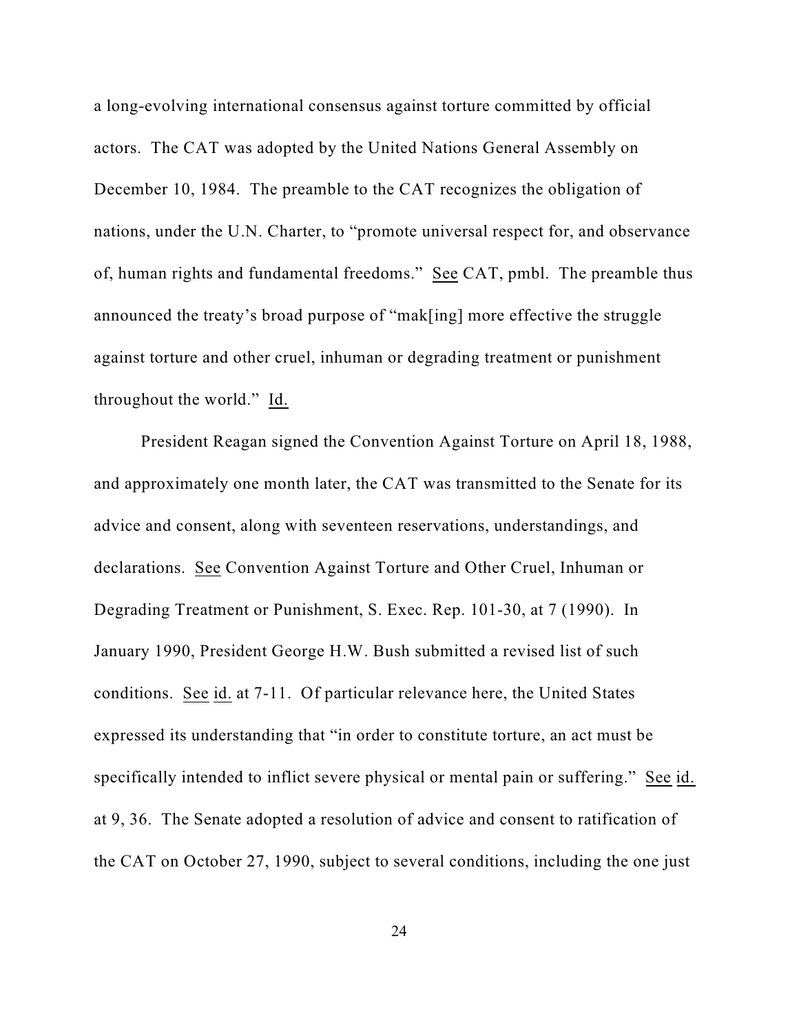a long-evolving international consensus against torture committed by official actors. The CAT was adopted by the United Nations General Assembly on December 10, 1984. The preamble to the CAT recognizes the obligation of nations, under the U.N. Charter, to "promote universal respect for, and observance of, human rights and fundamental freedoms." See CAT, pmbl. The preamble thus announced the treaty's broad purpose of "mak[ing] more effective the struggle against torture and other cruel, inhuman or degrading treatment or punishment throughout the world." Id.

President Reagan signed the Convention Against Torture on April 18, 1988, and approximately one month later, the CAT was transmitted to the Senate for its advice and consent, along with seventeen reservations, understandings, and declarations. See Convention Against Torture and Other Cruel, Inhuman or Degrading Treatment or Punishment, S. Exec. Rep. 101-30, at 7 (1990). In January 1990, President George H.W. Bush submitted a revised list of such conditions. See id. at 7-11. Of particular relevance here, the United States expressed its understanding that "in order to constitute torture, an act must be specifically intended to inflict severe physical or mental pain or suffering." See id. at 9, 36. The Senate adopted a resolution of advice and consent to ratification of the CAT on October 27, 1990, subject to several conditions, including the one just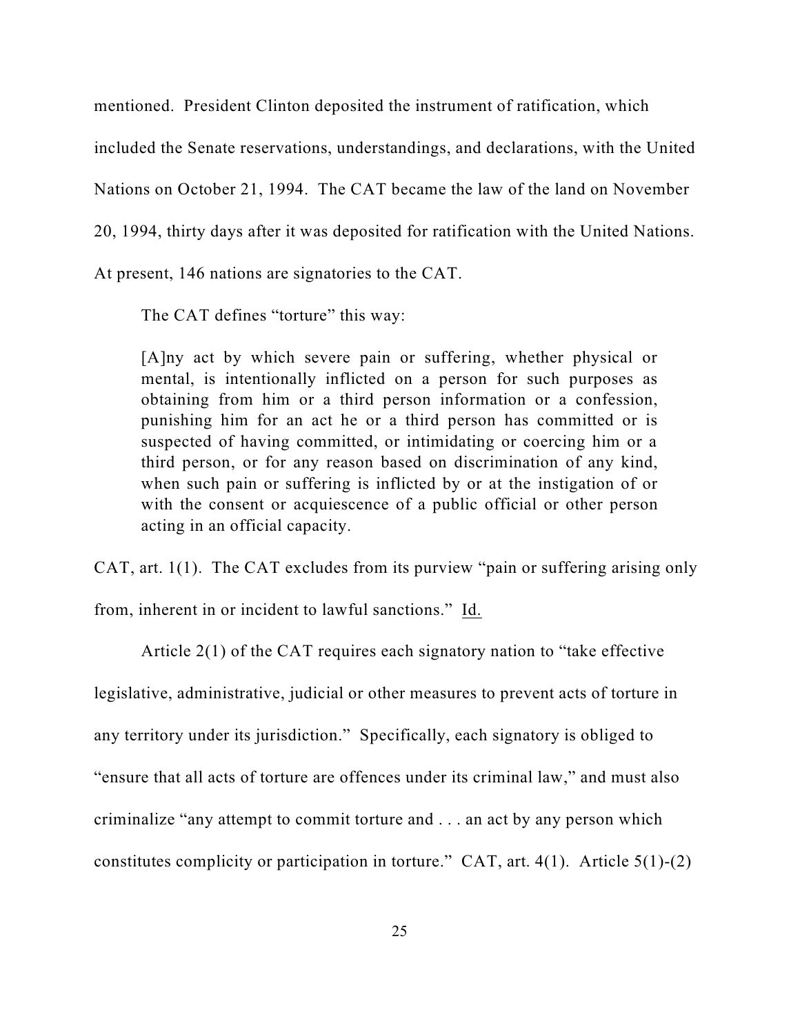mentioned. President Clinton deposited the instrument of ratification, which included the Senate reservations, understandings, and declarations, with the United Nations on October 21, 1994. The CAT became the law of the land on November 20, 1994, thirty days after it was deposited for ratification with the United Nations. At present, 146 nations are signatories to the CAT.

The CAT defines "torture" this way:

> [A]ny act by which severe pain or suffering, whether physical or mental, is intentionally inflicted on a person for such purposes as obtaining from him or a third person information or a confession, punishing him for an act he or a third person has committed or is suspected of having committed, or intimidating or coercing him or a third person, or for any reason based on discrimination of any kind, when such pain or suffering is inflicted by or at the instigation of or with the consent or acquiescence of a public official or other person acting in an official capacity.

CAT, art. 1(1). The CAT excludes from its purview "pain or suffering arising only from, inherent in or incident to lawful sanctions." Id.

Article 2(1) of the CAT requires each signatory nation to "take effective legislative, administrative, judicial or other measures to prevent acts of torture in any territory under its jurisdiction." Specifically, each signatory is obliged to "ensure that all acts of torture are offences under its criminal law," and must also criminalize "any attempt to commit torture and . . . an act by any person which constitutes complicity or participation in torture." CAT, art. 4(1). Article 5(1)-(2)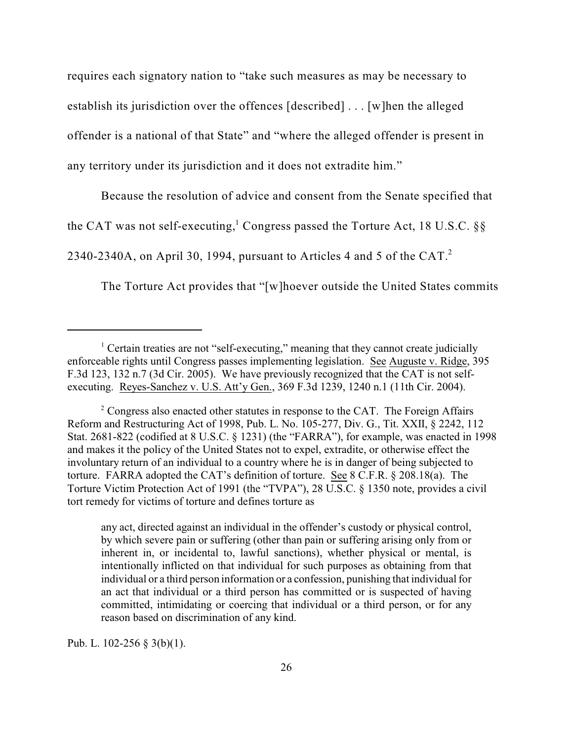requires each signatory nation to "take such measures as may be necessary to establish its jurisdiction over the offences [described] . . . [w]hen the alleged offender is a national of that State" and "where the alleged offender is present in any territory under its jurisdiction and it does not extradite him."

Because the resolution of advice and consent from the Senate specified that the CAT was not self-executing,[1] Congress passed the Torture Act, 18 U.S.C. §§ 2340-2340A, on April 30, 1994, pursuant to Articles 4 and 5 of the CAT.[2]

The Torture Act provides that "[w]hoever outside the United States commits

---

[1] Certain treaties are not "self-executing," meaning that they cannot create judicially enforceable rights until Congress passes implementing legislation. See Auguste v. Ridge, 395 F.3d 123, 132 n.7 (3d Cir. 2005). We have previously recognized that the CAT is not self-executing. Reyes-Sanchez v. U.S. Att'y Gen., 369 F.3d 1239, 1240 n.1 (11th Cir. 2004).

[2] Congress also enacted other statutes in response to the CAT. The Foreign Affairs Reform and Restructuring Act of 1998, Pub. L. No. 105-277, Div. G., Tit. XXII, § 2242, 112 Stat. 2681-822 (codified at 8 U.S.C. § 1231) (the "FARRA"), for example, was enacted in 1998 and makes it the policy of the United States not to expel, extradite, or otherwise effect the involuntary return of an individual to a country where he is in danger of being subjected to torture. FARRA adopted the CAT's definition of torture. See 8 C.F.R. § 208.18(a). The Torture Victim Protection Act of 1991 (the "TVPA"), 28 U.S.C. § 1350 note, provides a civil tort remedy for victims of torture and defines torture as

> any act, directed against an individual in the offender's custody or physical control, by which severe pain or suffering (other than pain or suffering arising only from or inherent in, or incidental to, lawful sanctions), whether physical or mental, is intentionally inflicted on that individual for such purposes as obtaining from that individual or a third person information or a confession, punishing that individual for an act that individual or a third person has committed or is suspected of having committed, intimidating or coercing that individual or a third person, or for any reason based on discrimination of any kind.

Pub. L. 102-256 § 3(b)(1).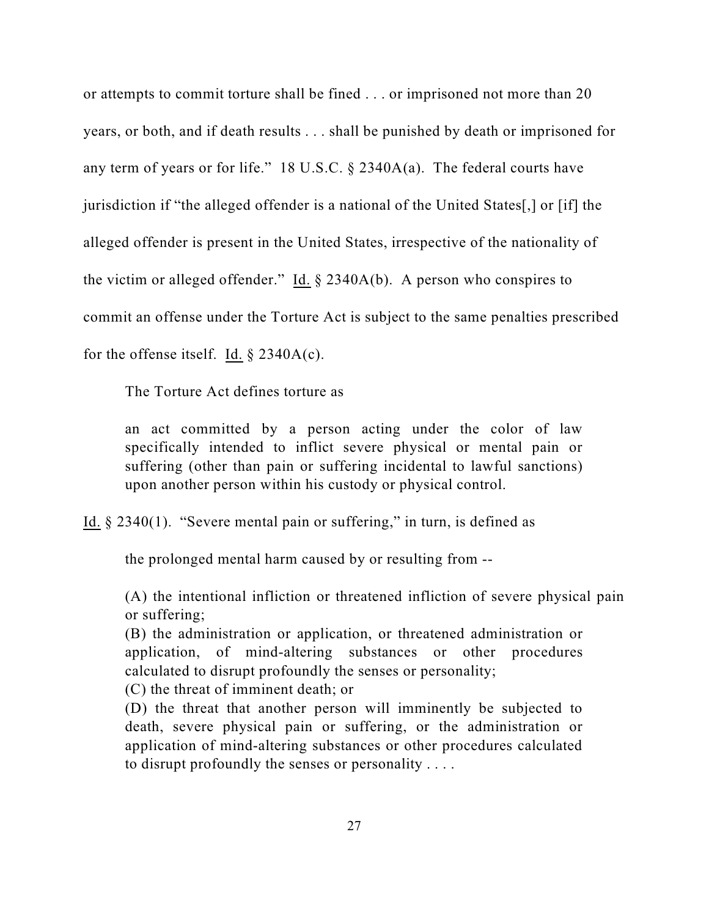or attempts to commit torture shall be fined . . . or imprisoned not more than 20 years, or both, and if death results . . . shall be punished by death or imprisoned for any term of years or for life." 18 U.S.C. § 2340A(a). The federal courts have jurisdiction if "the alleged offender is a national of the United States[,] or [if] the alleged offender is present in the United States, irrespective of the nationality of the victim or alleged offender." Id. § 2340A(b). A person who conspires to commit an offense under the Torture Act is subject to the same penalties prescribed for the offense itself. Id. § 2340A(c).

The Torture Act defines torture as

> an act committed by a person acting under the color of law specifically intended to inflict severe physical or mental pain or suffering (other than pain or suffering incidental to lawful sanctions) upon another person within his custody or physical control.

Id. § 2340(1). "Severe mental pain or suffering," in turn, is defined as

> the prolonged mental harm caused by or resulting from --
>
> (A) the intentional infliction or threatened infliction of severe physical pain or suffering;
> (B) the administration or application, or threatened administration or application, of mind-altering substances or other procedures calculated to disrupt profoundly the senses or personality;
> (C) the threat of imminent death; or
> (D) the threat that another person will imminently be subjected to death, severe physical pain or suffering, or the administration or application of mind-altering substances or other procedures calculated to disrupt profoundly the senses or personality . . . .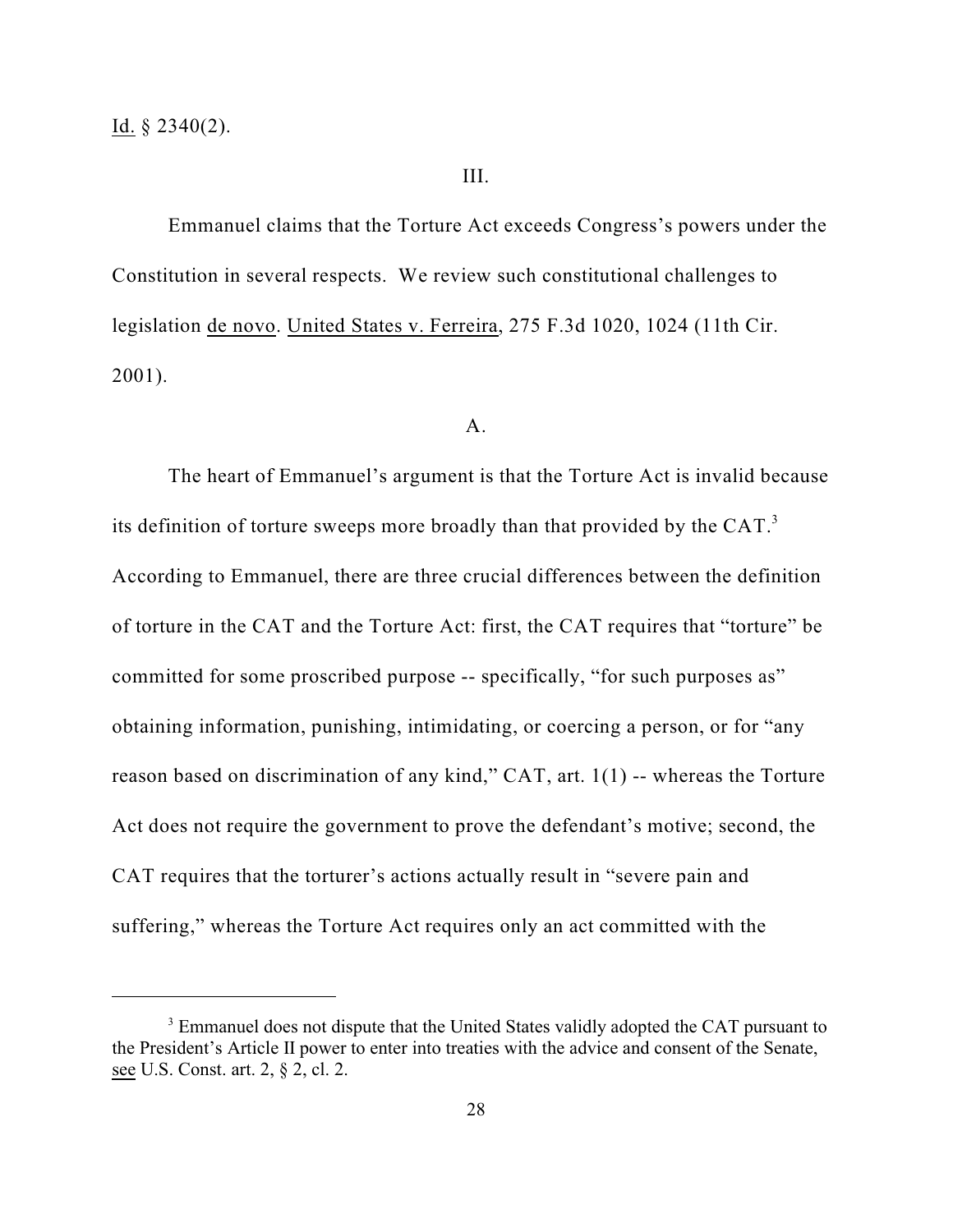Id. § 2340(2).

III.

Emmanuel claims that the Torture Act exceeds Congress's powers under the Constitution in several respects. We review such constitutional challenges to legislation de novo. United States v. Ferreira, 275 F.3d 1020, 1024 (11th Cir. 2001).

A.

The heart of Emmanuel's argument is that the Torture Act is invalid because its definition of torture sweeps more broadly than that provided by the CAT.[3] According to Emmanuel, there are three crucial differences between the definition of torture in the CAT and the Torture Act: first, the CAT requires that "torture" be committed for some proscribed purpose -- specifically, "for such purposes as" obtaining information, punishing, intimidating, or coercing a person, or for "any reason based on discrimination of any kind," CAT, art. 1(1) -- whereas the Torture Act does not require the government to prove the defendant's motive; second, the CAT requires that the torturer's actions actually result in "severe pain and suffering," whereas the Torture Act requires only an act committed with the

[3] Emmanuel does not dispute that the United States validly adopted the CAT pursuant to the President's Article II power to enter into treaties with the advice and consent of the Senate, see U.S. Const. art. 2, § 2, cl. 2.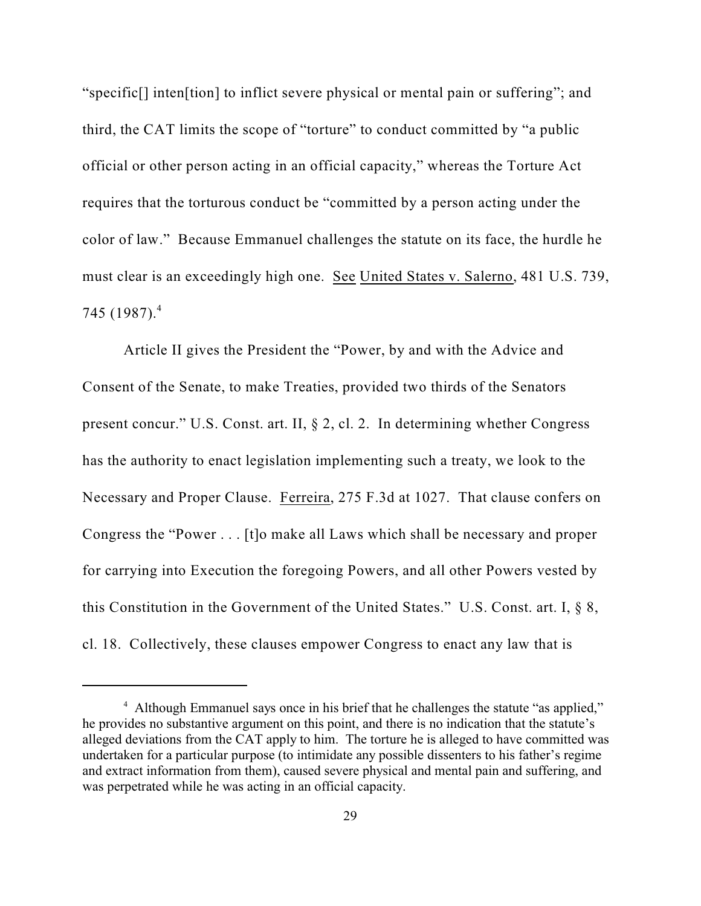"specific[] inten[tion] to inflict severe physical or mental pain or suffering"; and third, the CAT limits the scope of "torture" to conduct committed by "a public official or other person acting in an official capacity," whereas the Torture Act requires that the torturous conduct be "committed by a person acting under the color of law." Because Emmanuel challenges the statute on its face, the hurdle he must clear is an exceedingly high one. See United States v. Salerno, 481 U.S. 739, 745 (1987).[4]

Article II gives the President the "Power, by and with the Advice and Consent of the Senate, to make Treaties, provided two thirds of the Senators present concur." U.S. Const. art. II, § 2, cl. 2. In determining whether Congress has the authority to enact legislation implementing such a treaty, we look to the Necessary and Proper Clause. Ferreira, 275 F.3d at 1027. That clause confers on Congress the "Power . . . [t]o make all Laws which shall be necessary and proper for carrying into Execution the foregoing Powers, and all other Powers vested by this Constitution in the Government of the United States." U.S. Const. art. I, § 8, cl. 18. Collectively, these clauses empower Congress to enact any law that is

[4] Although Emmanuel says once in his brief that he challenges the statute "as applied," he provides no substantive argument on this point, and there is no indication that the statute's alleged deviations from the CAT apply to him. The torture he is alleged to have committed was undertaken for a particular purpose (to intimidate any possible dissenters to his father's regime and extract information from them), caused severe physical and mental pain and suffering, and was perpetrated while he was acting in an official capacity.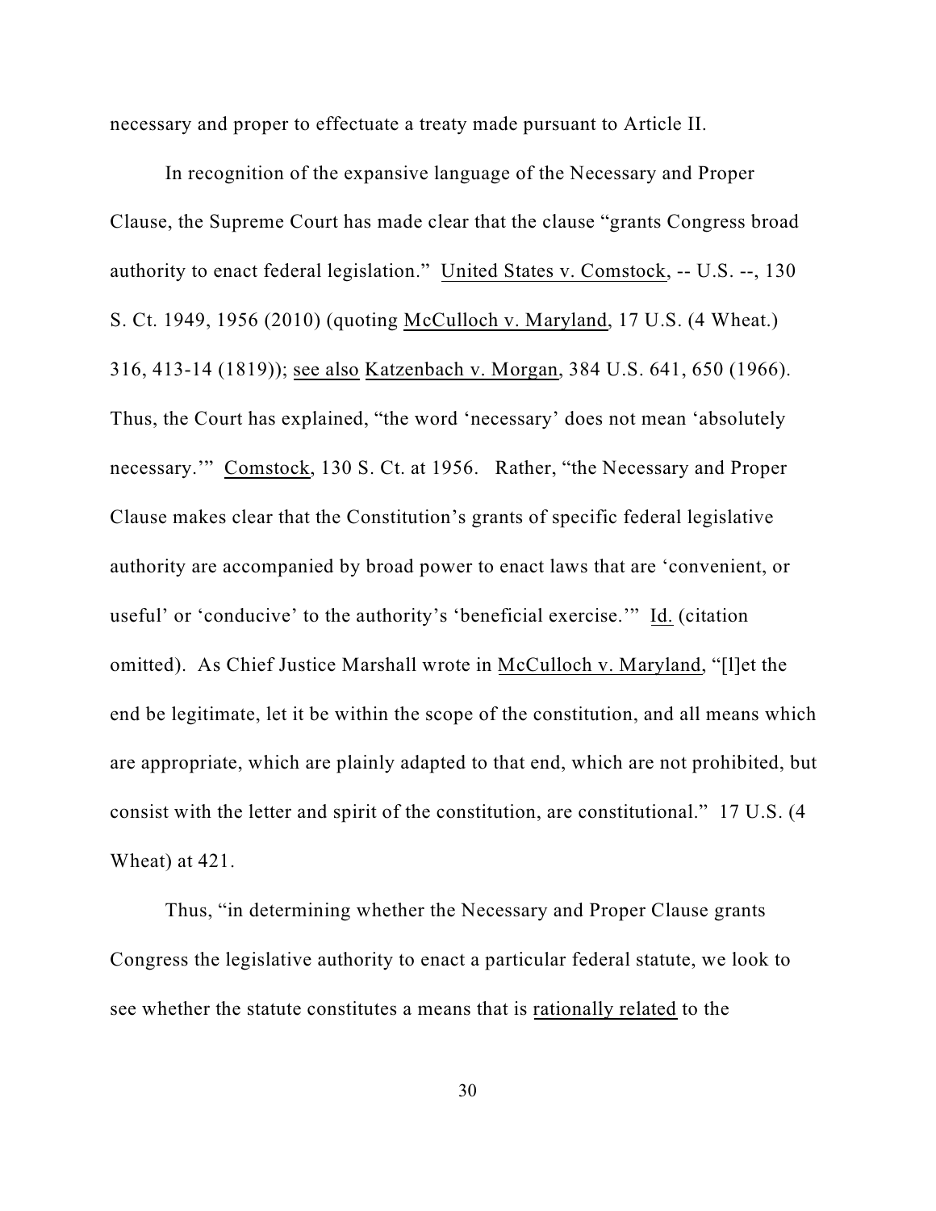necessary and proper to effectuate a treaty made pursuant to Article II.

In recognition of the expansive language of the Necessary and Proper Clause, the Supreme Court has made clear that the clause "grants Congress broad authority to enact federal legislation." United States v. Comstock, -- U.S. --, 130 S. Ct. 1949, 1956 (2010) (quoting McCulloch v. Maryland, 17 U.S. (4 Wheat.) 316, 413-14 (1819)); see also Katzenbach v. Morgan, 384 U.S. 641, 650 (1966). Thus, the Court has explained, "the word 'necessary' does not mean 'absolutely necessary.'" Comstock, 130 S. Ct. at 1956. Rather, "the Necessary and Proper Clause makes clear that the Constitution's grants of specific federal legislative authority are accompanied by broad power to enact laws that are 'convenient, or useful' or 'conducive' to the authority's 'beneficial exercise.'" Id. (citation omitted). As Chief Justice Marshall wrote in McCulloch v. Maryland, "[l]et the end be legitimate, let it be within the scope of the constitution, and all means which are appropriate, which are plainly adapted to that end, which are not prohibited, but consist with the letter and spirit of the constitution, are constitutional." 17 U.S. (4 Wheat) at 421.

Thus, "in determining whether the Necessary and Proper Clause grants Congress the legislative authority to enact a particular federal statute, we look to see whether the statute constitutes a means that is rationally related to the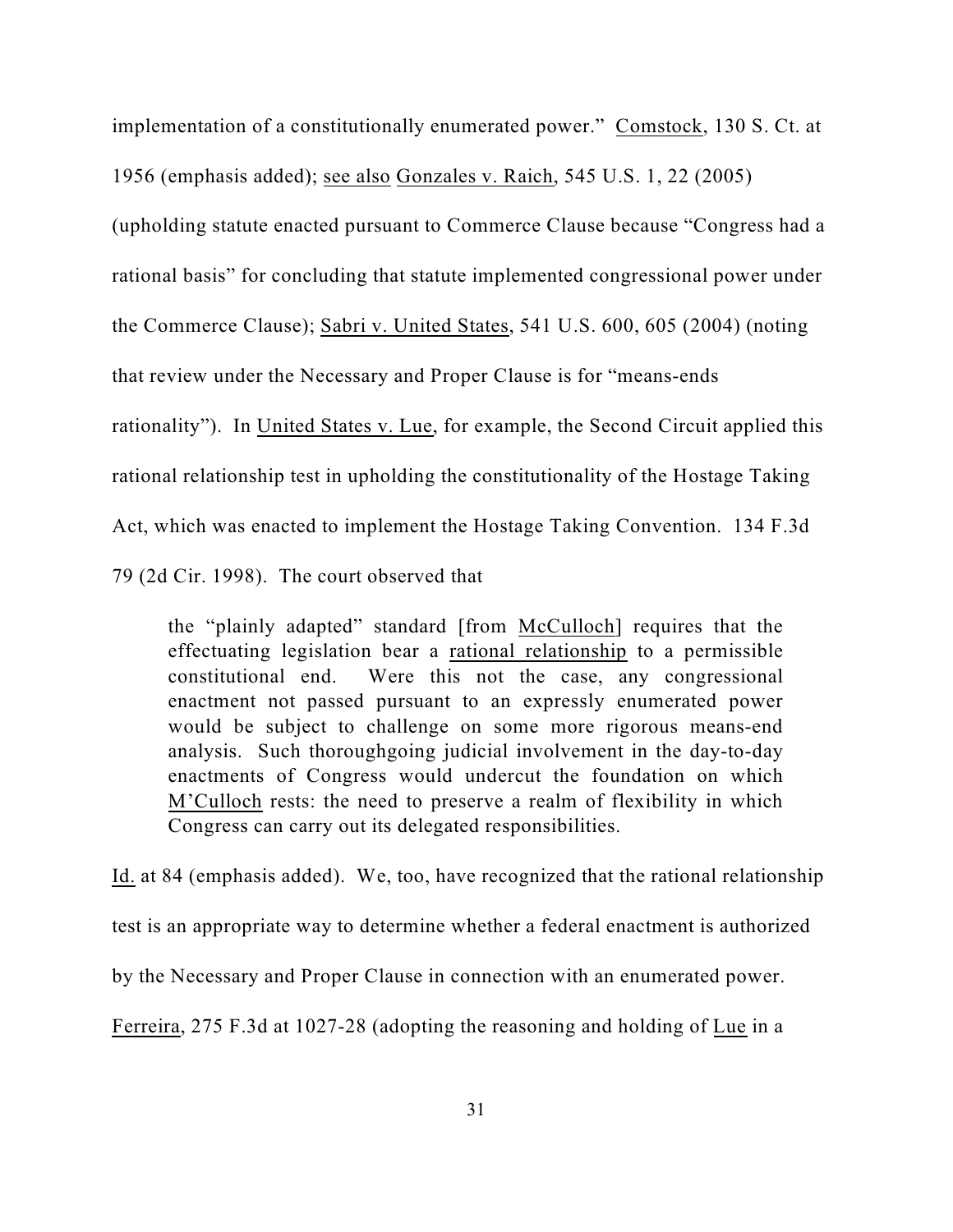implementation of a constitutionally enumerated power." Comstock, 130 S. Ct. at 1956 (emphasis added); see also Gonzales v. Raich, 545 U.S. 1, 22 (2005) (upholding statute enacted pursuant to Commerce Clause because "Congress had a rational basis" for concluding that statute implemented congressional power under the Commerce Clause); Sabri v. United States, 541 U.S. 600, 605 (2004) (noting that review under the Necessary and Proper Clause is for "means-ends rationality"). In United States v. Lue, for example, the Second Circuit applied this rational relationship test in upholding the constitutionality of the Hostage Taking Act, which was enacted to implement the Hostage Taking Convention. 134 F.3d 79 (2d Cir. 1998). The court observed that

> the "plainly adapted" standard [from McCulloch] requires that the effectuating legislation bear a rational relationship to a permissible constitutional end. Were this not the case, any congressional enactment not passed pursuant to an expressly enumerated power would be subject to challenge on some more rigorous means-end analysis. Such thoroughgoing judicial involvement in the day-to-day enactments of Congress would undercut the foundation on which M'Culloch rests: the need to preserve a realm of flexibility in which Congress can carry out its delegated responsibilities.

Id. at 84 (emphasis added). We, too, have recognized that the rational relationship test is an appropriate way to determine whether a federal enactment is authorized by the Necessary and Proper Clause in connection with an enumerated power. Ferreira, 275 F.3d at 1027-28 (adopting the reasoning and holding of Lue in a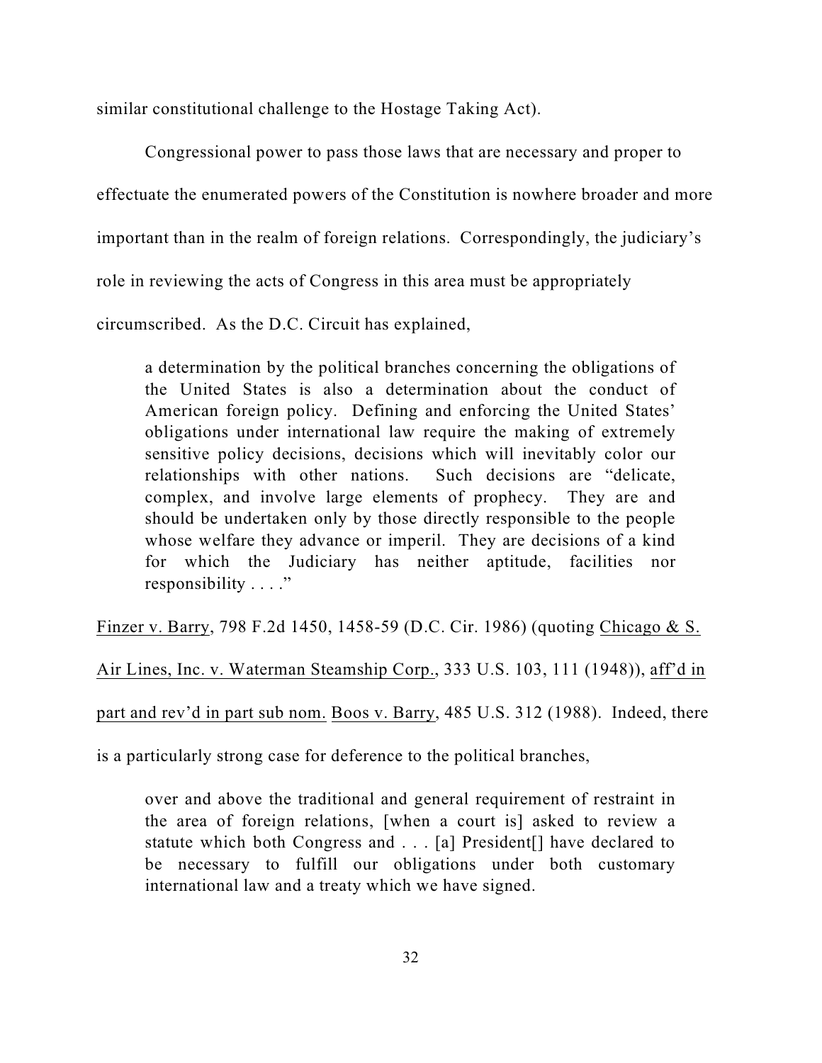similar constitutional challenge to the Hostage Taking Act).

Congressional power to pass those laws that are necessary and proper to effectuate the enumerated powers of the Constitution is nowhere broader and more important than in the realm of foreign relations. Correspondingly, the judiciary's role in reviewing the acts of Congress in this area must be appropriately circumscribed. As the D.C. Circuit has explained,

> a determination by the political branches concerning the obligations of the United States is also a determination about the conduct of American foreign policy. Defining and enforcing the United States' obligations under international law require the making of extremely sensitive policy decisions, decisions which will inevitably color our relationships with other nations. Such decisions are "delicate, complex, and involve large elements of prophecy. They are and should be undertaken only by those directly responsible to the people whose welfare they advance or imperil. They are decisions of a kind for which the Judiciary has neither aptitude, facilities nor responsibility . . . ."

Finzer v. Barry, 798 F.2d 1450, 1458-59 (D.C. Cir. 1986) (quoting Chicago & S. Air Lines, Inc. v. Waterman Steamship Corp., 333 U.S. 103, 111 (1948)), aff'd in part and rev'd in part sub nom. Boos v. Barry, 485 U.S. 312 (1988). Indeed, there is a particularly strong case for deference to the political branches,

> over and above the traditional and general requirement of restraint in the area of foreign relations, [when a court is] asked to review a statute which both Congress and . . . [a] President[] have declared to be necessary to fulfill our obligations under both customary international law and a treaty which we have signed.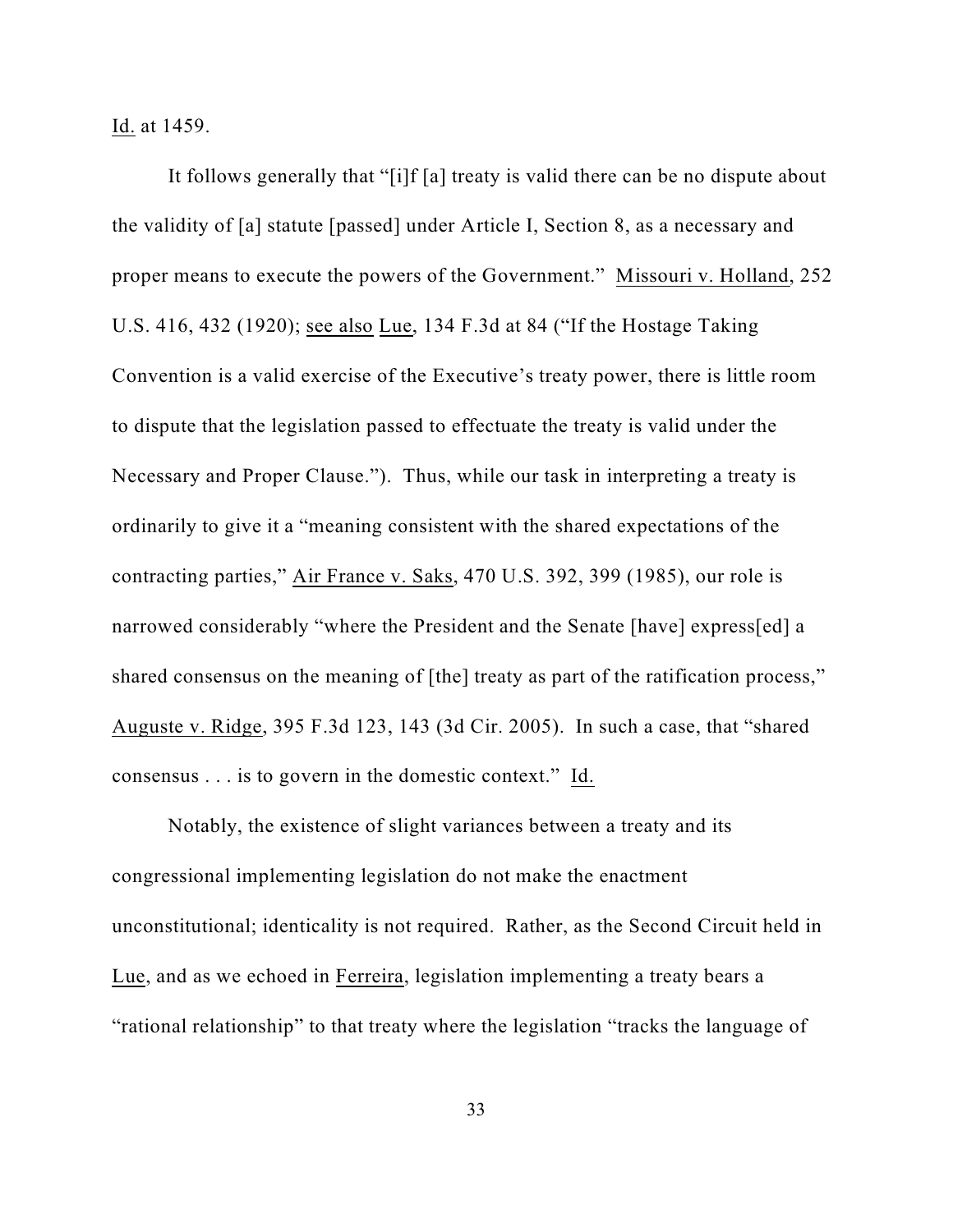Id. at 1459.

It follows generally that "[i]f [a] treaty is valid there can be no dispute about the validity of [a] statute [passed] under Article I, Section 8, as a necessary and proper means to execute the powers of the Government." Missouri v. Holland, 252 U.S. 416, 432 (1920); see also Lue, 134 F.3d at 84 ("If the Hostage Taking Convention is a valid exercise of the Executive's treaty power, there is little room to dispute that the legislation passed to effectuate the treaty is valid under the Necessary and Proper Clause."). Thus, while our task in interpreting a treaty is ordinarily to give it a "meaning consistent with the shared expectations of the contracting parties," Air France v. Saks, 470 U.S. 392, 399 (1985), our role is narrowed considerably "where the President and the Senate [have] express[ed] a shared consensus on the meaning of [the] treaty as part of the ratification process," Auguste v. Ridge, 395 F.3d 123, 143 (3d Cir. 2005). In such a case, that "shared consensus . . . is to govern in the domestic context." Id.

Notably, the existence of slight variances between a treaty and its congressional implementing legislation do not make the enactment unconstitutional; identicality is not required. Rather, as the Second Circuit held in Lue, and as we echoed in Ferreira, legislation implementing a treaty bears a "rational relationship" to that treaty where the legislation "tracks the language of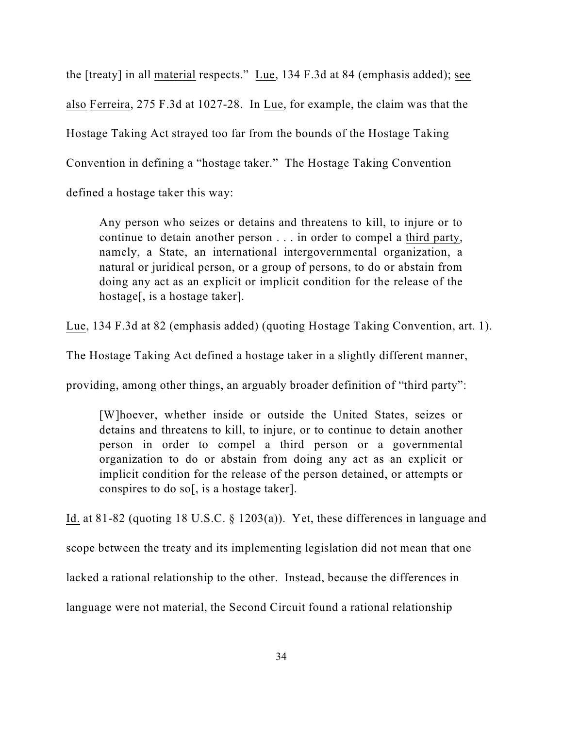the [treaty] in all <u>material</u> respects." <u>Lue</u>, 134 F.3d at 84 (emphasis added); <u>see also</u> <u>Ferreira</u>, 275 F.3d at 1027-28. In <u>Lue</u>, for example, the claim was that the Hostage Taking Act strayed too far from the bounds of the Hostage Taking Convention in defining a "hostage taker." The Hostage Taking Convention defined a hostage taker this way:

> Any person who seizes or detains and threatens to kill, to injure or to continue to detain another person . . . in order to compel a <u>third party</u>, namely, a State, an international intergovernmental organization, a natural or juridical person, or a group of persons, to do or abstain from doing any act as an explicit or implicit condition for the release of the hostage[, is a hostage taker].

<u>Lue</u>, 134 F.3d at 82 (emphasis added) (quoting Hostage Taking Convention, art. 1). The Hostage Taking Act defined a hostage taker in a slightly different manner, providing, among other things, an arguably broader definition of "third party":

> [W]hoever, whether inside or outside the United States, seizes or detains and threatens to kill, to injure, or to continue to detain another person in order to compel a third person or a governmental organization to do or abstain from doing any act as an explicit or implicit condition for the release of the person detained, or attempts or conspires to do so[, is a hostage taker].

<u>Id.</u> at 81-82 (quoting 18 U.S.C. § 1203(a)). Yet, these differences in language and scope between the treaty and its implementing legislation did not mean that one lacked a rational relationship to the other. Instead, because the differences in language were not material, the Second Circuit found a rational relationship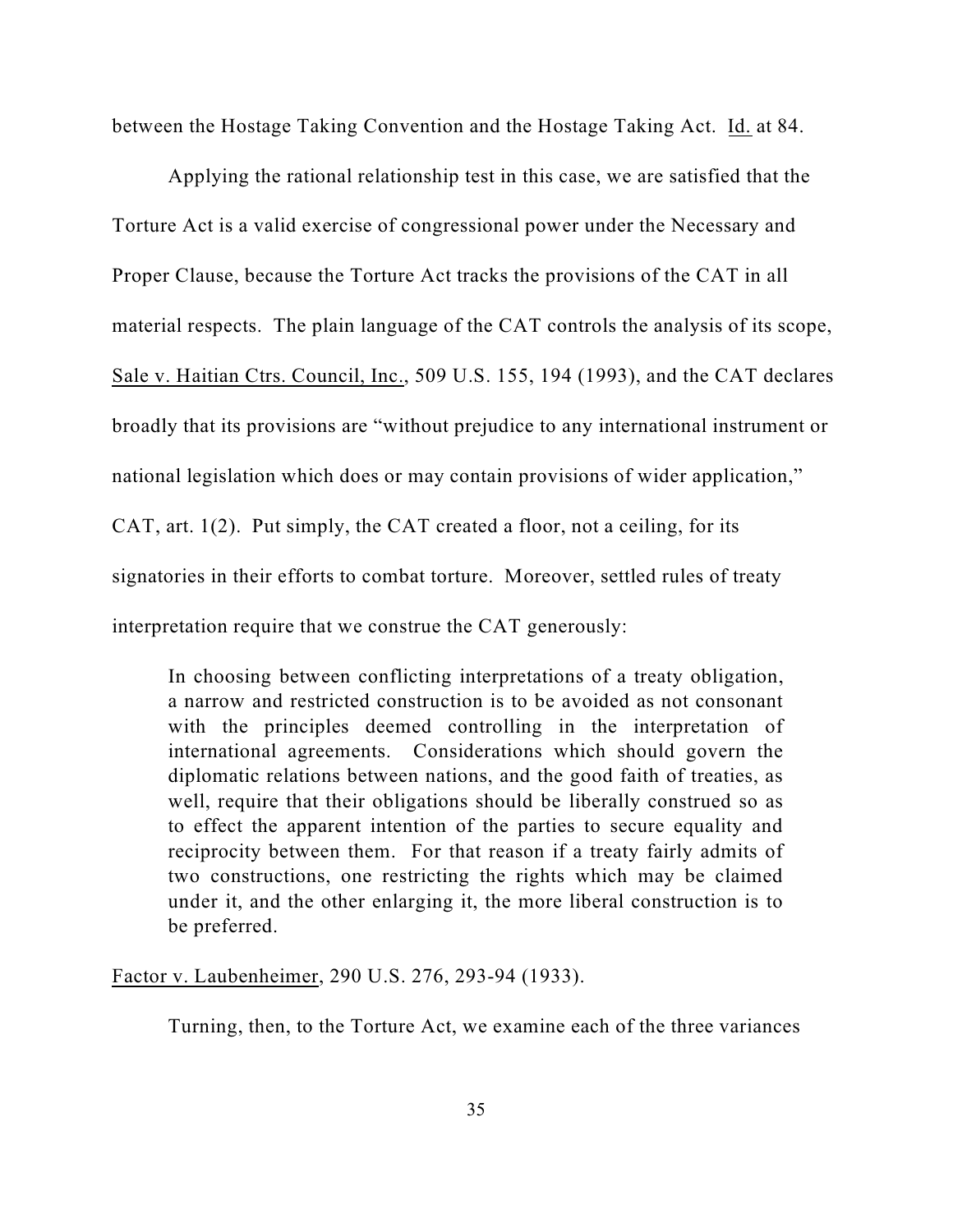between the Hostage Taking Convention and the Hostage Taking Act. Id. at 84.

Applying the rational relationship test in this case, we are satisfied that the Torture Act is a valid exercise of congressional power under the Necessary and Proper Clause, because the Torture Act tracks the provisions of the CAT in all material respects. The plain language of the CAT controls the analysis of its scope, Sale v. Haitian Ctrs. Council, Inc., 509 U.S. 155, 194 (1993), and the CAT declares broadly that its provisions are "without prejudice to any international instrument or national legislation which does or may contain provisions of wider application," CAT, art. 1(2). Put simply, the CAT created a floor, not a ceiling, for its signatories in their efforts to combat torture. Moreover, settled rules of treaty interpretation require that we construe the CAT generously:

> In choosing between conflicting interpretations of a treaty obligation, a narrow and restricted construction is to be avoided as not consonant with the principles deemed controlling in the interpretation of international agreements. Considerations which should govern the diplomatic relations between nations, and the good faith of treaties, as well, require that their obligations should be liberally construed so as to effect the apparent intention of the parties to secure equality and reciprocity between them. For that reason if a treaty fairly admits of two constructions, one restricting the rights which may be claimed under it, and the other enlarging it, the more liberal construction is to be preferred.

Factor v. Laubenheimer, 290 U.S. 276, 293-94 (1933).

Turning, then, to the Torture Act, we examine each of the three variances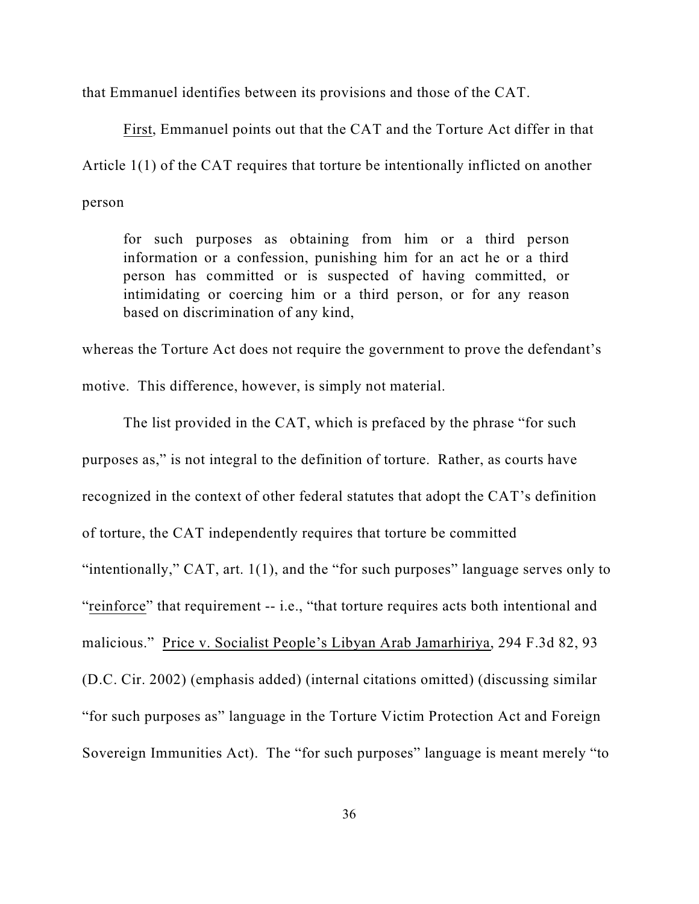that Emmanuel identifies between its provisions and those of the CAT.

First, Emmanuel points out that the CAT and the Torture Act differ in that Article 1(1) of the CAT requires that torture be intentionally inflicted on another person

> for such purposes as obtaining from him or a third person information or a confession, punishing him for an act he or a third person has committed or is suspected of having committed, or intimidating or coercing him or a third person, or for any reason based on discrimination of any kind,

whereas the Torture Act does not require the government to prove the defendant's motive. This difference, however, is simply not material.

The list provided in the CAT, which is prefaced by the phrase "for such purposes as," is not integral to the definition of torture. Rather, as courts have recognized in the context of other federal statutes that adopt the CAT's definition of torture, the CAT independently requires that torture be committed "intentionally," CAT, art. 1(1), and the "for such purposes" language serves only to "reinforce" that requirement -- i.e., "that torture requires acts both intentional and malicious." Price v. Socialist People's Libyan Arab Jamarhiriya, 294 F.3d 82, 93 (D.C. Cir. 2002) (emphasis added) (internal citations omitted) (discussing similar "for such purposes as" language in the Torture Victim Protection Act and Foreign Sovereign Immunities Act). The "for such purposes" language is meant merely "to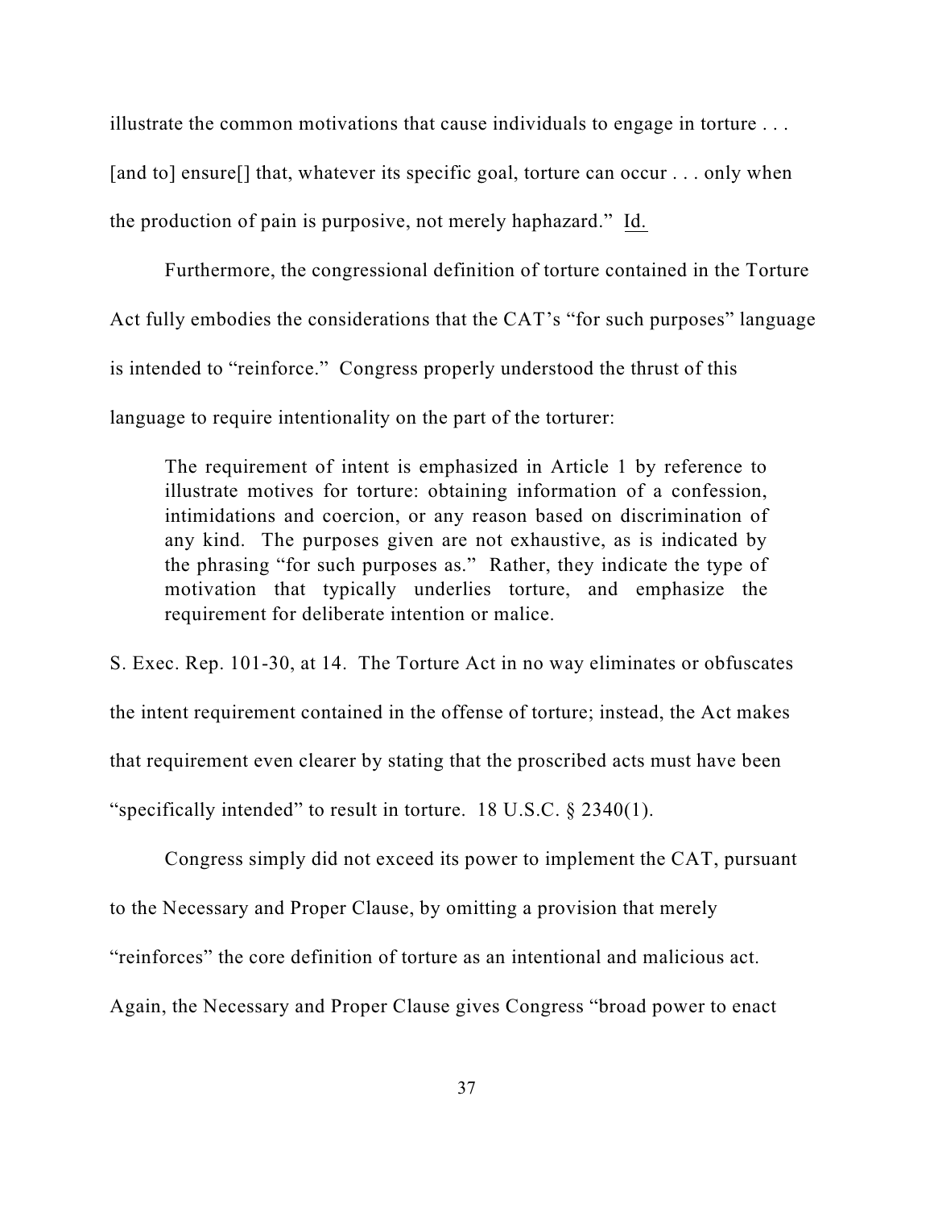illustrate the common motivations that cause individuals to engage in torture . . . [and to] ensure[] that, whatever its specific goal, torture can occur . . . only when the production of pain is purposive, not merely haphazard." Id.

Furthermore, the congressional definition of torture contained in the Torture Act fully embodies the considerations that the CAT's "for such purposes" language is intended to "reinforce." Congress properly understood the thrust of this language to require intentionality on the part of the torturer:

> The requirement of intent is emphasized in Article 1 by reference to illustrate motives for torture: obtaining information of a confession, intimidations and coercion, or any reason based on discrimination of any kind. The purposes given are not exhaustive, as is indicated by the phrasing "for such purposes as." Rather, they indicate the type of motivation that typically underlies torture, and emphasize the requirement for deliberate intention or malice.

S. Exec. Rep. 101-30, at 14. The Torture Act in no way eliminates or obfuscates the intent requirement contained in the offense of torture; instead, the Act makes that requirement even clearer by stating that the proscribed acts must have been "specifically intended" to result in torture. 18 U.S.C. § 2340(1).

Congress simply did not exceed its power to implement the CAT, pursuant to the Necessary and Proper Clause, by omitting a provision that merely "reinforces" the core definition of torture as an intentional and malicious act. Again, the Necessary and Proper Clause gives Congress "broad power to enact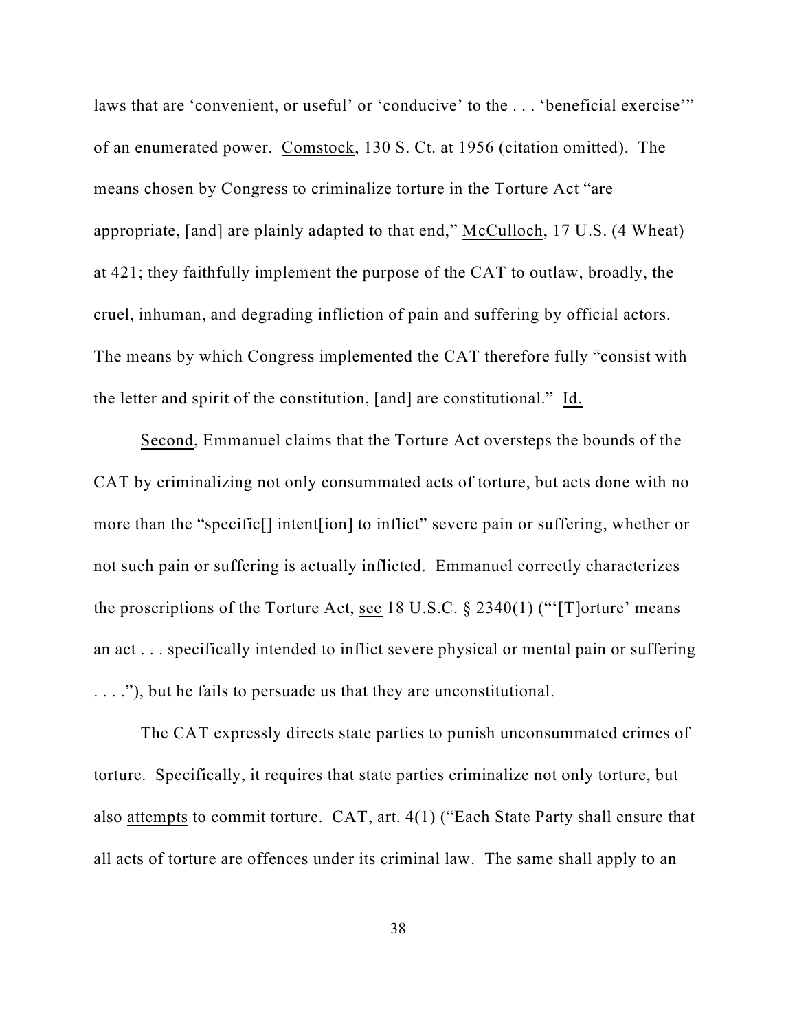laws that are 'convenient, or useful' or 'conducive' to the . . . 'beneficial exercise'" of an enumerated power. Comstock, 130 S. Ct. at 1956 (citation omitted). The means chosen by Congress to criminalize torture in the Torture Act "are appropriate, [and] are plainly adapted to that end," McCulloch, 17 U.S. (4 Wheat) at 421; they faithfully implement the purpose of the CAT to outlaw, broadly, the cruel, inhuman, and degrading infliction of pain and suffering by official actors. The means by which Congress implemented the CAT therefore fully "consist with the letter and spirit of the constitution, [and] are constitutional." Id.

Second, Emmanuel claims that the Torture Act oversteps the bounds of the CAT by criminalizing not only consummated acts of torture, but acts done with no more than the "specific[] intent[ion] to inflict" severe pain or suffering, whether or not such pain or suffering is actually inflicted. Emmanuel correctly characterizes the proscriptions of the Torture Act, see 18 U.S.C. § 2340(1) ("'[T]orture' means an act . . . specifically intended to inflict severe physical or mental pain or suffering . . . ."), but he fails to persuade us that they are unconstitutional.

The CAT expressly directs state parties to punish unconsummated crimes of torture. Specifically, it requires that state parties criminalize not only torture, but also attempts to commit torture. CAT, art. 4(1) ("Each State Party shall ensure that all acts of torture are offences under its criminal law. The same shall apply to an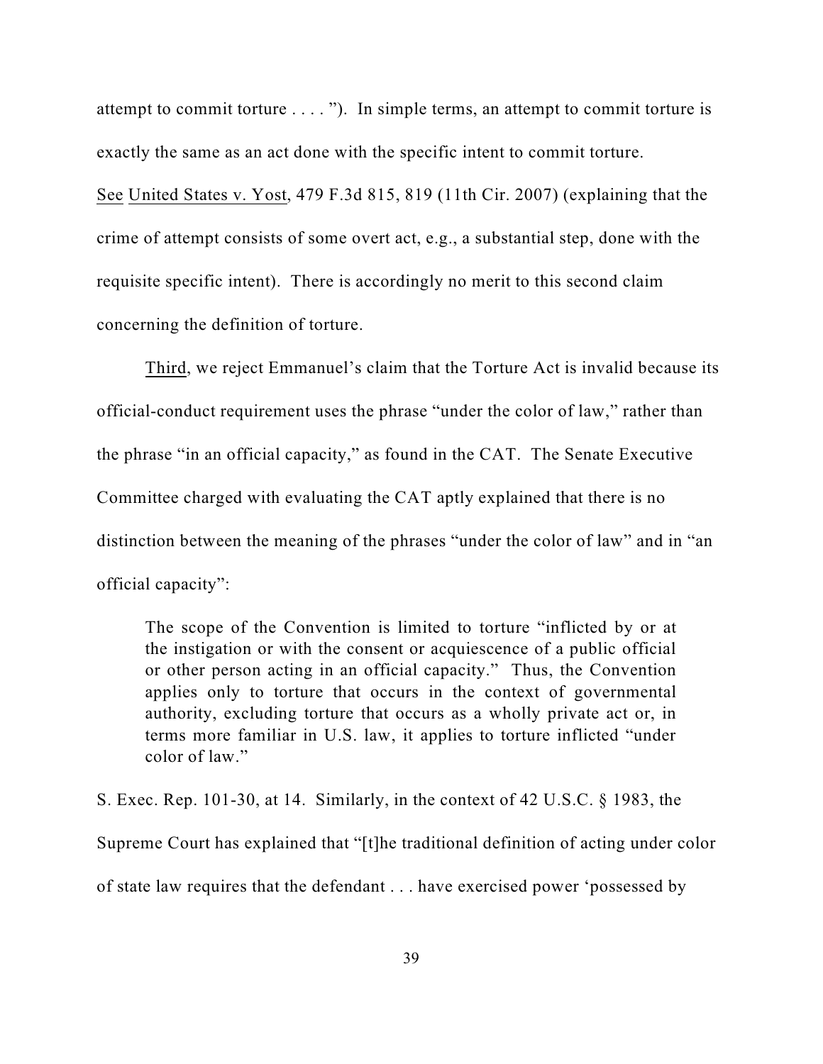attempt to commit torture . . . . "). In simple terms, an attempt to commit torture is exactly the same as an act done with the specific intent to commit torture. See United States v. Yost, 479 F.3d 815, 819 (11th Cir. 2007) (explaining that the crime of attempt consists of some overt act, e.g., a substantial step, done with the requisite specific intent). There is accordingly no merit to this second claim concerning the definition of torture.

Third, we reject Emmanuel's claim that the Torture Act is invalid because its official-conduct requirement uses the phrase "under the color of law," rather than the phrase "in an official capacity," as found in the CAT. The Senate Executive Committee charged with evaluating the CAT aptly explained that there is no distinction between the meaning of the phrases "under the color of law" and in "an official capacity":

> The scope of the Convention is limited to torture "inflicted by or at the instigation or with the consent or acquiescence of a public official or other person acting in an official capacity." Thus, the Convention applies only to torture that occurs in the context of governmental authority, excluding torture that occurs as a wholly private act or, in terms more familiar in U.S. law, it applies to torture inflicted "under color of law."

S. Exec. Rep. 101-30, at 14. Similarly, in the context of 42 U.S.C. § 1983, the Supreme Court has explained that "[t]he traditional definition of acting under color of state law requires that the defendant . . . have exercised power 'possessed by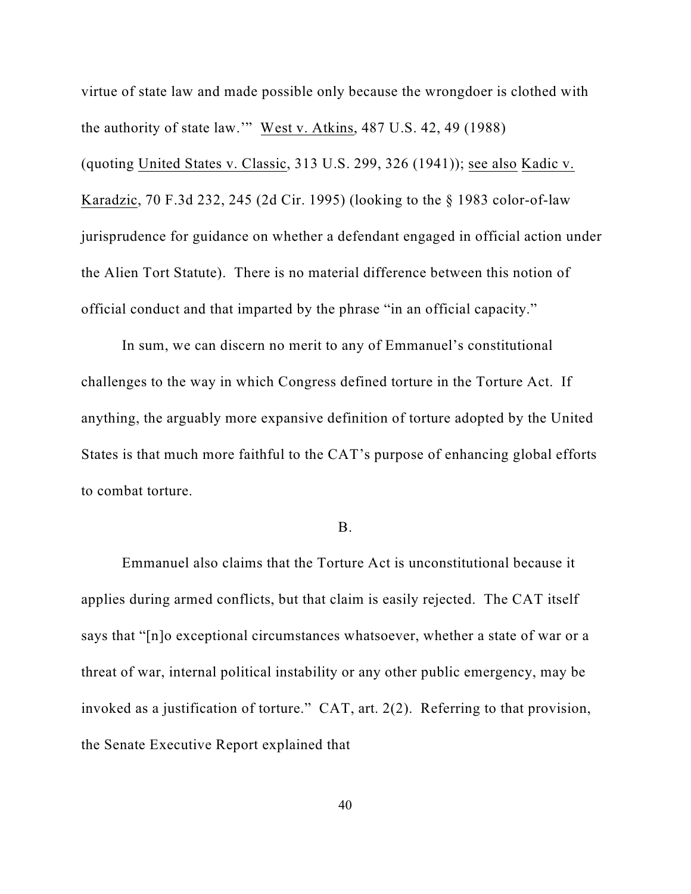virtue of state law and made possible only because the wrongdoer is clothed with the authority of state law.'" West v. Atkins, 487 U.S. 42, 49 (1988) (quoting United States v. Classic, 313 U.S. 299, 326 (1941)); see also Kadic v. Karadzic, 70 F.3d 232, 245 (2d Cir. 1995) (looking to the § 1983 color-of-law jurisprudence for guidance on whether a defendant engaged in official action under the Alien Tort Statute). There is no material difference between this notion of official conduct and that imparted by the phrase "in an official capacity."

In sum, we can discern no merit to any of Emmanuel's constitutional challenges to the way in which Congress defined torture in the Torture Act. If anything, the arguably more expansive definition of torture adopted by the United States is that much more faithful to the CAT's purpose of enhancing global efforts to combat torture.

B.

Emmanuel also claims that the Torture Act is unconstitutional because it applies during armed conflicts, but that claim is easily rejected. The CAT itself says that "[n]o exceptional circumstances whatsoever, whether a state of war or a threat of war, internal political instability or any other public emergency, may be invoked as a justification of torture." CAT, art. 2(2). Referring to that provision, the Senate Executive Report explained that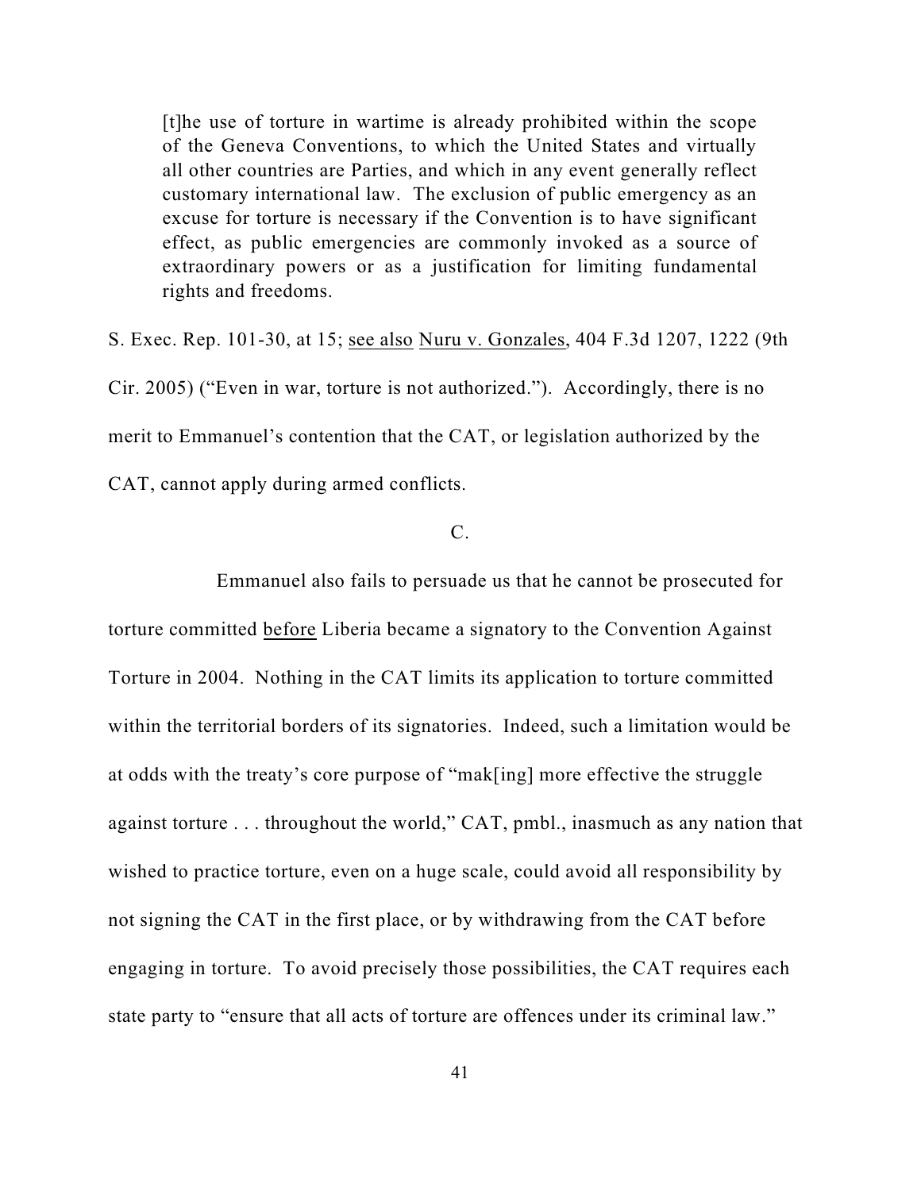> [t]he use of torture in wartime is already prohibited within the scope of the Geneva Conventions, to which the United States and virtually all other countries are Parties, and which in any event generally reflect customary international law. The exclusion of public emergency as an excuse for torture is necessary if the Convention is to have significant effect, as public emergencies are commonly invoked as a source of extraordinary powers or as a justification for limiting fundamental rights and freedoms.

S. Exec. Rep. 101-30, at 15; see also Nuru v. Gonzales, 404 F.3d 1207, 1222 (9th Cir. 2005) ("Even in war, torture is not authorized."). Accordingly, there is no merit to Emmanuel's contention that the CAT, or legislation authorized by the CAT, cannot apply during armed conflicts.

C.

Emmanuel also fails to persuade us that he cannot be prosecuted for torture committed before Liberia became a signatory to the Convention Against Torture in 2004. Nothing in the CAT limits its application to torture committed within the territorial borders of its signatories. Indeed, such a limitation would be at odds with the treaty's core purpose of "mak[ing] more effective the struggle against torture . . . throughout the world," CAT, pmbl., inasmuch as any nation that wished to practice torture, even on a huge scale, could avoid all responsibility by not signing the CAT in the first place, or by withdrawing from the CAT before engaging in torture. To avoid precisely those possibilities, the CAT requires each state party to "ensure that all acts of torture are offences under its criminal law."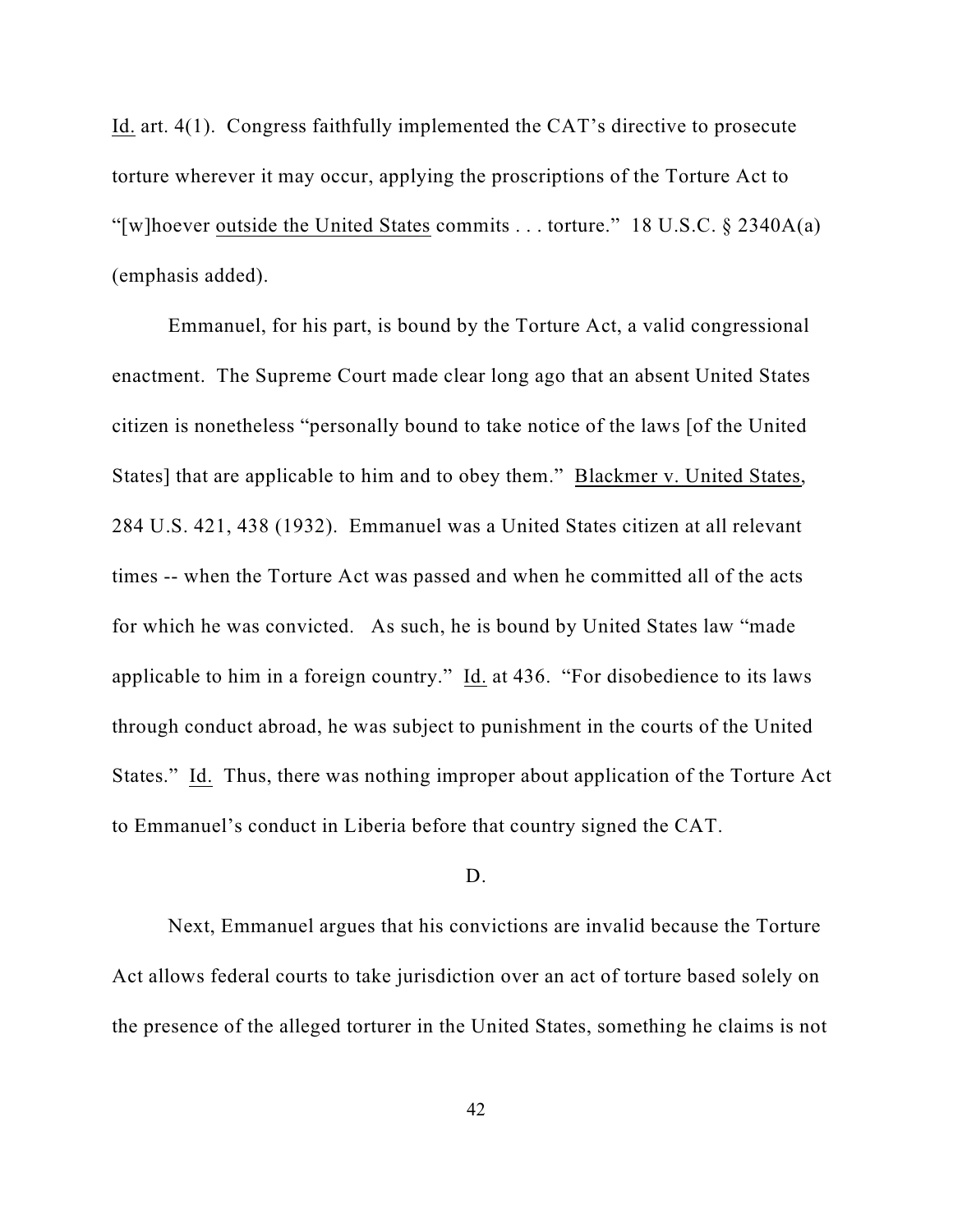Id. art. 4(1). Congress faithfully implemented the CAT's directive to prosecute torture wherever it may occur, applying the proscriptions of the Torture Act to "[w]hoever outside the United States commits . . . torture." 18 U.S.C. § 2340A(a) (emphasis added).

Emmanuel, for his part, is bound by the Torture Act, a valid congressional enactment. The Supreme Court made clear long ago that an absent United States citizen is nonetheless "personally bound to take notice of the laws [of the United States] that are applicable to him and to obey them." Blackmer v. United States, 284 U.S. 421, 438 (1932). Emmanuel was a United States citizen at all relevant times -- when the Torture Act was passed and when he committed all of the acts for which he was convicted. As such, he is bound by United States law "made applicable to him in a foreign country." Id. at 436. "For disobedience to its laws through conduct abroad, he was subject to punishment in the courts of the United States." Id. Thus, there was nothing improper about application of the Torture Act to Emmanuel's conduct in Liberia before that country signed the CAT.

D.

Next, Emmanuel argues that his convictions are invalid because the Torture Act allows federal courts to take jurisdiction over an act of torture based solely on the presence of the alleged torturer in the United States, something he claims is not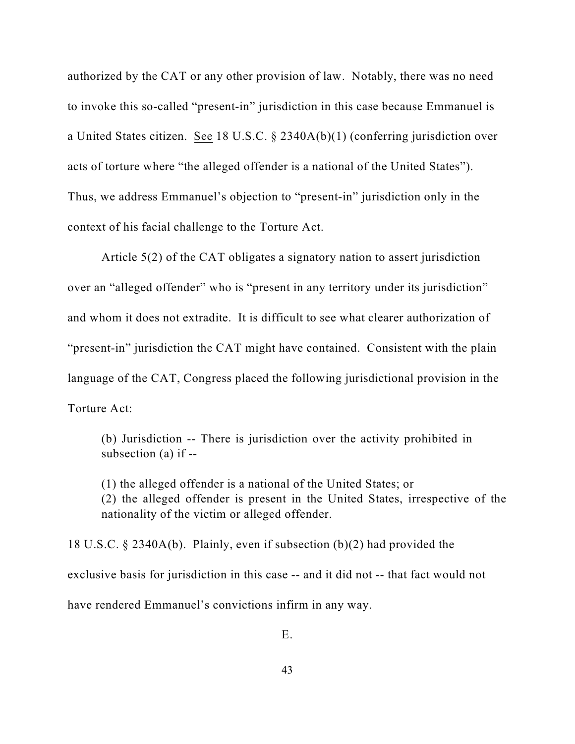authorized by the CAT or any other provision of law. Notably, there was no need to invoke this so-called "present-in" jurisdiction in this case because Emmanuel is a United States citizen. See 18 U.S.C. § 2340A(b)(1) (conferring jurisdiction over acts of torture where "the alleged offender is a national of the United States"). Thus, we address Emmanuel's objection to "present-in" jurisdiction only in the context of his facial challenge to the Torture Act.

Article 5(2) of the CAT obligates a signatory nation to assert jurisdiction over an "alleged offender" who is "present in any territory under its jurisdiction" and whom it does not extradite. It is difficult to see what clearer authorization of "present-in" jurisdiction the CAT might have contained. Consistent with the plain language of the CAT, Congress placed the following jurisdictional provision in the Torture Act:

> (b) Jurisdiction -- There is jurisdiction over the activity prohibited in subsection (a) if --
>
> (1) the alleged offender is a national of the United States; or
> (2) the alleged offender is present in the United States, irrespective of the nationality of the victim or alleged offender.

18 U.S.C. § 2340A(b). Plainly, even if subsection (b)(2) had provided the exclusive basis for jurisdiction in this case -- and it did not -- that fact would not have rendered Emmanuel's convictions infirm in any way.

E.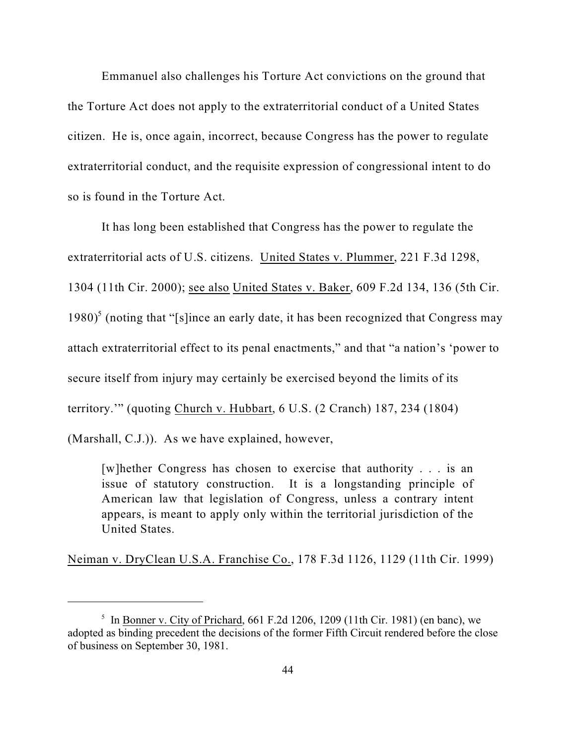Emmanuel also challenges his Torture Act convictions on the ground that the Torture Act does not apply to the extraterritorial conduct of a United States citizen. He is, once again, incorrect, because Congress has the power to regulate extraterritorial conduct, and the requisite expression of congressional intent to do so is found in the Torture Act.

It has long been established that Congress has the power to regulate the extraterritorial acts of U.S. citizens. United States v. Plummer, 221 F.3d 1298, 1304 (11th Cir. 2000); see also United States v. Baker, 609 F.2d 134, 136 (5th Cir. 1980)[5] (noting that "[s]ince an early date, it has been recognized that Congress may attach extraterritorial effect to its penal enactments," and that "a nation's 'power to secure itself from injury may certainly be exercised beyond the limits of its territory.'" (quoting Church v. Hubbart, 6 U.S. (2 Cranch) 187, 234 (1804) (Marshall, C.J.)). As we have explained, however,

> [w]hether Congress has chosen to exercise that authority . . . is an issue of statutory construction. It is a longstanding principle of American law that legislation of Congress, unless a contrary intent appears, is meant to apply only within the territorial jurisdiction of the United States.

Neiman v. DryClean U.S.A. Franchise Co., 178 F.3d 1126, 1129 (11th Cir. 1999)

---

[5] In Bonner v. City of Prichard, 661 F.2d 1206, 1209 (11th Cir. 1981) (en banc), we adopted as binding precedent the decisions of the former Fifth Circuit rendered before the close of business on September 30, 1981.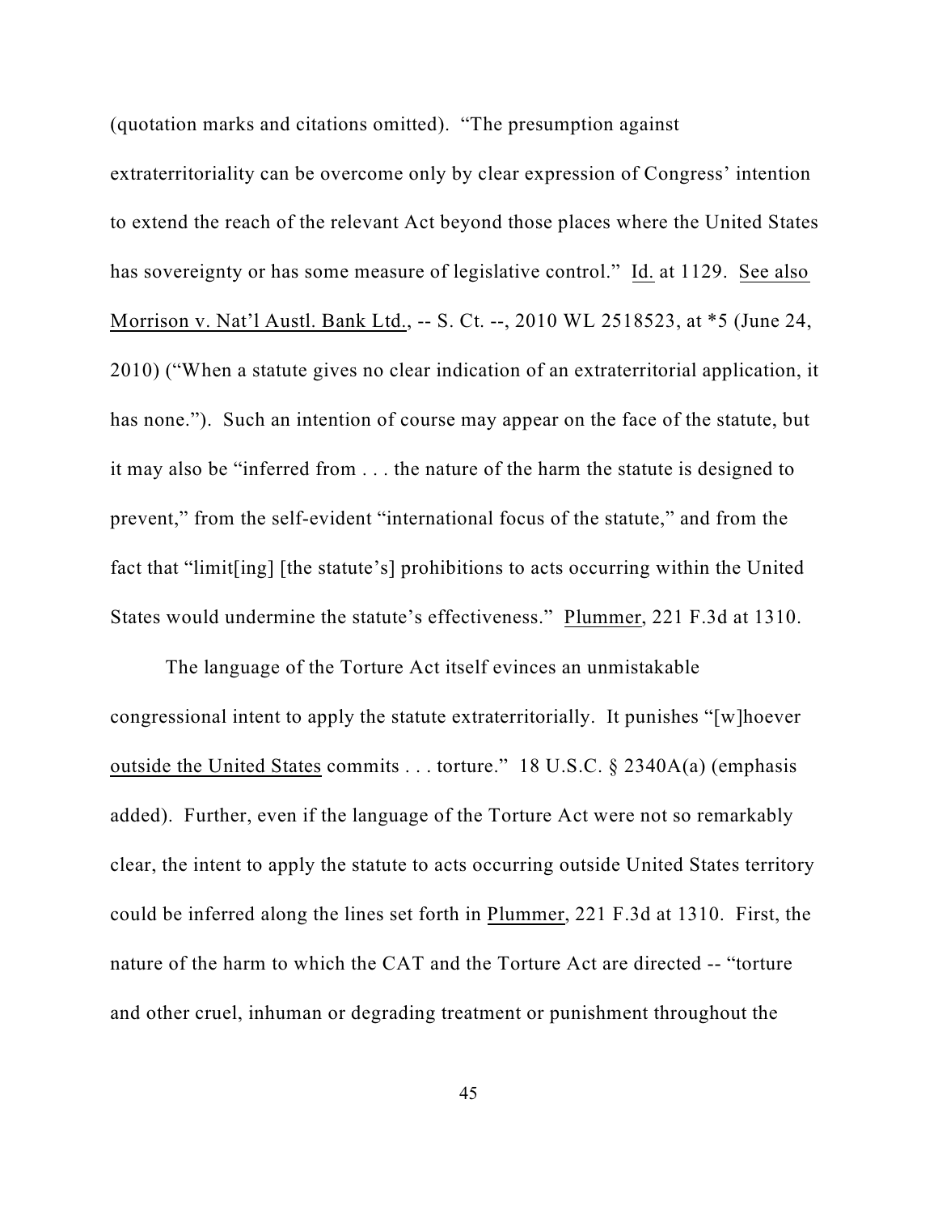(quotation marks and citations omitted). "The presumption against extraterritoriality can be overcome only by clear expression of Congress' intention to extend the reach of the relevant Act beyond those places where the United States has sovereignty or has some measure of legislative control." Id. at 1129. See also Morrison v. Nat'l Austl. Bank Ltd., -- S. Ct. --, 2010 WL 2518523, at *5 (June 24, 2010) ("When a statute gives no clear indication of an extraterritorial application, it has none."). Such an intention of course may appear on the face of the statute, but it may also be "inferred from . . . the nature of the harm the statute is designed to prevent," from the self-evident "international focus of the statute," and from the fact that "limit[ing] [the statute's] prohibitions to acts occurring within the United States would undermine the statute's effectiveness." Plummer, 221 F.3d at 1310.

The language of the Torture Act itself evinces an unmistakable congressional intent to apply the statute extraterritorially. It punishes "[w]hoever outside the United States commits . . . torture." 18 U.S.C. § 2340A(a) (emphasis added). Further, even if the language of the Torture Act were not so remarkably clear, the intent to apply the statute to acts occurring outside United States territory could be inferred along the lines set forth in Plummer, 221 F.3d at 1310. First, the nature of the harm to which the CAT and the Torture Act are directed -- "torture and other cruel, inhuman or degrading treatment or punishment throughout the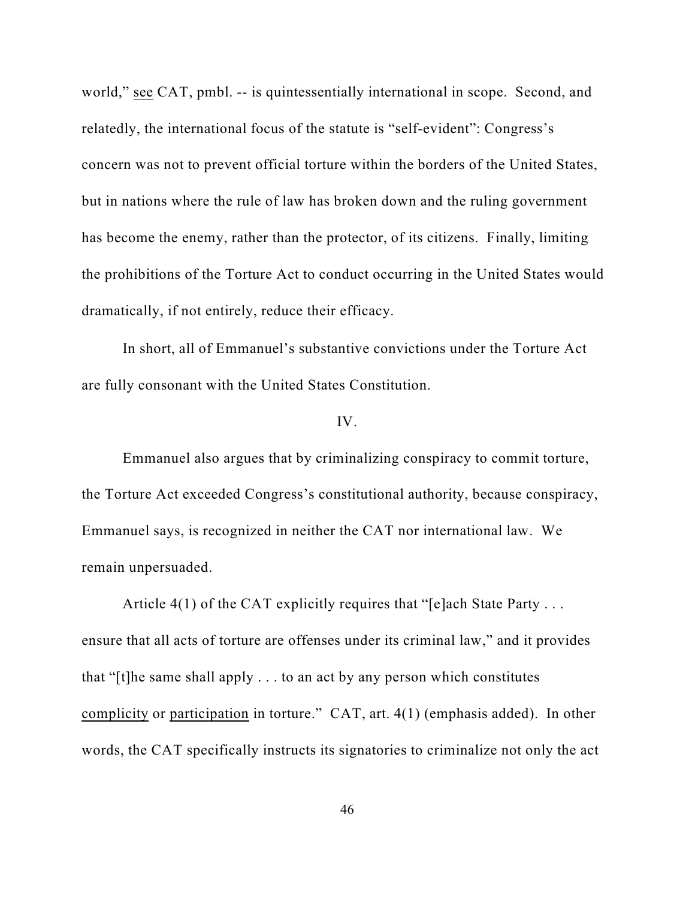world," see CAT, pmbl. -- is quintessentially international in scope. Second, and relatedly, the international focus of the statute is "self-evident": Congress's concern was not to prevent official torture within the borders of the United States, but in nations where the rule of law has broken down and the ruling government has become the enemy, rather than the protector, of its citizens. Finally, limiting the prohibitions of the Torture Act to conduct occurring in the United States would dramatically, if not entirely, reduce their efficacy.

In short, all of Emmanuel's substantive convictions under the Torture Act are fully consonant with the United States Constitution.

IV.

Emmanuel also argues that by criminalizing conspiracy to commit torture, the Torture Act exceeded Congress's constitutional authority, because conspiracy, Emmanuel says, is recognized in neither the CAT nor international law. We remain unpersuaded.

Article 4(1) of the CAT explicitly requires that "[e]ach State Party . . . ensure that all acts of torture are offenses under its criminal law," and it provides that "[t]he same shall apply . . . to an act by any person which constitutes complicity or participation in torture." CAT, art. 4(1) (emphasis added). In other words, the CAT specifically instructs its signatories to criminalize not only the act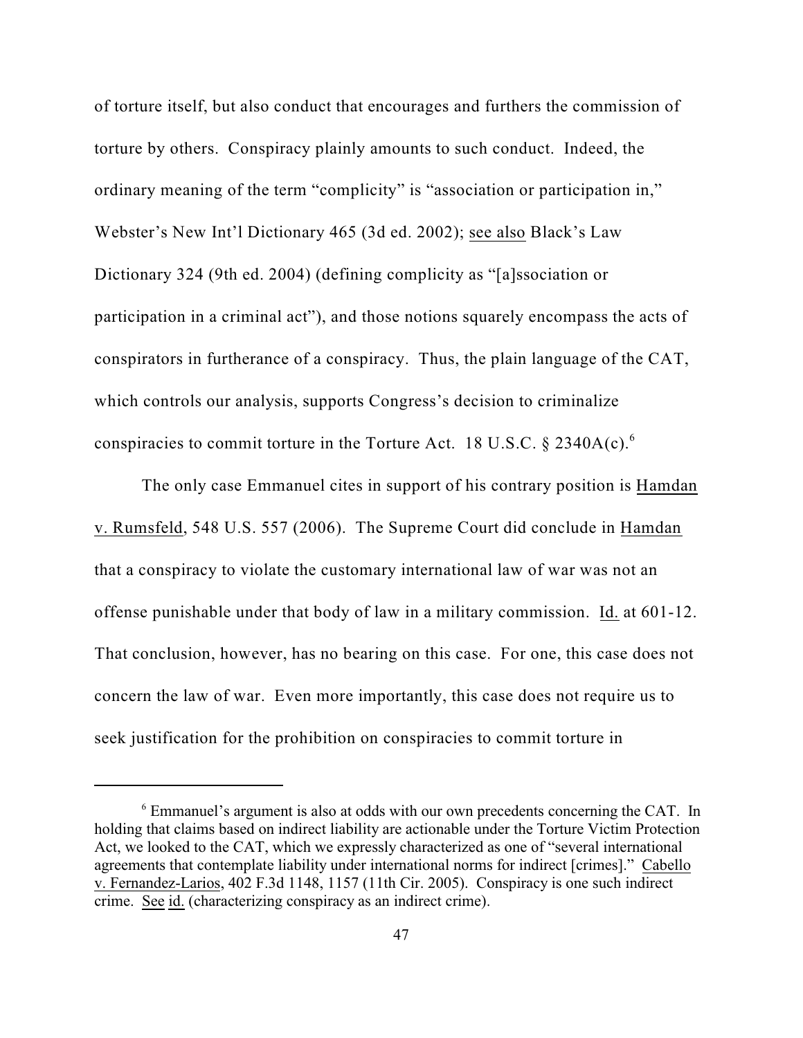of torture itself, but also conduct that encourages and furthers the commission of torture by others. Conspiracy plainly amounts to such conduct. Indeed, the ordinary meaning of the term "complicity" is "association or participation in," Webster's New Int'l Dictionary 465 (3d ed. 2002); see also Black's Law Dictionary 324 (9th ed. 2004) (defining complicity as "[a]ssociation or participation in a criminal act"), and those notions squarely encompass the acts of conspirators in furtherance of a conspiracy. Thus, the plain language of the CAT, which controls our analysis, supports Congress's decision to criminalize conspiracies to commit torture in the Torture Act. 18 U.S.C. § 2340A(c).[6]

The only case Emmanuel cites in support of his contrary position is Hamdan v. Rumsfeld, 548 U.S. 557 (2006). The Supreme Court did conclude in Hamdan that a conspiracy to violate the customary international law of war was not an offense punishable under that body of law in a military commission. Id. at 601-12. That conclusion, however, has no bearing on this case. For one, this case does not concern the law of war. Even more importantly, this case does not require us to seek justification for the prohibition on conspiracies to commit torture in

---

[6] Emmanuel's argument is also at odds with our own precedents concerning the CAT. In holding that claims based on indirect liability are actionable under the Torture Victim Protection Act, we looked to the CAT, which we expressly characterized as one of "several international agreements that contemplate liability under international norms for indirect [crimes]." Cabello v. Fernandez-Larios, 402 F.3d 1148, 1157 (11th Cir. 2005). Conspiracy is one such indirect crime. See id. (characterizing conspiracy as an indirect crime).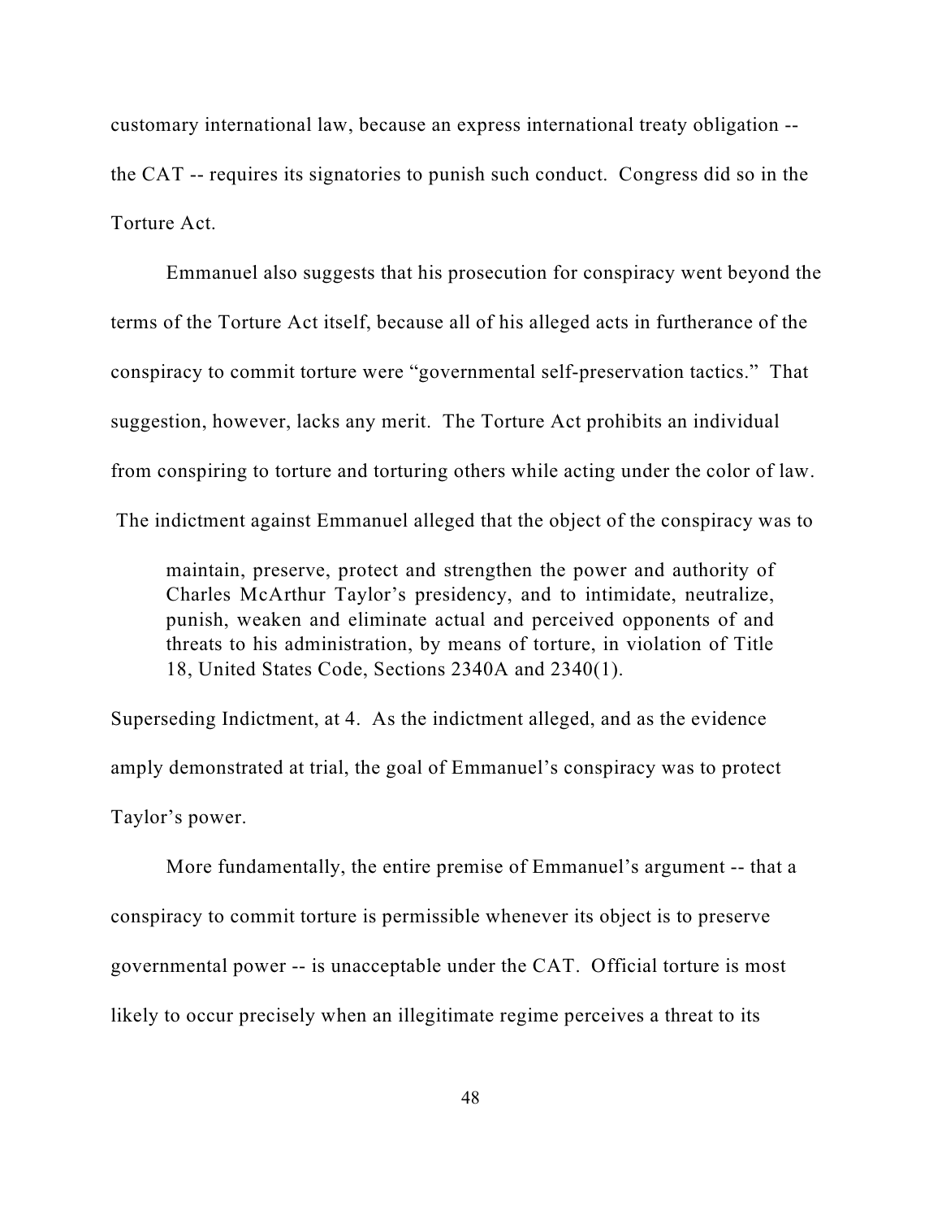customary international law, because an express international treaty obligation -- the CAT -- requires its signatories to punish such conduct. Congress did so in the Torture Act.

Emmanuel also suggests that his prosecution for conspiracy went beyond the terms of the Torture Act itself, because all of his alleged acts in furtherance of the conspiracy to commit torture were "governmental self-preservation tactics." That suggestion, however, lacks any merit. The Torture Act prohibits an individual from conspiring to torture and torturing others while acting under the color of law. The indictment against Emmanuel alleged that the object of the conspiracy was to

> maintain, preserve, protect and strengthen the power and authority of Charles McArthur Taylor's presidency, and to intimidate, neutralize, punish, weaken and eliminate actual and perceived opponents of and threats to his administration, by means of torture, in violation of Title 18, United States Code, Sections 2340A and 2340(1).

Superseding Indictment, at 4. As the indictment alleged, and as the evidence amply demonstrated at trial, the goal of Emmanuel's conspiracy was to protect Taylor's power.

More fundamentally, the entire premise of Emmanuel's argument -- that a conspiracy to commit torture is permissible whenever its object is to preserve governmental power -- is unacceptable under the CAT. Official torture is most likely to occur precisely when an illegitimate regime perceives a threat to its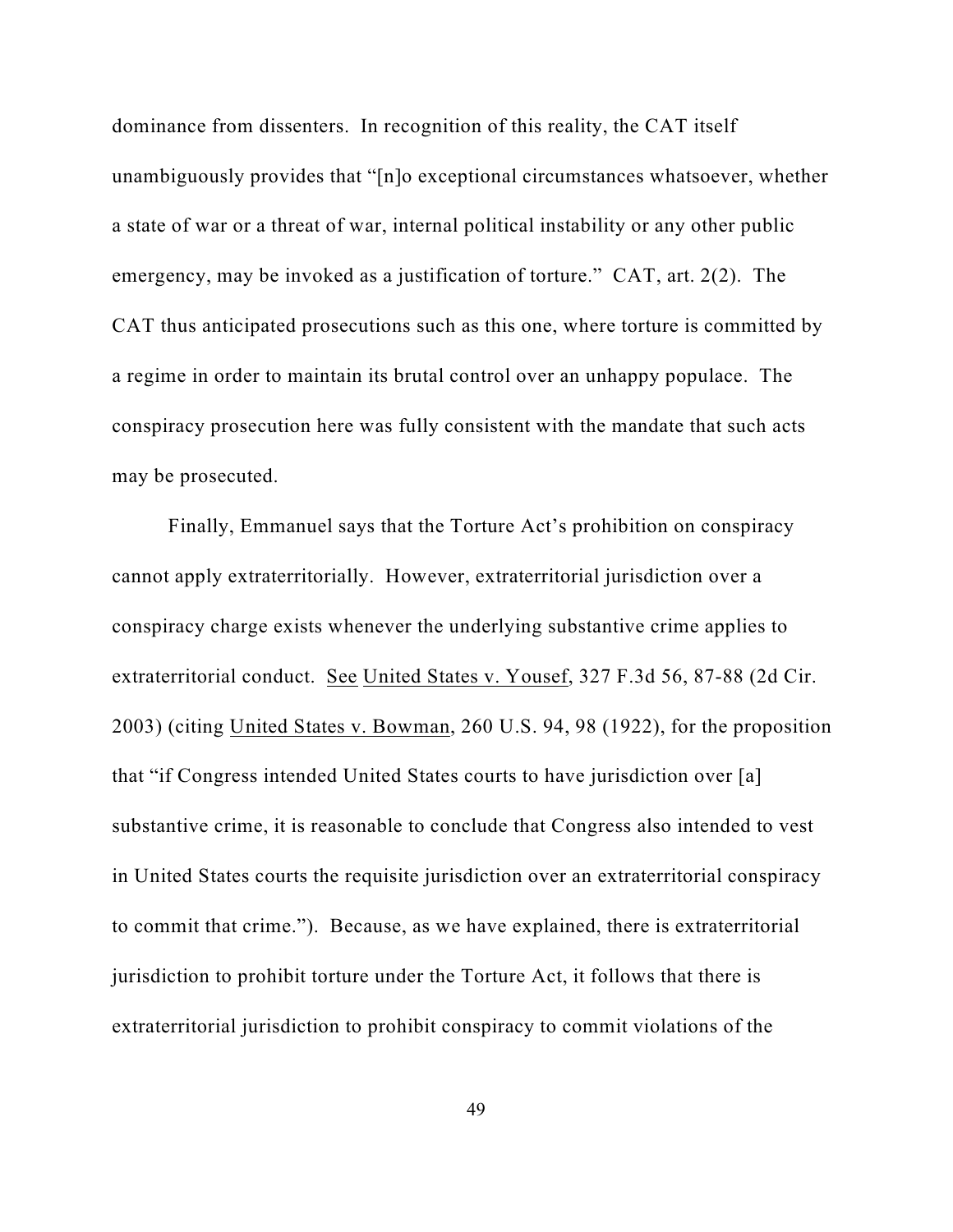dominance from dissenters. In recognition of this reality, the CAT itself unambiguously provides that "[n]o exceptional circumstances whatsoever, whether a state of war or a threat of war, internal political instability or any other public emergency, may be invoked as a justification of torture." CAT, art. 2(2). The CAT thus anticipated prosecutions such as this one, where torture is committed by a regime in order to maintain its brutal control over an unhappy populace. The conspiracy prosecution here was fully consistent with the mandate that such acts may be prosecuted.

Finally, Emmanuel says that the Torture Act's prohibition on conspiracy cannot apply extraterritorially. However, extraterritorial jurisdiction over a conspiracy charge exists whenever the underlying substantive crime applies to extraterritorial conduct. See United States v. Yousef, 327 F.3d 56, 87-88 (2d Cir. 2003) (citing United States v. Bowman, 260 U.S. 94, 98 (1922), for the proposition that "if Congress intended United States courts to have jurisdiction over [a] substantive crime, it is reasonable to conclude that Congress also intended to vest in United States courts the requisite jurisdiction over an extraterritorial conspiracy to commit that crime."). Because, as we have explained, there is extraterritorial jurisdiction to prohibit torture under the Torture Act, it follows that there is extraterritorial jurisdiction to prohibit conspiracy to commit violations of the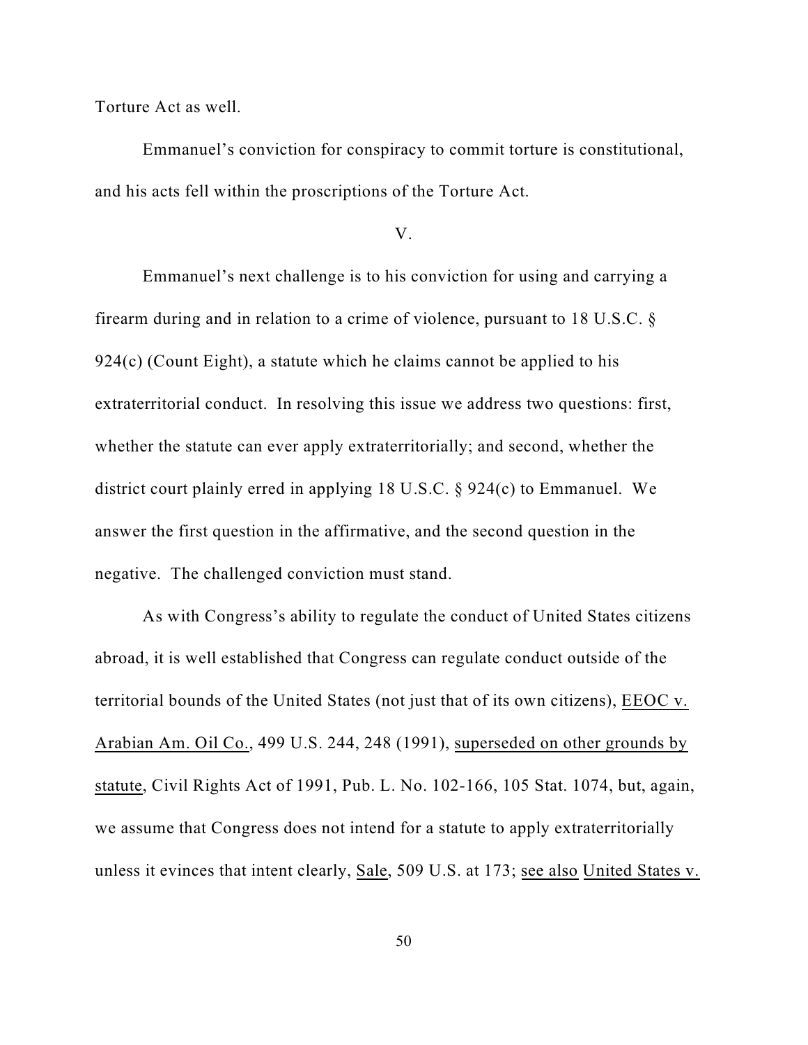Torture Act as well.

Emmanuel's conviction for conspiracy to commit torture is constitutional, and his acts fell within the proscriptions of the Torture Act.

V.

Emmanuel's next challenge is to his conviction for using and carrying a firearm during and in relation to a crime of violence, pursuant to 18 U.S.C. § 924(c) (Count Eight), a statute which he claims cannot be applied to his extraterritorial conduct. In resolving this issue we address two questions: first, whether the statute can ever apply extraterritorially; and second, whether the district court plainly erred in applying 18 U.S.C. § 924(c) to Emmanuel. We answer the first question in the affirmative, and the second question in the negative. The challenged conviction must stand.

As with Congress's ability to regulate the conduct of United States citizens abroad, it is well established that Congress can regulate conduct outside of the territorial bounds of the United States (not just that of its own citizens), EEOC v. Arabian Am. Oil Co., 499 U.S. 244, 248 (1991), superseded on other grounds by statute, Civil Rights Act of 1991, Pub. L. No. 102-166, 105 Stat. 1074, but, again, we assume that Congress does not intend for a statute to apply extraterritorially unless it evinces that intent clearly, Sale, 509 U.S. at 173; see also United States v.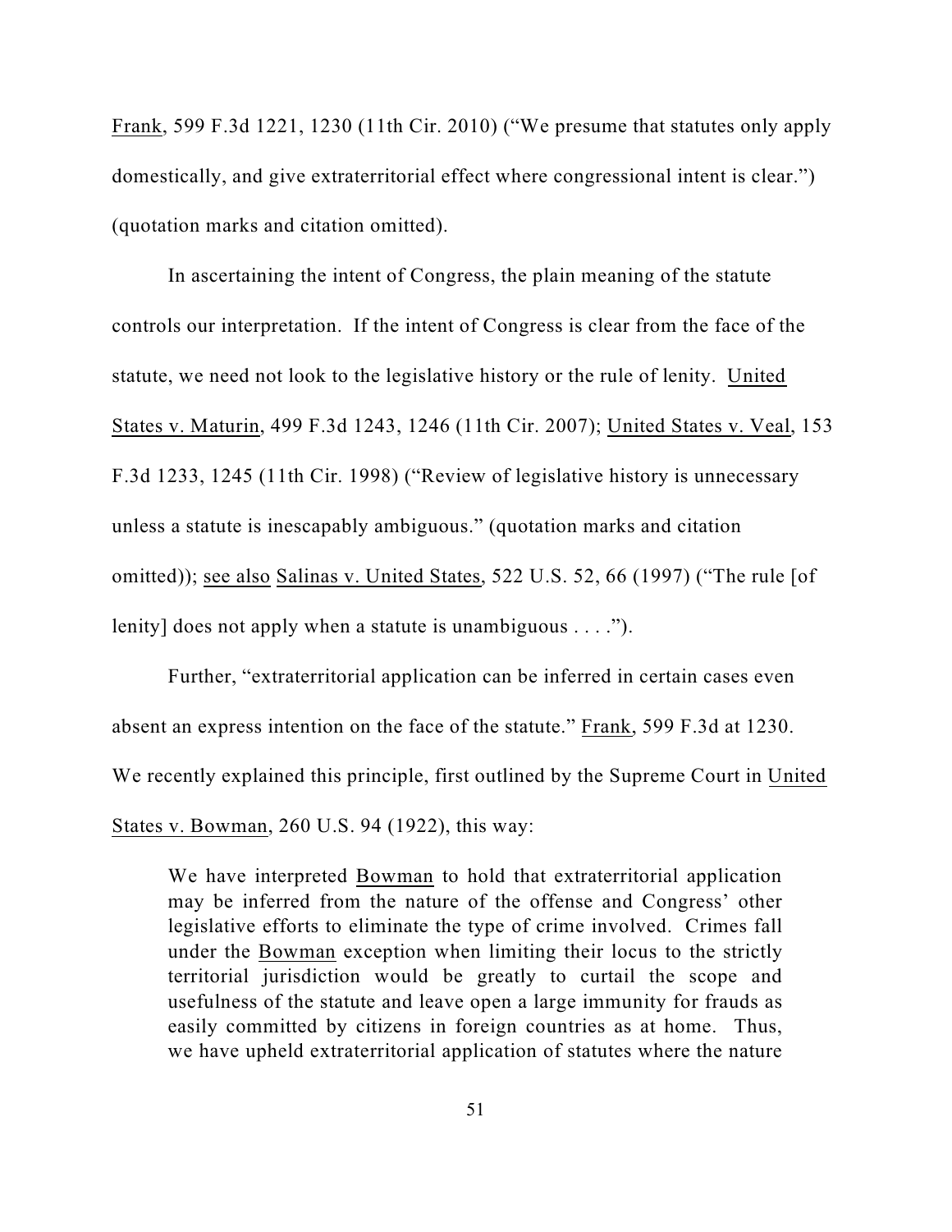Frank, 599 F.3d 1221, 1230 (11th Cir. 2010) ("We presume that statutes only apply domestically, and give extraterritorial effect where congressional intent is clear.") (quotation marks and citation omitted).

In ascertaining the intent of Congress, the plain meaning of the statute controls our interpretation. If the intent of Congress is clear from the face of the statute, we need not look to the legislative history or the rule of lenity. United States v. Maturin, 499 F.3d 1243, 1246 (11th Cir. 2007); United States v. Veal, 153 F.3d 1233, 1245 (11th Cir. 1998) ("Review of legislative history is unnecessary unless a statute is inescapably ambiguous." (quotation marks and citation omitted)); see also Salinas v. United States, 522 U.S. 52, 66 (1997) ("The rule [of lenity] does not apply when a statute is unambiguous . . . .").

Further, "extraterritorial application can be inferred in certain cases even absent an express intention on the face of the statute." Frank, 599 F.3d at 1230. We recently explained this principle, first outlined by the Supreme Court in United States v. Bowman, 260 U.S. 94 (1922), this way:

> We have interpreted Bowman to hold that extraterritorial application may be inferred from the nature of the offense and Congress' other legislative efforts to eliminate the type of crime involved. Crimes fall under the Bowman exception when limiting their locus to the strictly territorial jurisdiction would be greatly to curtail the scope and usefulness of the statute and leave open a large immunity for frauds as easily committed by citizens in foreign countries as at home. Thus, we have upheld extraterritorial application of statutes where the nature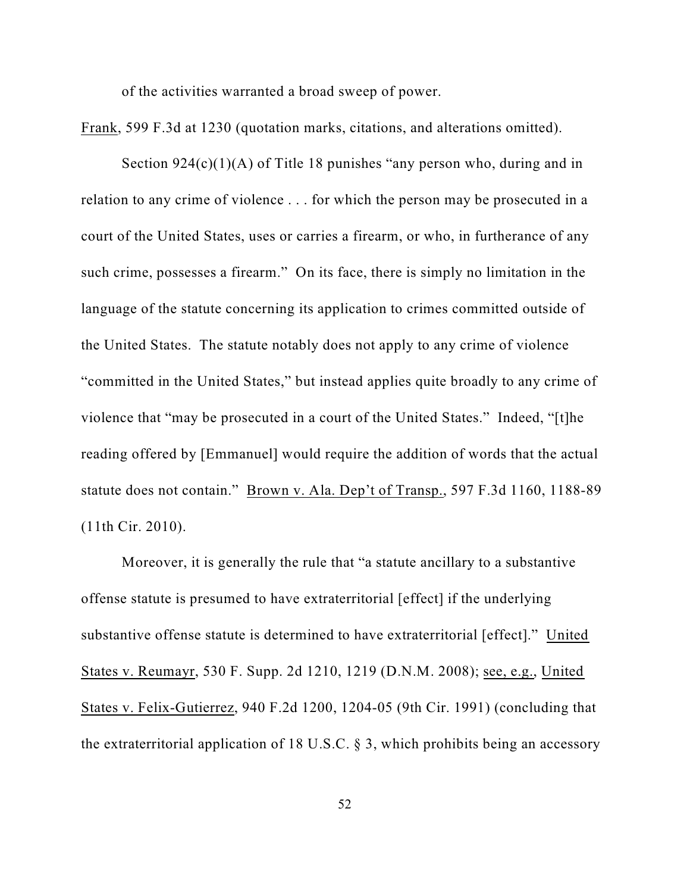of the activities warranted a broad sweep of power.

Frank, 599 F.3d at 1230 (quotation marks, citations, and alterations omitted).

Section 924(c)(1)(A) of Title 18 punishes "any person who, during and in relation to any crime of violence . . . for which the person may be prosecuted in a court of the United States, uses or carries a firearm, or who, in furtherance of any such crime, possesses a firearm." On its face, there is simply no limitation in the language of the statute concerning its application to crimes committed outside of the United States. The statute notably does not apply to any crime of violence "committed in the United States," but instead applies quite broadly to any crime of violence that "may be prosecuted in a court of the United States." Indeed, "[t]he reading offered by [Emmanuel] would require the addition of words that the actual statute does not contain." Brown v. Ala. Dep't of Transp., 597 F.3d 1160, 1188-89 (11th Cir. 2010).

Moreover, it is generally the rule that "a statute ancillary to a substantive offense statute is presumed to have extraterritorial [effect] if the underlying substantive offense statute is determined to have extraterritorial [effect]." United States v. Reumayr, 530 F. Supp. 2d 1210, 1219 (D.N.M. 2008); see, e.g., United States v. Felix-Gutierrez, 940 F.2d 1200, 1204-05 (9th Cir. 1991) (concluding that the extraterritorial application of 18 U.S.C. § 3, which prohibits being an accessory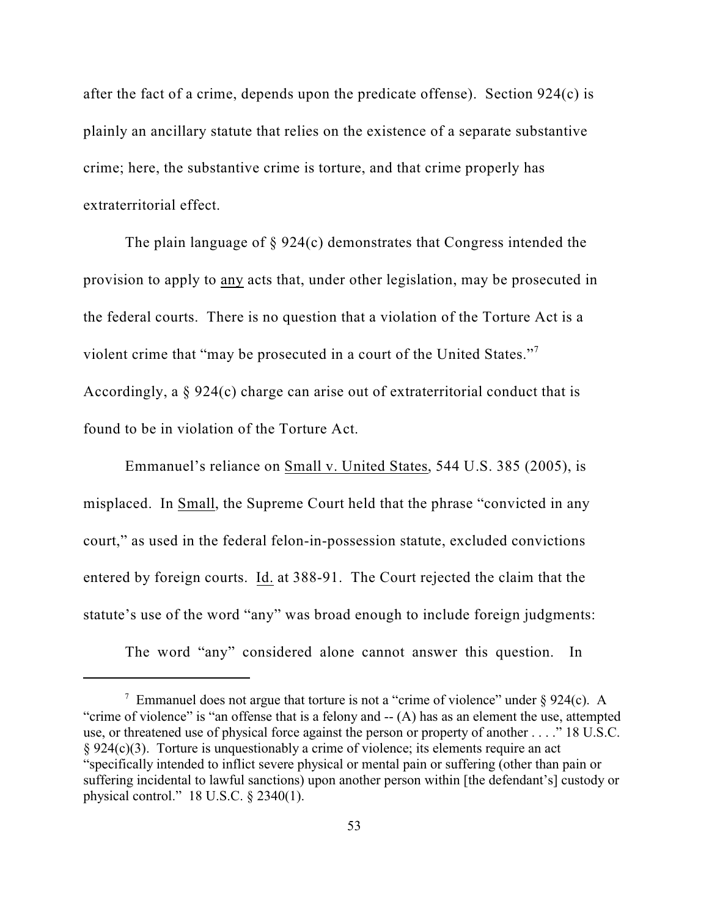after the fact of a crime, depends upon the predicate offense). Section 924(c) is plainly an ancillary statute that relies on the existence of a separate substantive crime; here, the substantive crime is torture, and that crime properly has extraterritorial effect.

The plain language of § 924(c) demonstrates that Congress intended the provision to apply to any acts that, under other legislation, may be prosecuted in the federal courts. There is no question that a violation of the Torture Act is a violent crime that "may be prosecuted in a court of the United States."[7] Accordingly, a § 924(c) charge can arise out of extraterritorial conduct that is found to be in violation of the Torture Act.

Emmanuel's reliance on Small v. United States, 544 U.S. 385 (2005), is misplaced. In Small, the Supreme Court held that the phrase "convicted in any court," as used in the federal felon-in-possession statute, excluded convictions entered by foreign courts. Id. at 388-91. The Court rejected the claim that the statute's use of the word "any" was broad enough to include foreign judgments:

> The word "any" considered alone cannot answer this question. In

[7] Emmanuel does not argue that torture is not a "crime of violence" under § 924(c). A "crime of violence" is "an offense that is a felony and -- (A) has as an element the use, attempted use, or threatened use of physical force against the person or property of another . . . ." 18 U.S.C. § 924(c)(3). Torture is unquestionably a crime of violence; its elements require an act "specifically intended to inflict severe physical or mental pain or suffering (other than pain or suffering incidental to lawful sanctions) upon another person within [the defendant's] custody or physical control." 18 U.S.C. § 2340(1).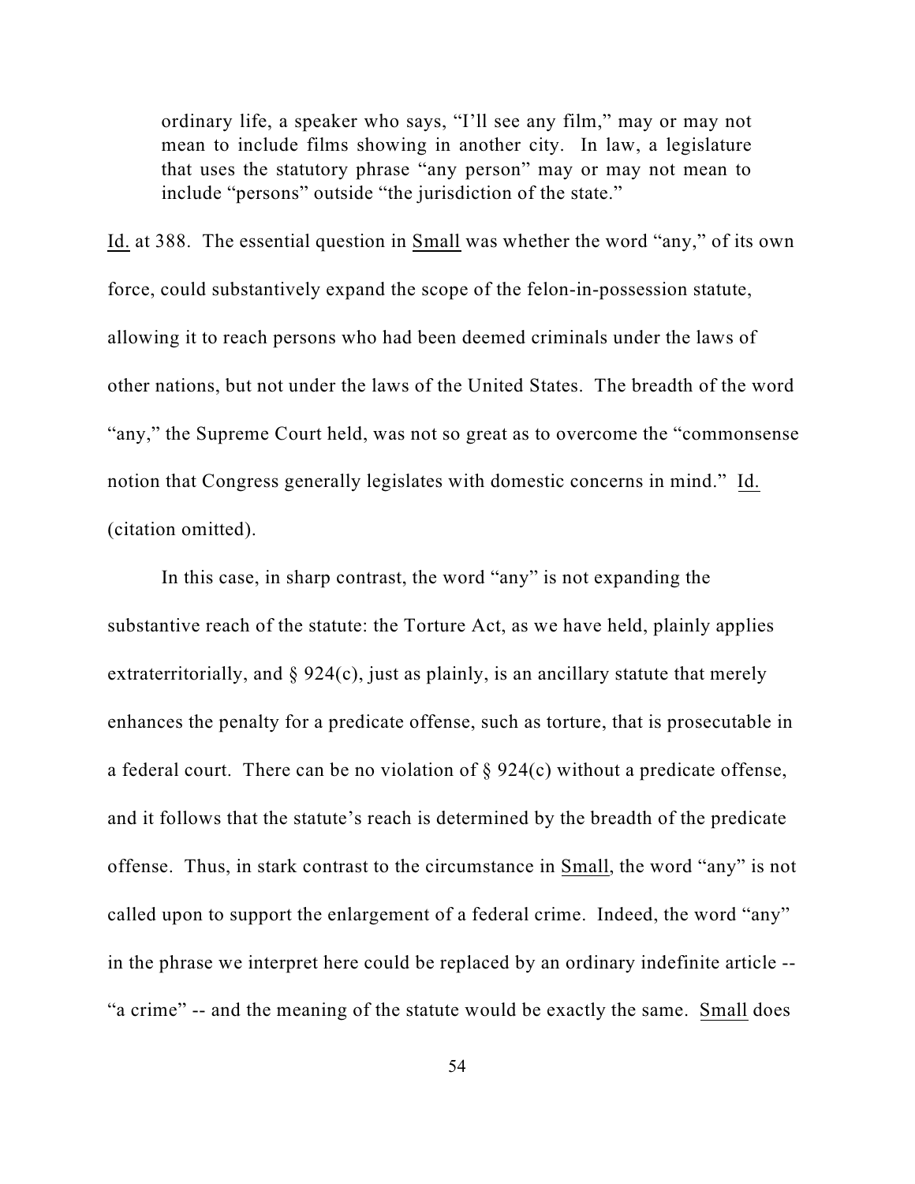> ordinary life, a speaker who says, "I'll see any film," may or may not mean to include films showing in another city. In law, a legislature that uses the statutory phrase "any person" may or may not mean to include "persons" outside "the jurisdiction of the state."

Id. at 388. The essential question in Small was whether the word "any," of its own force, could substantively expand the scope of the felon-in-possession statute, allowing it to reach persons who had been deemed criminals under the laws of other nations, but not under the laws of the United States. The breadth of the word "any," the Supreme Court held, was not so great as to overcome the "commonsense notion that Congress generally legislates with domestic concerns in mind." Id. (citation omitted).

In this case, in sharp contrast, the word "any" is not expanding the substantive reach of the statute: the Torture Act, as we have held, plainly applies extraterritorially, and § 924(c), just as plainly, is an ancillary statute that merely enhances the penalty for a predicate offense, such as torture, that is prosecutable in a federal court. There can be no violation of § 924(c) without a predicate offense, and it follows that the statute's reach is determined by the breadth of the predicate offense. Thus, in stark contrast to the circumstance in Small, the word "any" is not called upon to support the enlargement of a federal crime. Indeed, the word "any" in the phrase we interpret here could be replaced by an ordinary indefinite article -- "a crime" -- and the meaning of the statute would be exactly the same. Small does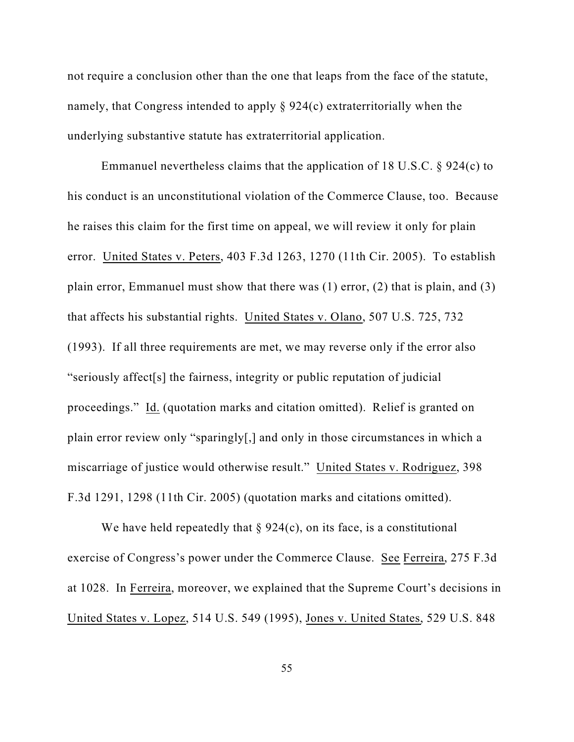not require a conclusion other than the one that leaps from the face of the statute, namely, that Congress intended to apply § 924(c) extraterritorially when the underlying substantive statute has extraterritorial application.

Emmanuel nevertheless claims that the application of 18 U.S.C. § 924(c) to his conduct is an unconstitutional violation of the Commerce Clause, too. Because he raises this claim for the first time on appeal, we will review it only for plain error. United States v. Peters, 403 F.3d 1263, 1270 (11th Cir. 2005). To establish plain error, Emmanuel must show that there was (1) error, (2) that is plain, and (3) that affects his substantial rights. United States v. Olano, 507 U.S. 725, 732 (1993). If all three requirements are met, we may reverse only if the error also "seriously affect[s] the fairness, integrity or public reputation of judicial proceedings." Id. (quotation marks and citation omitted). Relief is granted on plain error review only "sparingly[,] and only in those circumstances in which a miscarriage of justice would otherwise result." United States v. Rodriguez, 398 F.3d 1291, 1298 (11th Cir. 2005) (quotation marks and citations omitted).

We have held repeatedly that § 924(c), on its face, is a constitutional exercise of Congress's power under the Commerce Clause. See Ferreira, 275 F.3d at 1028. In Ferreira, moreover, we explained that the Supreme Court's decisions in United States v. Lopez, 514 U.S. 549 (1995), Jones v. United States, 529 U.S. 848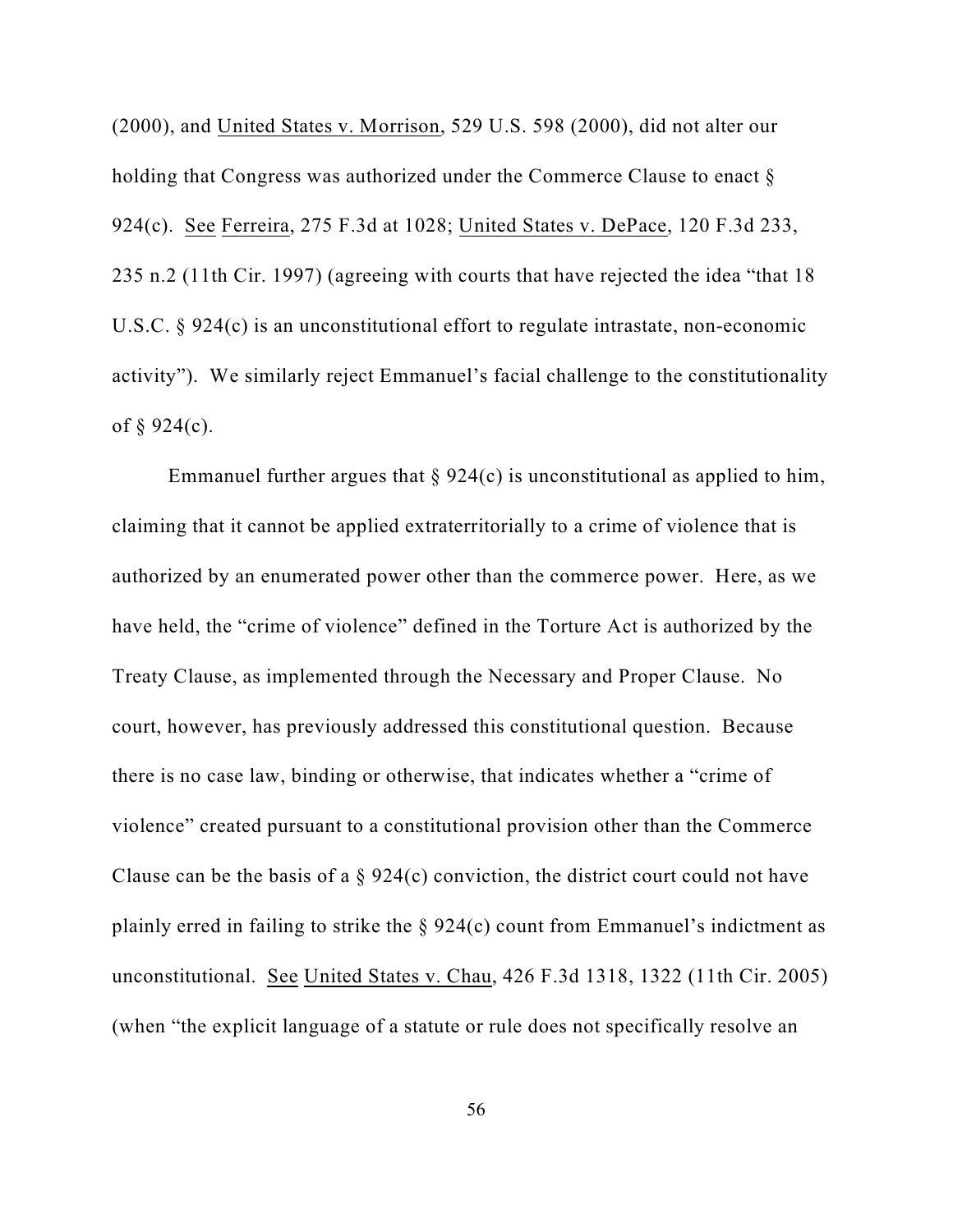(2000), and United States v. Morrison, 529 U.S. 598 (2000), did not alter our holding that Congress was authorized under the Commerce Clause to enact § 924(c). See Ferreira, 275 F.3d at 1028; United States v. DePace, 120 F.3d 233, 235 n.2 (11th Cir. 1997) (agreeing with courts that have rejected the idea "that 18 U.S.C. § 924(c) is an unconstitutional effort to regulate intrastate, non-economic activity"). We similarly reject Emmanuel's facial challenge to the constitutionality of § 924(c).

Emmanuel further argues that § 924(c) is unconstitutional as applied to him, claiming that it cannot be applied extraterritorially to a crime of violence that is authorized by an enumerated power other than the commerce power. Here, as we have held, the "crime of violence" defined in the Torture Act is authorized by the Treaty Clause, as implemented through the Necessary and Proper Clause. No court, however, has previously addressed this constitutional question. Because there is no case law, binding or otherwise, that indicates whether a "crime of violence" created pursuant to a constitutional provision other than the Commerce Clause can be the basis of a § 924(c) conviction, the district court could not have plainly erred in failing to strike the § 924(c) count from Emmanuel's indictment as unconstitutional. See United States v. Chau, 426 F.3d 1318, 1322 (11th Cir. 2005) (when "the explicit language of a statute or rule does not specifically resolve an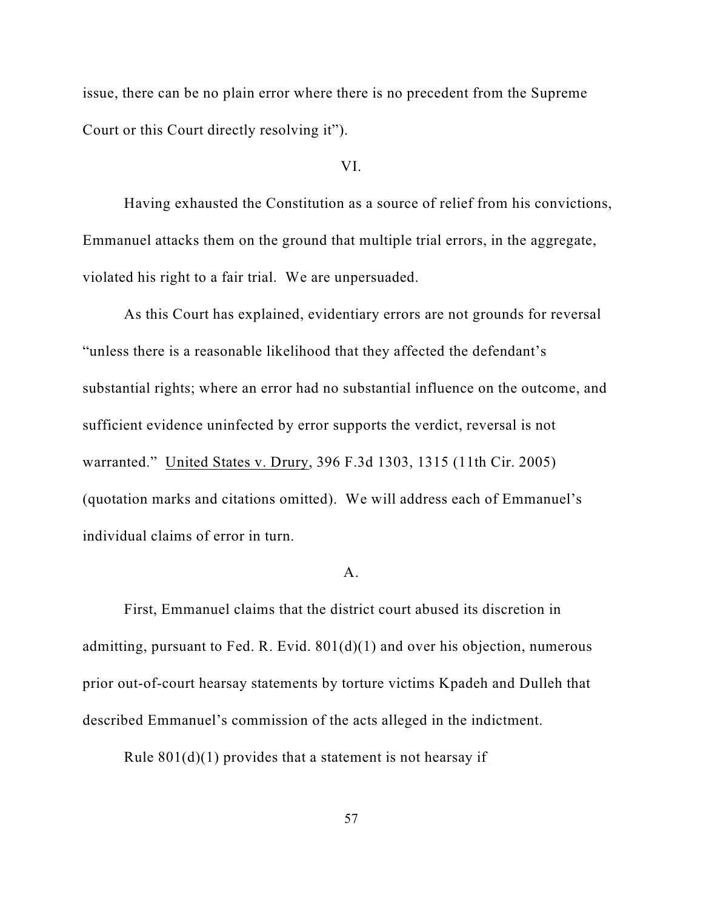issue, there can be no plain error where there is no precedent from the Supreme Court or this Court directly resolving it").

VI.

Having exhausted the Constitution as a source of relief from his convictions, Emmanuel attacks them on the ground that multiple trial errors, in the aggregate, violated his right to a fair trial. We are unpersuaded.

As this Court has explained, evidentiary errors are not grounds for reversal "unless there is a reasonable likelihood that they affected the defendant's substantial rights; where an error had no substantial influence on the outcome, and sufficient evidence uninfected by error supports the verdict, reversal is not warranted." United States v. Drury, 396 F.3d 1303, 1315 (11th Cir. 2005) (quotation marks and citations omitted). We will address each of Emmanuel's individual claims of error in turn.

A.

First, Emmanuel claims that the district court abused its discretion in admitting, pursuant to Fed. R. Evid. 801(d)(1) and over his objection, numerous prior out-of-court hearsay statements by torture victims Kpadeh and Dulleh that described Emmanuel's commission of the acts alleged in the indictment.

Rule 801(d)(1) provides that a statement is not hearsay if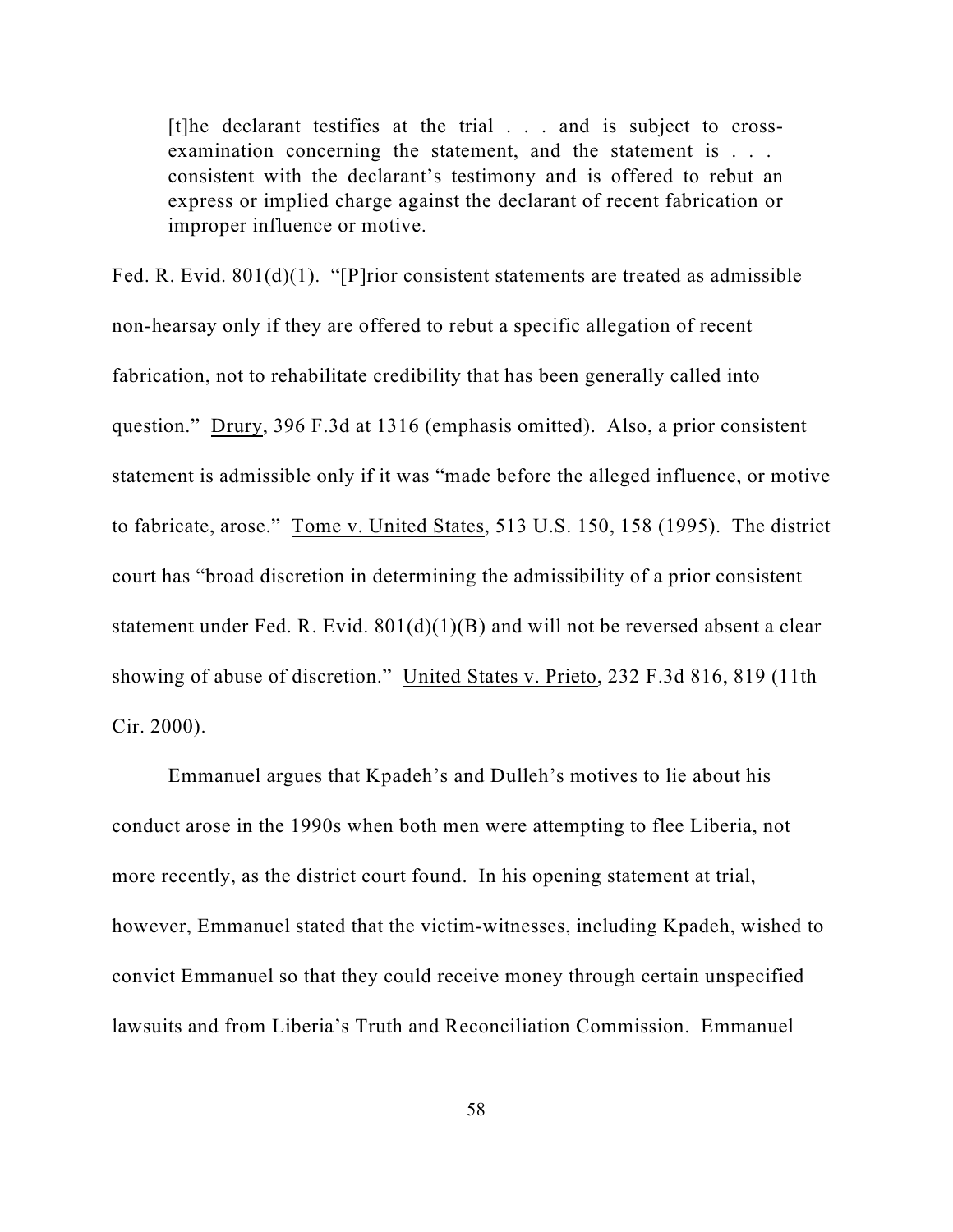> [t]he declarant testifies at the trial . . . and is subject to cross-examination concerning the statement, and the statement is . . . consistent with the declarant's testimony and is offered to rebut an express or implied charge against the declarant of recent fabrication or improper influence or motive.

Fed. R. Evid. 801(d)(1). "[P]rior consistent statements are treated as admissible non-hearsay only if they are offered to rebut a specific allegation of recent fabrication, not to rehabilitate credibility that has been generally called into question." Drury, 396 F.3d at 1316 (emphasis omitted). Also, a prior consistent statement is admissible only if it was "made before the alleged influence, or motive to fabricate, arose." Tome v. United States, 513 U.S. 150, 158 (1995). The district court has "broad discretion in determining the admissibility of a prior consistent statement under Fed. R. Evid. 801(d)(1)(B) and will not be reversed absent a clear showing of abuse of discretion." United States v. Prieto, 232 F.3d 816, 819 (11th Cir. 2000).

Emmanuel argues that Kpadeh's and Dulleh's motives to lie about his conduct arose in the 1990s when both men were attempting to flee Liberia, not more recently, as the district court found. In his opening statement at trial, however, Emmanuel stated that the victim-witnesses, including Kpadeh, wished to convict Emmanuel so that they could receive money through certain unspecified lawsuits and from Liberia's Truth and Reconciliation Commission. Emmanuel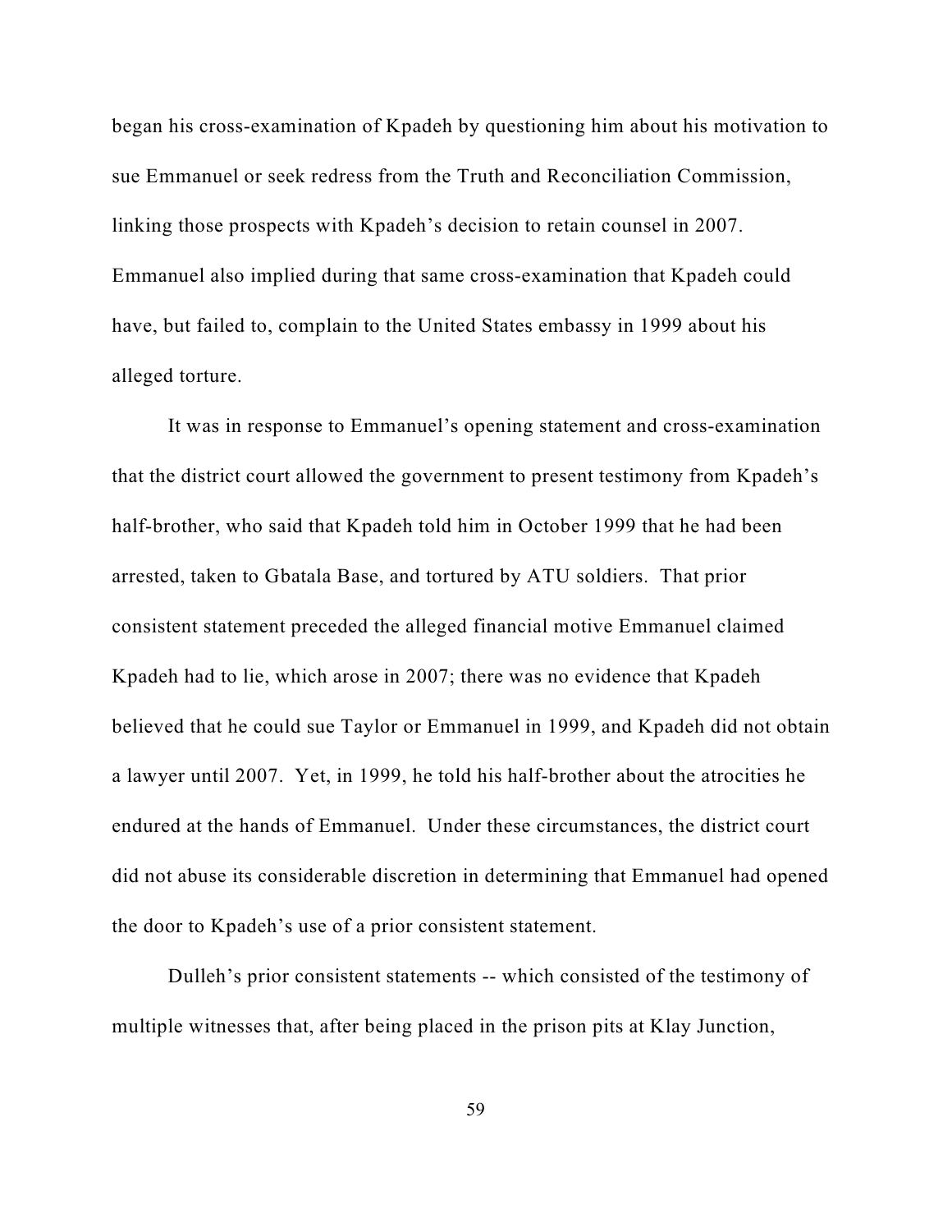began his cross-examination of Kpadeh by questioning him about his motivation to sue Emmanuel or seek redress from the Truth and Reconciliation Commission, linking those prospects with Kpadeh's decision to retain counsel in 2007. Emmanuel also implied during that same cross-examination that Kpadeh could have, but failed to, complain to the United States embassy in 1999 about his alleged torture.

It was in response to Emmanuel's opening statement and cross-examination that the district court allowed the government to present testimony from Kpadeh's half-brother, who said that Kpadeh told him in October 1999 that he had been arrested, taken to Gbatala Base, and tortured by ATU soldiers. That prior consistent statement preceded the alleged financial motive Emmanuel claimed Kpadeh had to lie, which arose in 2007; there was no evidence that Kpadeh believed that he could sue Taylor or Emmanuel in 1999, and Kpadeh did not obtain a lawyer until 2007. Yet, in 1999, he told his half-brother about the atrocities he endured at the hands of Emmanuel. Under these circumstances, the district court did not abuse its considerable discretion in determining that Emmanuel had opened the door to Kpadeh's use of a prior consistent statement.

Dulleh's prior consistent statements -- which consisted of the testimony of multiple witnesses that, after being placed in the prison pits at Klay Junction,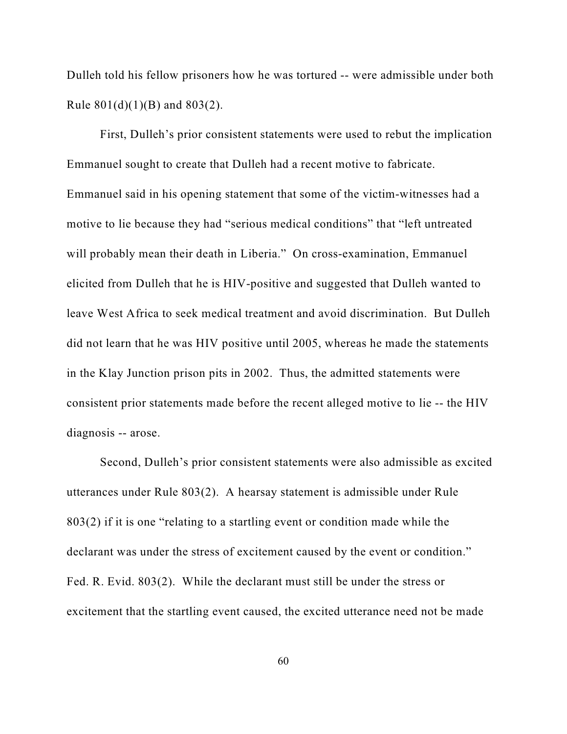Dulleh told his fellow prisoners how he was tortured -- were admissible under both Rule 801(d)(1)(B) and 803(2).

First, Dulleh's prior consistent statements were used to rebut the implication Emmanuel sought to create that Dulleh had a recent motive to fabricate. Emmanuel said in his opening statement that some of the victim-witnesses had a motive to lie because they had "serious medical conditions" that "left untreated will probably mean their death in Liberia." On cross-examination, Emmanuel elicited from Dulleh that he is HIV-positive and suggested that Dulleh wanted to leave West Africa to seek medical treatment and avoid discrimination. But Dulleh did not learn that he was HIV positive until 2005, whereas he made the statements in the Klay Junction prison pits in 2002. Thus, the admitted statements were consistent prior statements made before the recent alleged motive to lie -- the HIV diagnosis -- arose.

Second, Dulleh's prior consistent statements were also admissible as excited utterances under Rule 803(2). A hearsay statement is admissible under Rule 803(2) if it is one "relating to a startling event or condition made while the declarant was under the stress of excitement caused by the event or condition." Fed. R. Evid. 803(2). While the declarant must still be under the stress or excitement that the startling event caused, the excited utterance need not be made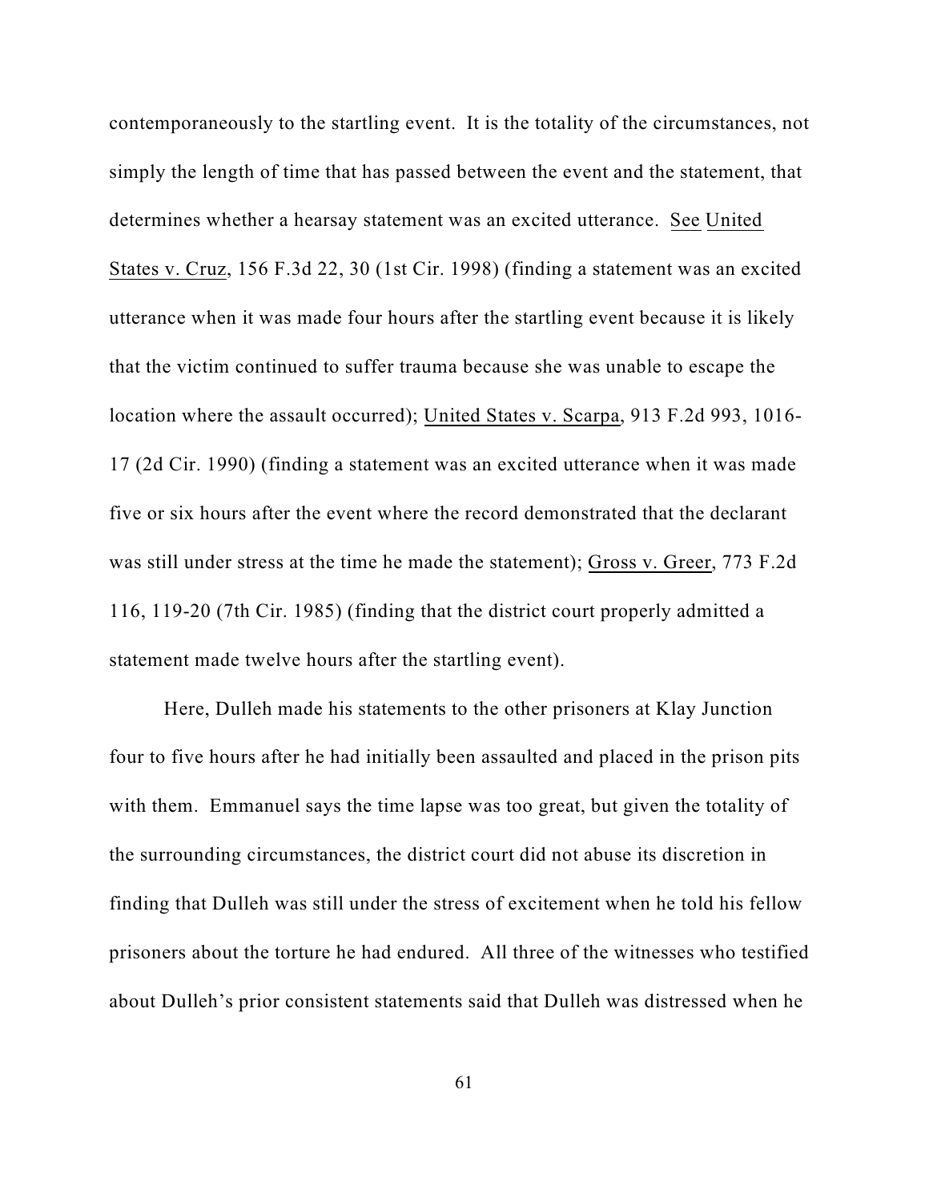contemporaneously to the startling event. It is the totality of the circumstances, not simply the length of time that has passed between the event and the statement, that determines whether a hearsay statement was an excited utterance. See United States v. Cruz, 156 F.3d 22, 30 (1st Cir. 1998) (finding a statement was an excited utterance when it was made four hours after the startling event because it is likely that the victim continued to suffer trauma because she was unable to escape the location where the assault occurred); United States v. Scarpa, 913 F.2d 993, 1016-17 (2d Cir. 1990) (finding a statement was an excited utterance when it was made five or six hours after the event where the record demonstrated that the declarant was still under stress at the time he made the statement); Gross v. Greer, 773 F.2d 116, 119-20 (7th Cir. 1985) (finding that the district court properly admitted a statement made twelve hours after the startling event).

Here, Dulleh made his statements to the other prisoners at Klay Junction four to five hours after he had initially been assaulted and placed in the prison pits with them. Emmanuel says the time lapse was too great, but given the totality of the surrounding circumstances, the district court did not abuse its discretion in finding that Dulleh was still under the stress of excitement when he told his fellow prisoners about the torture he had endured. All three of the witnesses who testified about Dulleh's prior consistent statements said that Dulleh was distressed when he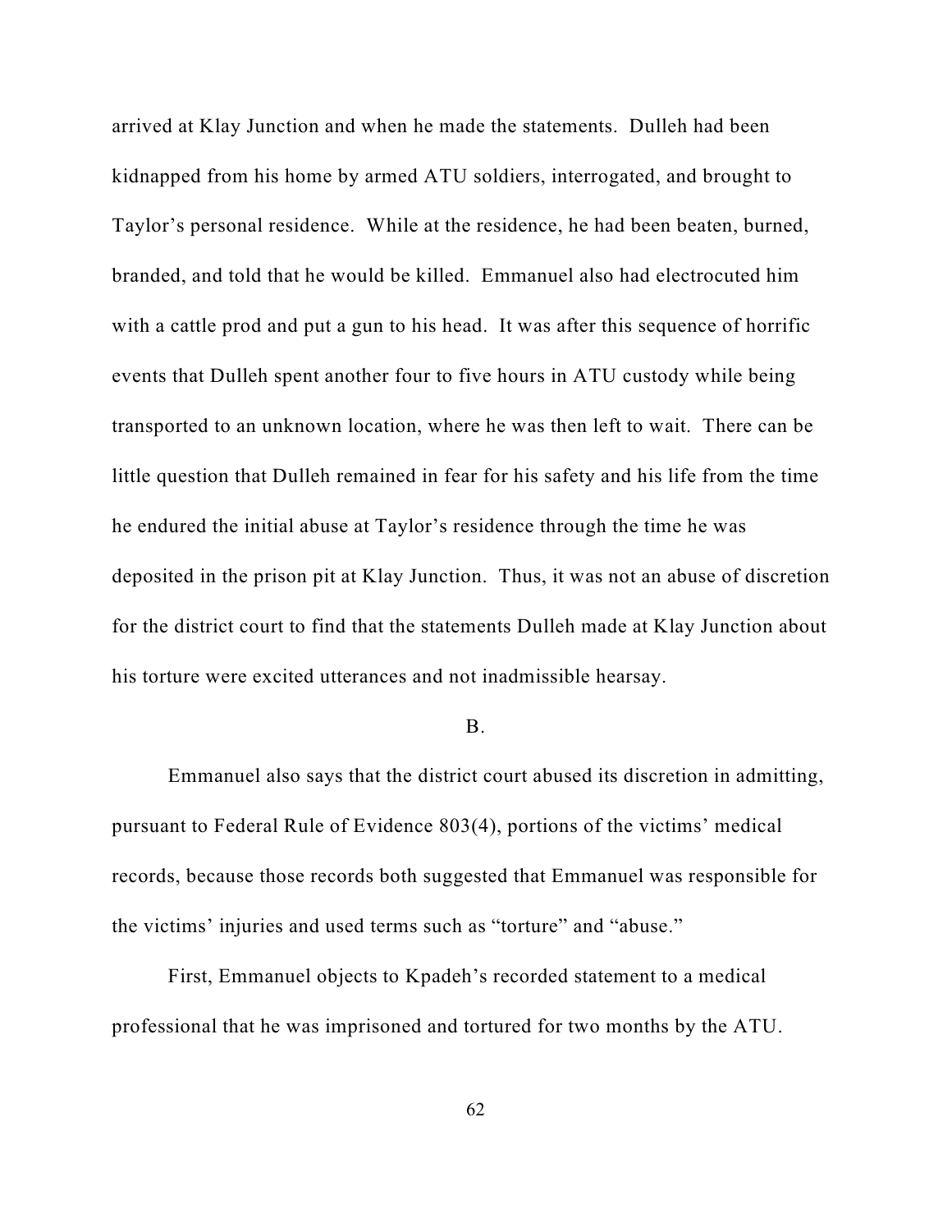arrived at Klay Junction and when he made the statements. Dulleh had been kidnapped from his home by armed ATU soldiers, interrogated, and brought to Taylor's personal residence. While at the residence, he had been beaten, burned, branded, and told that he would be killed. Emmanuel also had electrocuted him with a cattle prod and put a gun to his head. It was after this sequence of horrific events that Dulleh spent another four to five hours in ATU custody while being transported to an unknown location, where he was then left to wait. There can be little question that Dulleh remained in fear for his safety and his life from the time he endured the initial abuse at Taylor's residence through the time he was deposited in the prison pit at Klay Junction. Thus, it was not an abuse of discretion for the district court to find that the statements Dulleh made at Klay Junction about his torture were excited utterances and not inadmissible hearsay.

B.

Emmanuel also says that the district court abused its discretion in admitting, pursuant to Federal Rule of Evidence 803(4), portions of the victims' medical records, because those records both suggested that Emmanuel was responsible for the victims' injuries and used terms such as "torture" and "abuse."

First, Emmanuel objects to Kpadeh's recorded statement to a medical professional that he was imprisoned and tortured for two months by the ATU.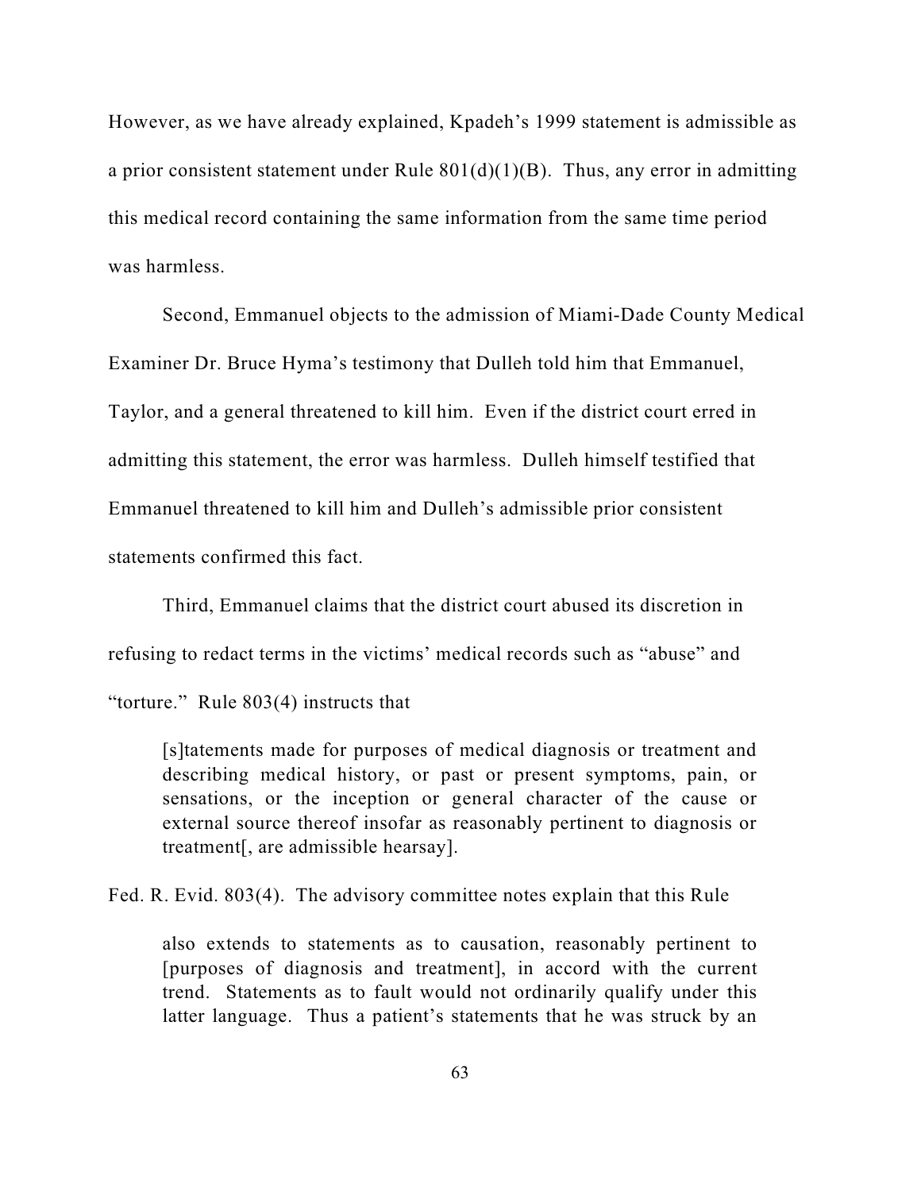However, as we have already explained, Kpadeh's 1999 statement is admissible as a prior consistent statement under Rule 801(d)(1)(B). Thus, any error in admitting this medical record containing the same information from the same time period was harmless.

Second, Emmanuel objects to the admission of Miami-Dade County Medical Examiner Dr. Bruce Hyma's testimony that Dulleh told him that Emmanuel, Taylor, and a general threatened to kill him. Even if the district court erred in admitting this statement, the error was harmless. Dulleh himself testified that Emmanuel threatened to kill him and Dulleh's admissible prior consistent statements confirmed this fact.

Third, Emmanuel claims that the district court abused its discretion in refusing to redact terms in the victims' medical records such as "abuse" and "torture." Rule 803(4) instructs that

> [s]tatements made for purposes of medical diagnosis or treatment and describing medical history, or past or present symptoms, pain, or sensations, or the inception or general character of the cause or external source thereof insofar as reasonably pertinent to diagnosis or treatment[, are admissible hearsay].

Fed. R. Evid. 803(4). The advisory committee notes explain that this Rule

> also extends to statements as to causation, reasonably pertinent to [purposes of diagnosis and treatment], in accord with the current trend. Statements as to fault would not ordinarily qualify under this latter language. Thus a patient's statements that he was struck by an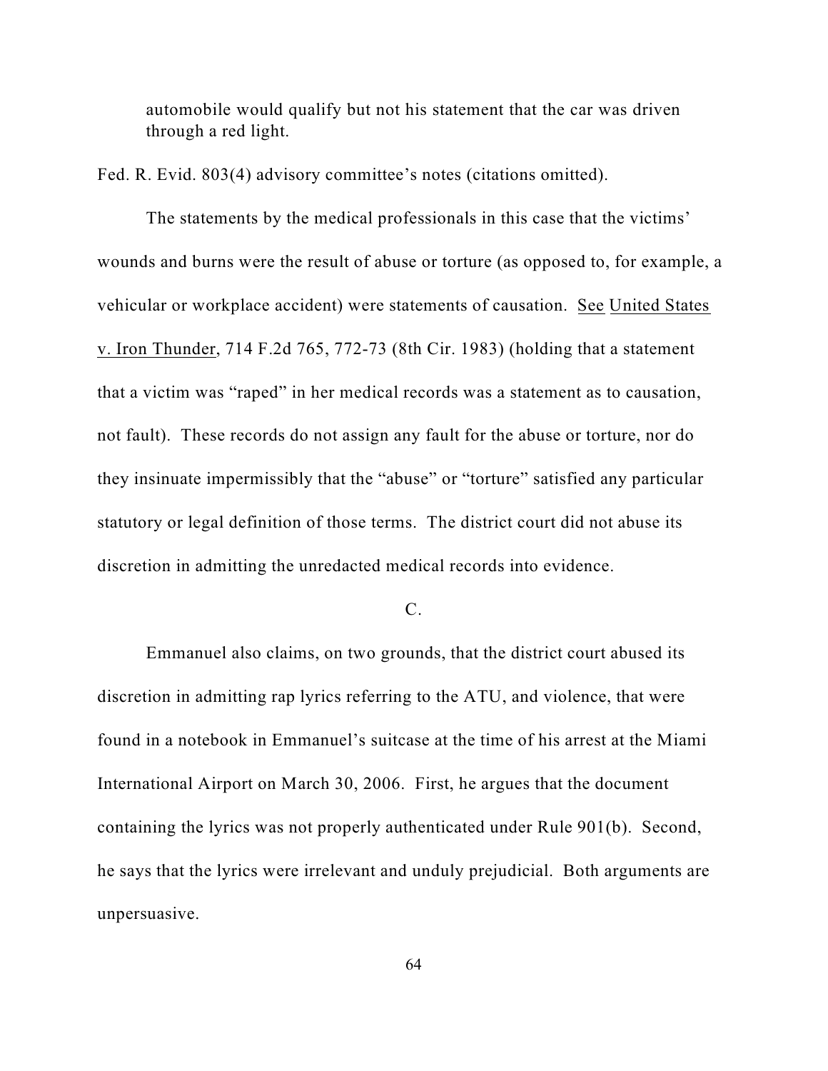automobile would qualify but not his statement that the car was driven through a red light.

Fed. R. Evid. 803(4) advisory committee's notes (citations omitted).

The statements by the medical professionals in this case that the victims' wounds and burns were the result of abuse or torture (as opposed to, for example, a vehicular or workplace accident) were statements of causation. See United States v. Iron Thunder, 714 F.2d 765, 772-73 (8th Cir. 1983) (holding that a statement that a victim was "raped" in her medical records was a statement as to causation, not fault). These records do not assign any fault for the abuse or torture, nor do they insinuate impermissibly that the "abuse" or "torture" satisfied any particular statutory or legal definition of those terms. The district court did not abuse its discretion in admitting the unredacted medical records into evidence.

C.

Emmanuel also claims, on two grounds, that the district court abused its discretion in admitting rap lyrics referring to the ATU, and violence, that were found in a notebook in Emmanuel's suitcase at the time of his arrest at the Miami International Airport on March 30, 2006. First, he argues that the document containing the lyrics was not properly authenticated under Rule 901(b). Second, he says that the lyrics were irrelevant and unduly prejudicial. Both arguments are unpersuasive.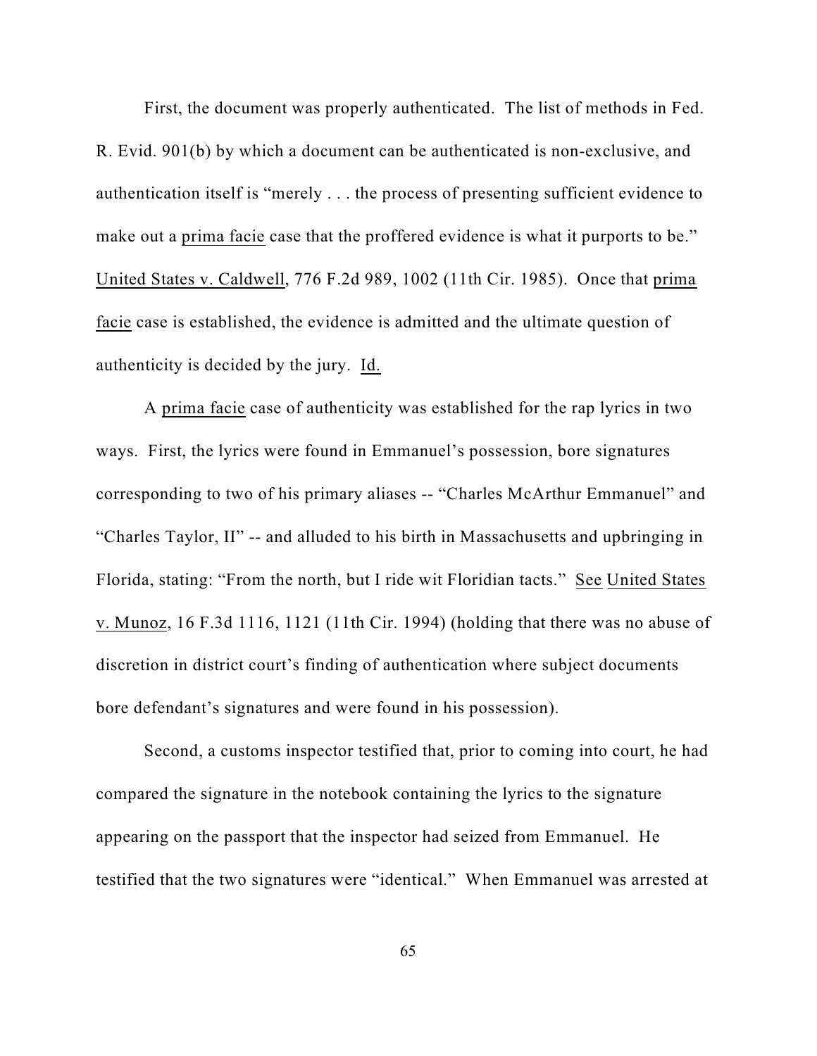First, the document was properly authenticated. The list of methods in Fed. R. Evid. 901(b) by which a document can be authenticated is non-exclusive, and authentication itself is "merely . . . the process of presenting sufficient evidence to make out a prima facie case that the proffered evidence is what it purports to be." United States v. Caldwell, 776 F.2d 989, 1002 (11th Cir. 1985). Once that prima facie case is established, the evidence is admitted and the ultimate question of authenticity is decided by the jury. Id.

A prima facie case of authenticity was established for the rap lyrics in two ways. First, the lyrics were found in Emmanuel's possession, bore signatures corresponding to two of his primary aliases -- "Charles McArthur Emmanuel" and "Charles Taylor, II" -- and alluded to his birth in Massachusetts and upbringing in Florida, stating: "From the north, but I ride wit Floridian tacts." See United States v. Munoz, 16 F.3d 1116, 1121 (11th Cir. 1994) (holding that there was no abuse of discretion in district court's finding of authentication where subject documents bore defendant's signatures and were found in his possession).

Second, a customs inspector testified that, prior to coming into court, he had compared the signature in the notebook containing the lyrics to the signature appearing on the passport that the inspector had seized from Emmanuel. He testified that the two signatures were "identical." When Emmanuel was arrested at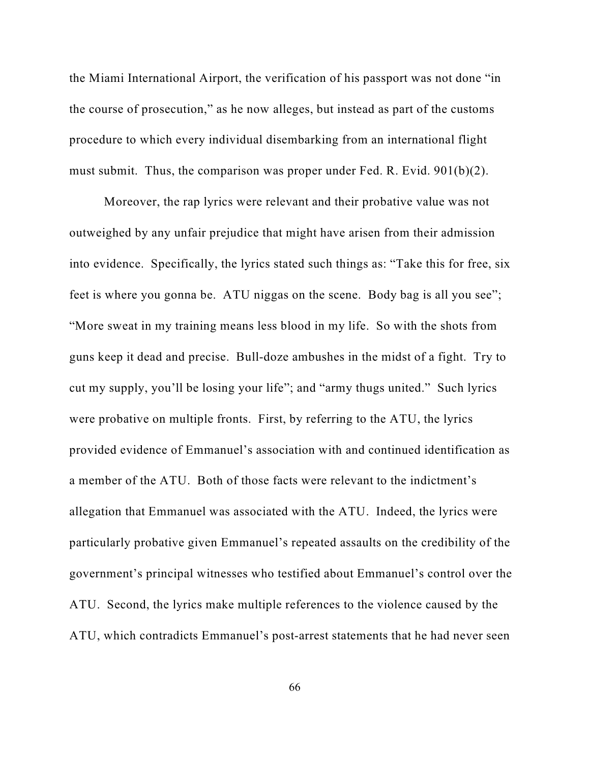the Miami International Airport, the verification of his passport was not done "in the course of prosecution," as he now alleges, but instead as part of the customs procedure to which every individual disembarking from an international flight must submit. Thus, the comparison was proper under Fed. R. Evid. 901(b)(2).

Moreover, the rap lyrics were relevant and their probative value was not outweighed by any unfair prejudice that might have arisen from their admission into evidence. Specifically, the lyrics stated such things as: "Take this for free, six feet is where you gonna be. ATU niggas on the scene. Body bag is all you see"; "More sweat in my training means less blood in my life. So with the shots from guns keep it dead and precise. Bull-doze ambushes in the midst of a fight. Try to cut my supply, you'll be losing your life"; and "army thugs united." Such lyrics were probative on multiple fronts. First, by referring to the ATU, the lyrics provided evidence of Emmanuel's association with and continued identification as a member of the ATU. Both of those facts were relevant to the indictment's allegation that Emmanuel was associated with the ATU. Indeed, the lyrics were particularly probative given Emmanuel's repeated assaults on the credibility of the government's principal witnesses who testified about Emmanuel's control over the ATU. Second, the lyrics make multiple references to the violence caused by the ATU, which contradicts Emmanuel's post-arrest statements that he had never seen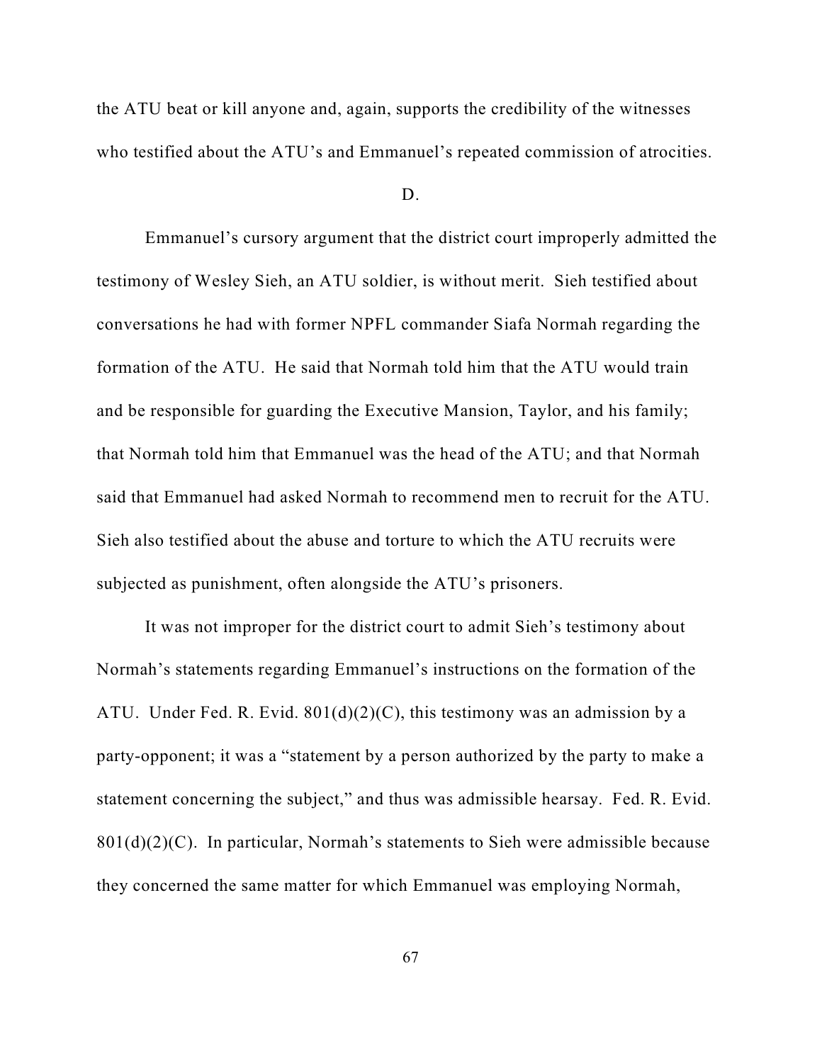the ATU beat or kill anyone and, again, supports the credibility of the witnesses who testified about the ATU's and Emmanuel's repeated commission of atrocities.

D.

Emmanuel's cursory argument that the district court improperly admitted the testimony of Wesley Sieh, an ATU soldier, is without merit. Sieh testified about conversations he had with former NPFL commander Siafa Normah regarding the formation of the ATU. He said that Normah told him that the ATU would train and be responsible for guarding the Executive Mansion, Taylor, and his family; that Normah told him that Emmanuel was the head of the ATU; and that Normah said that Emmanuel had asked Normah to recommend men to recruit for the ATU. Sieh also testified about the abuse and torture to which the ATU recruits were subjected as punishment, often alongside the ATU's prisoners.

It was not improper for the district court to admit Sieh's testimony about Normah's statements regarding Emmanuel's instructions on the formation of the ATU. Under Fed. R. Evid. 801(d)(2)(C), this testimony was an admission by a party-opponent; it was a "statement by a person authorized by the party to make a statement concerning the subject," and thus was admissible hearsay. Fed. R. Evid. 801(d)(2)(C). In particular, Normah's statements to Sieh were admissible because they concerned the same matter for which Emmanuel was employing Normah,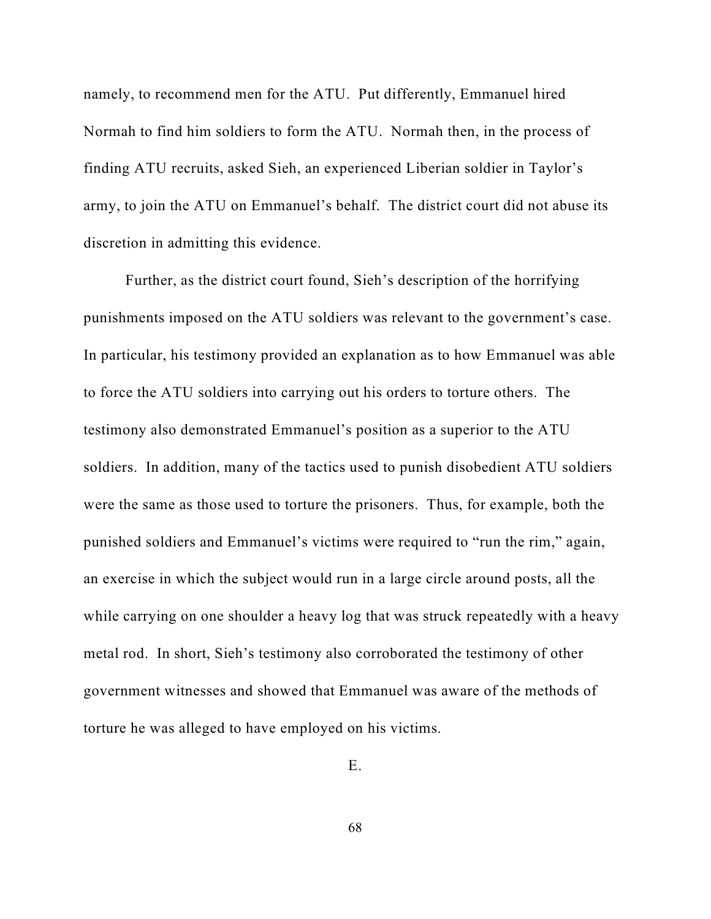namely, to recommend men for the ATU. Put differently, Emmanuel hired Normah to find him soldiers to form the ATU. Normah then, in the process of finding ATU recruits, asked Sieh, an experienced Liberian soldier in Taylor's army, to join the ATU on Emmanuel's behalf. The district court did not abuse its discretion in admitting this evidence.

Further, as the district court found, Sieh's description of the horrifying punishments imposed on the ATU soldiers was relevant to the government's case. In particular, his testimony provided an explanation as to how Emmanuel was able to force the ATU soldiers into carrying out his orders to torture others. The testimony also demonstrated Emmanuel's position as a superior to the ATU soldiers. In addition, many of the tactics used to punish disobedient ATU soldiers were the same as those used to torture the prisoners. Thus, for example, both the punished soldiers and Emmanuel's victims were required to "run the rim," again, an exercise in which the subject would run in a large circle around posts, all the while carrying on one shoulder a heavy log that was struck repeatedly with a heavy metal rod. In short, Sieh's testimony also corroborated the testimony of other government witnesses and showed that Emmanuel was aware of the methods of torture he was alleged to have employed on his victims.

E.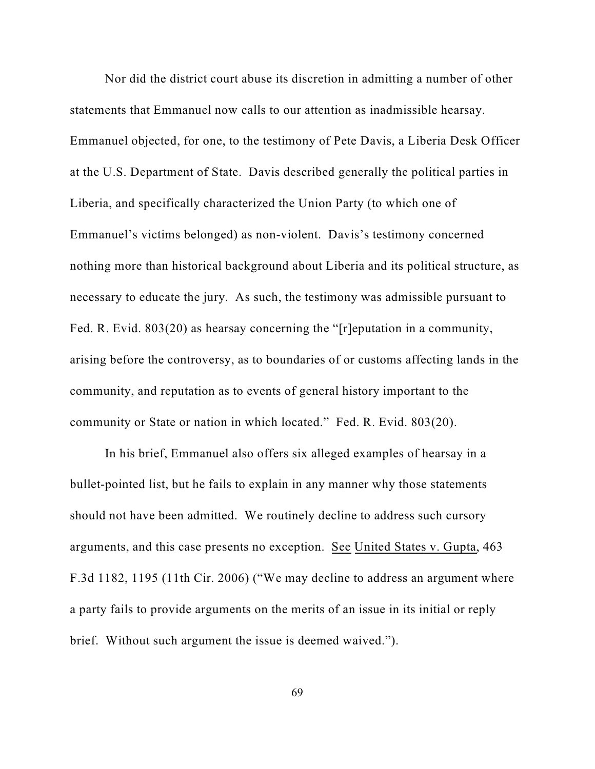Nor did the district court abuse its discretion in admitting a number of other statements that Emmanuel now calls to our attention as inadmissible hearsay. Emmanuel objected, for one, to the testimony of Pete Davis, a Liberia Desk Officer at the U.S. Department of State. Davis described generally the political parties in Liberia, and specifically characterized the Union Party (to which one of Emmanuel's victims belonged) as non-violent. Davis's testimony concerned nothing more than historical background about Liberia and its political structure, as necessary to educate the jury. As such, the testimony was admissible pursuant to Fed. R. Evid. 803(20) as hearsay concerning the "[r]eputation in a community, arising before the controversy, as to boundaries of or customs affecting lands in the community, and reputation as to events of general history important to the community or State or nation in which located." Fed. R. Evid. 803(20).

In his brief, Emmanuel also offers six alleged examples of hearsay in a bullet-pointed list, but he fails to explain in any manner why those statements should not have been admitted. We routinely decline to address such cursory arguments, and this case presents no exception. See United States v. Gupta, 463 F.3d 1182, 1195 (11th Cir. 2006) ("We may decline to address an argument where a party fails to provide arguments on the merits of an issue in its initial or reply brief. Without such argument the issue is deemed waived.").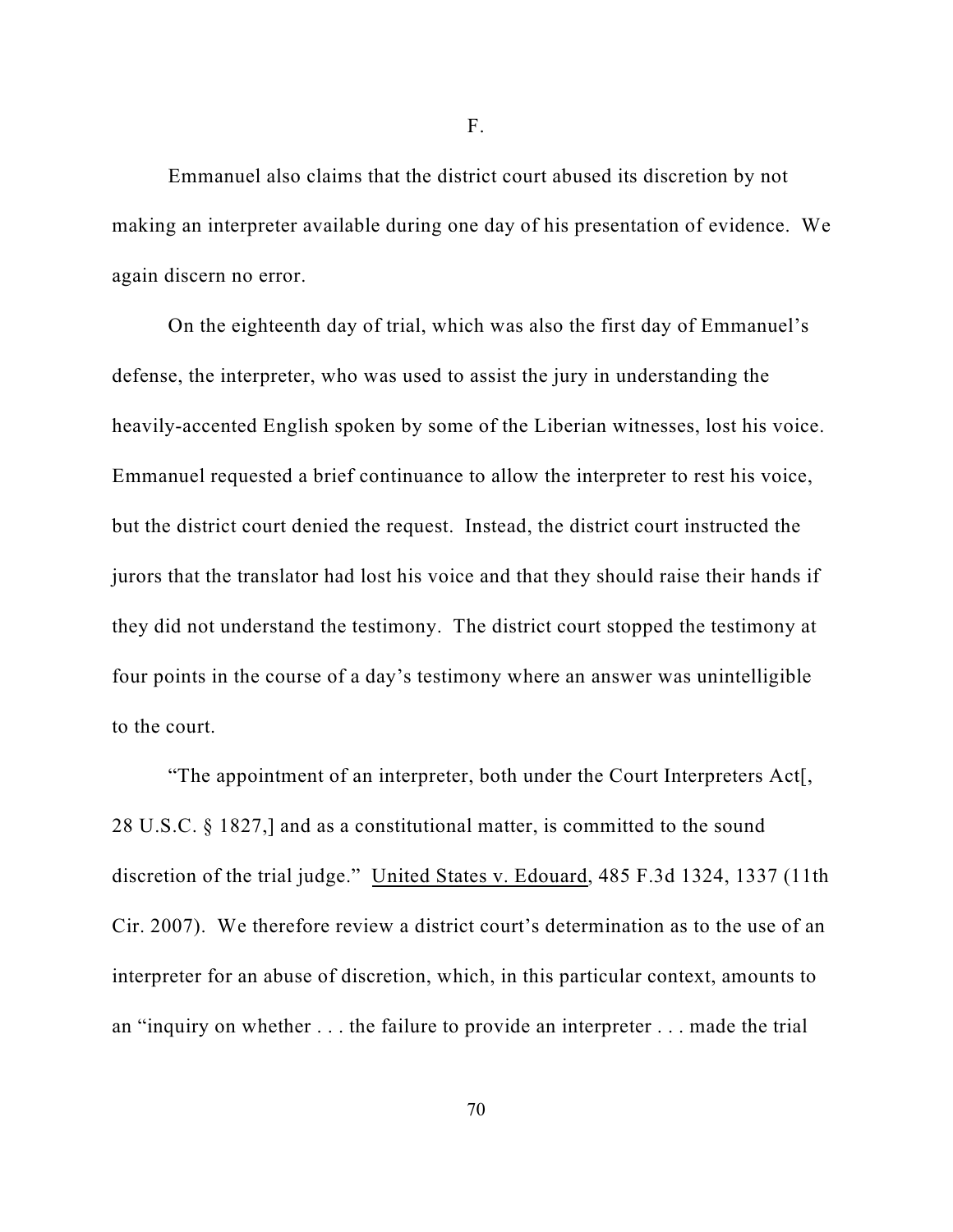### F.

Emmanuel also claims that the district court abused its discretion by not making an interpreter available during one day of his presentation of evidence. We again discern no error.

On the eighteenth day of trial, which was also the first day of Emmanuel's defense, the interpreter, who was used to assist the jury in understanding the heavily-accented English spoken by some of the Liberian witnesses, lost his voice. Emmanuel requested a brief continuance to allow the interpreter to rest his voice, but the district court denied the request. Instead, the district court instructed the jurors that the translator had lost his voice and that they should raise their hands if they did not understand the testimony. The district court stopped the testimony at four points in the course of a day's testimony where an answer was unintelligible to the court.

"The appointment of an interpreter, both under the Court Interpreters Act[, 28 U.S.C. § 1827,] and as a constitutional matter, is committed to the sound discretion of the trial judge." United States v. Edouard, 485 F.3d 1324, 1337 (11th Cir. 2007). We therefore review a district court's determination as to the use of an interpreter for an abuse of discretion, which, in this particular context, amounts to an "inquiry on whether . . . the failure to provide an interpreter . . . made the trial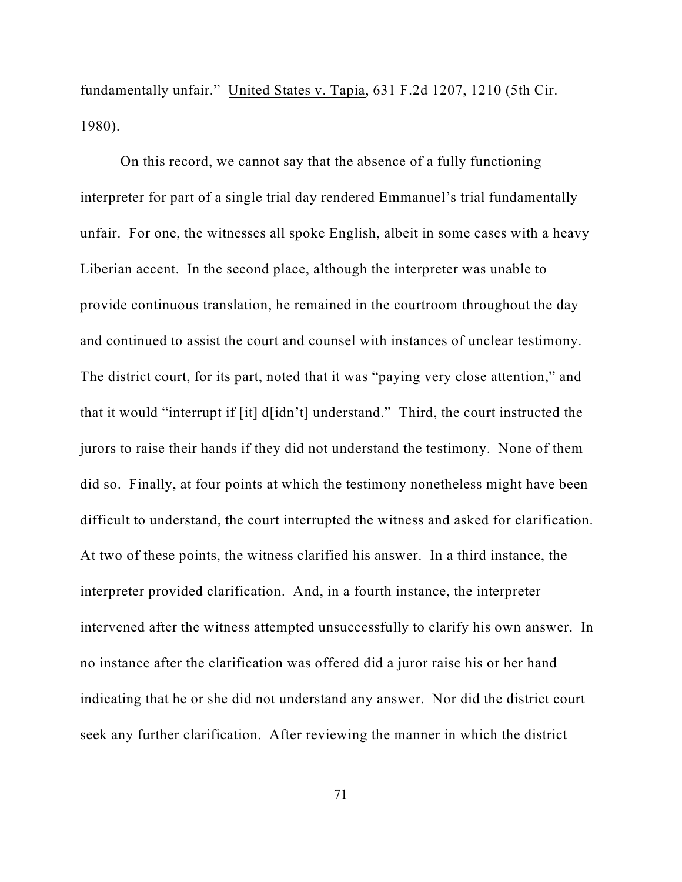fundamentally unfair." United States v. Tapia, 631 F.2d 1207, 1210 (5th Cir. 1980).

On this record, we cannot say that the absence of a fully functioning interpreter for part of a single trial day rendered Emmanuel's trial fundamentally unfair. For one, the witnesses all spoke English, albeit in some cases with a heavy Liberian accent. In the second place, although the interpreter was unable to provide continuous translation, he remained in the courtroom throughout the day and continued to assist the court and counsel with instances of unclear testimony. The district court, for its part, noted that it was "paying very close attention," and that it would "interrupt if [it] d[idn't] understand." Third, the court instructed the jurors to raise their hands if they did not understand the testimony. None of them did so. Finally, at four points at which the testimony nonetheless might have been difficult to understand, the court interrupted the witness and asked for clarification. At two of these points, the witness clarified his answer. In a third instance, the interpreter provided clarification. And, in a fourth instance, the interpreter intervened after the witness attempted unsuccessfully to clarify his own answer. In no instance after the clarification was offered did a juror raise his or her hand indicating that he or she did not understand any answer. Nor did the district court seek any further clarification. After reviewing the manner in which the district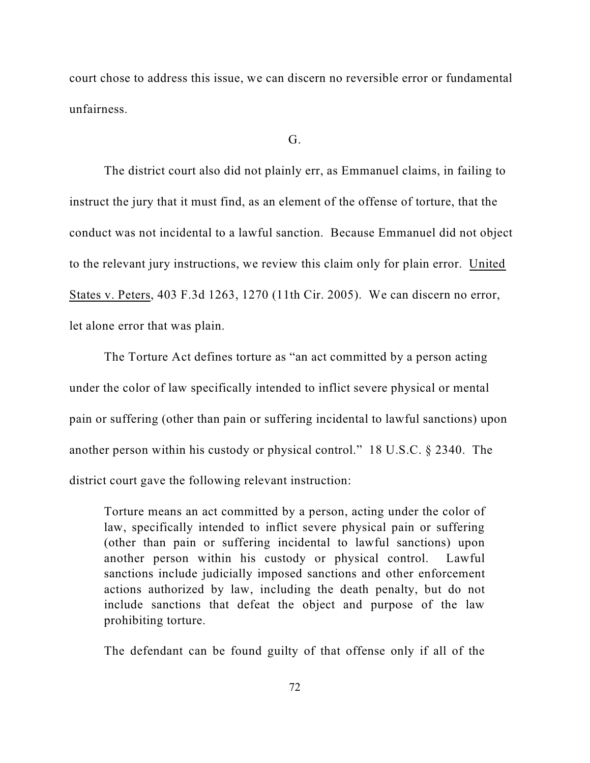court chose to address this issue, we can discern no reversible error or fundamental unfairness.

G.

The district court also did not plainly err, as Emmanuel claims, in failing to instruct the jury that it must find, as an element of the offense of torture, that the conduct was not incidental to a lawful sanction. Because Emmanuel did not object to the relevant jury instructions, we review this claim only for plain error. United States v. Peters, 403 F.3d 1263, 1270 (11th Cir. 2005). We can discern no error, let alone error that was plain.

The Torture Act defines torture as "an act committed by a person acting under the color of law specifically intended to inflict severe physical or mental pain or suffering (other than pain or suffering incidental to lawful sanctions) upon another person within his custody or physical control." 18 U.S.C. § 2340. The district court gave the following relevant instruction:

> Torture means an act committed by a person, acting under the color of law, specifically intended to inflict severe physical pain or suffering (other than pain or suffering incidental to lawful sanctions) upon another person within his custody or physical control. Lawful sanctions include judicially imposed sanctions and other enforcement actions authorized by law, including the death penalty, but do not include sanctions that defeat the object and purpose of the law prohibiting torture.
>
> The defendant can be found guilty of that offense only if all of the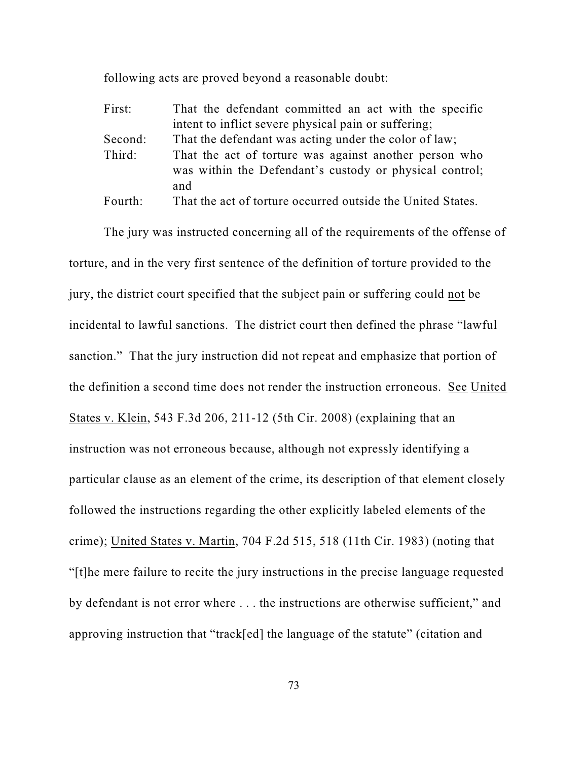following acts are proved beyond a reasonable doubt:

| | |
|---|---|
| First: | That the defendant committed an act with the specific intent to inflict severe physical pain or suffering; |
| Second: | That the defendant was acting under the color of law; |
| Third: | That the act of torture was against another person who was within the Defendant's custody or physical control; and |
| Fourth: | That the act of torture occurred outside the United States. |

The jury was instructed concerning all of the requirements of the offense of torture, and in the very first sentence of the definition of torture provided to the jury, the district court specified that the subject pain or suffering could not be incidental to lawful sanctions. The district court then defined the phrase "lawful sanction." That the jury instruction did not repeat and emphasize that portion of the definition a second time does not render the instruction erroneous. See United States v. Klein, 543 F.3d 206, 211-12 (5th Cir. 2008) (explaining that an instruction was not erroneous because, although not expressly identifying a particular clause as an element of the crime, its description of that element closely followed the instructions regarding the other explicitly labeled elements of the crime); United States v. Martin, 704 F.2d 515, 518 (11th Cir. 1983) (noting that "[t]he mere failure to recite the jury instructions in the precise language requested by defendant is not error where . . . the instructions are otherwise sufficient," and approving instruction that "track[ed] the language of the statute" (citation and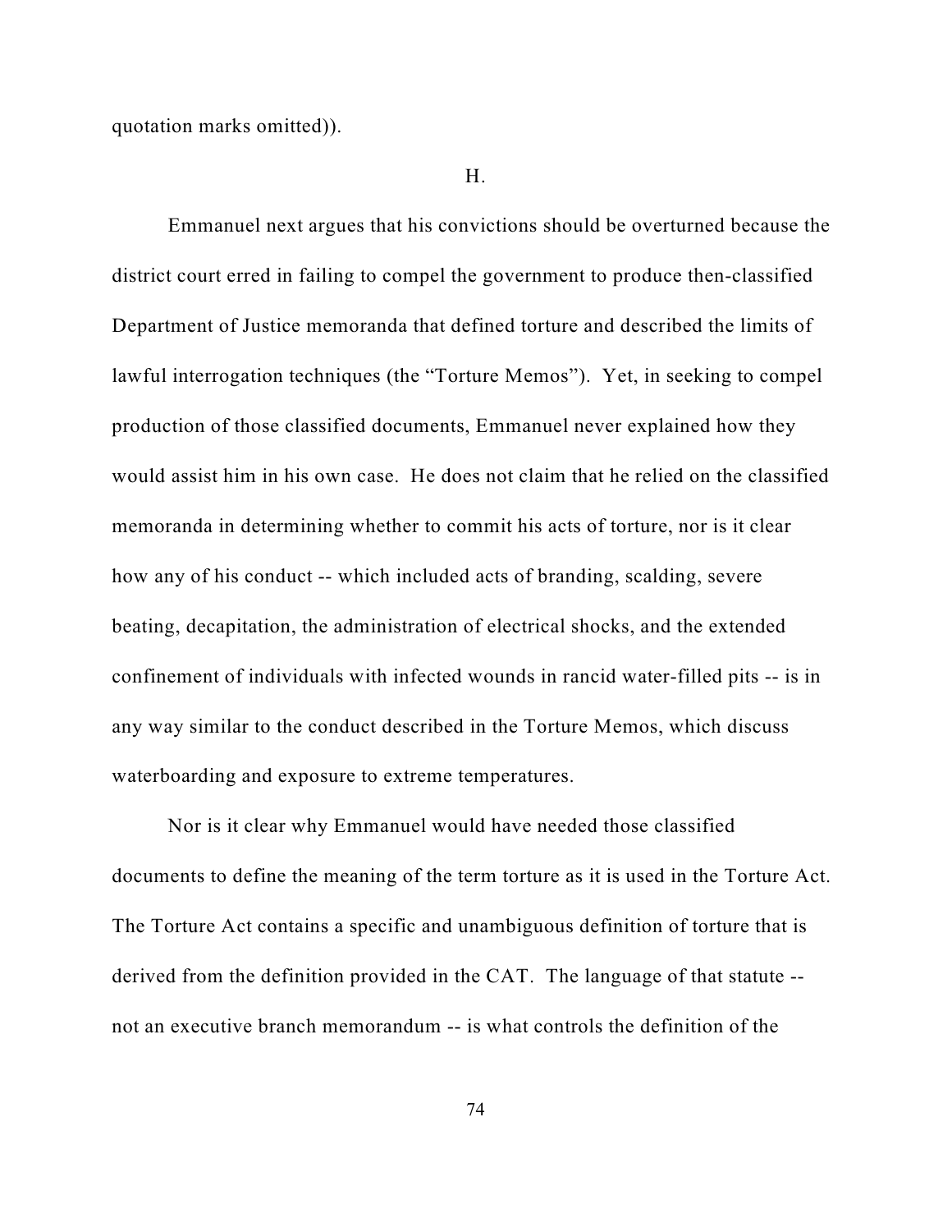quotation marks omitted)).

H.

Emmanuel next argues that his convictions should be overturned because the district court erred in failing to compel the government to produce then-classified Department of Justice memoranda that defined torture and described the limits of lawful interrogation techniques (the "Torture Memos"). Yet, in seeking to compel production of those classified documents, Emmanuel never explained how they would assist him in his own case. He does not claim that he relied on the classified memoranda in determining whether to commit his acts of torture, nor is it clear how any of his conduct -- which included acts of branding, scalding, severe beating, decapitation, the administration of electrical shocks, and the extended confinement of individuals with infected wounds in rancid water-filled pits -- is in any way similar to the conduct described in the Torture Memos, which discuss waterboarding and exposure to extreme temperatures.

Nor is it clear why Emmanuel would have needed those classified documents to define the meaning of the term torture as it is used in the Torture Act. The Torture Act contains a specific and unambiguous definition of torture that is derived from the definition provided in the CAT. The language of that statute -- not an executive branch memorandum -- is what controls the definition of the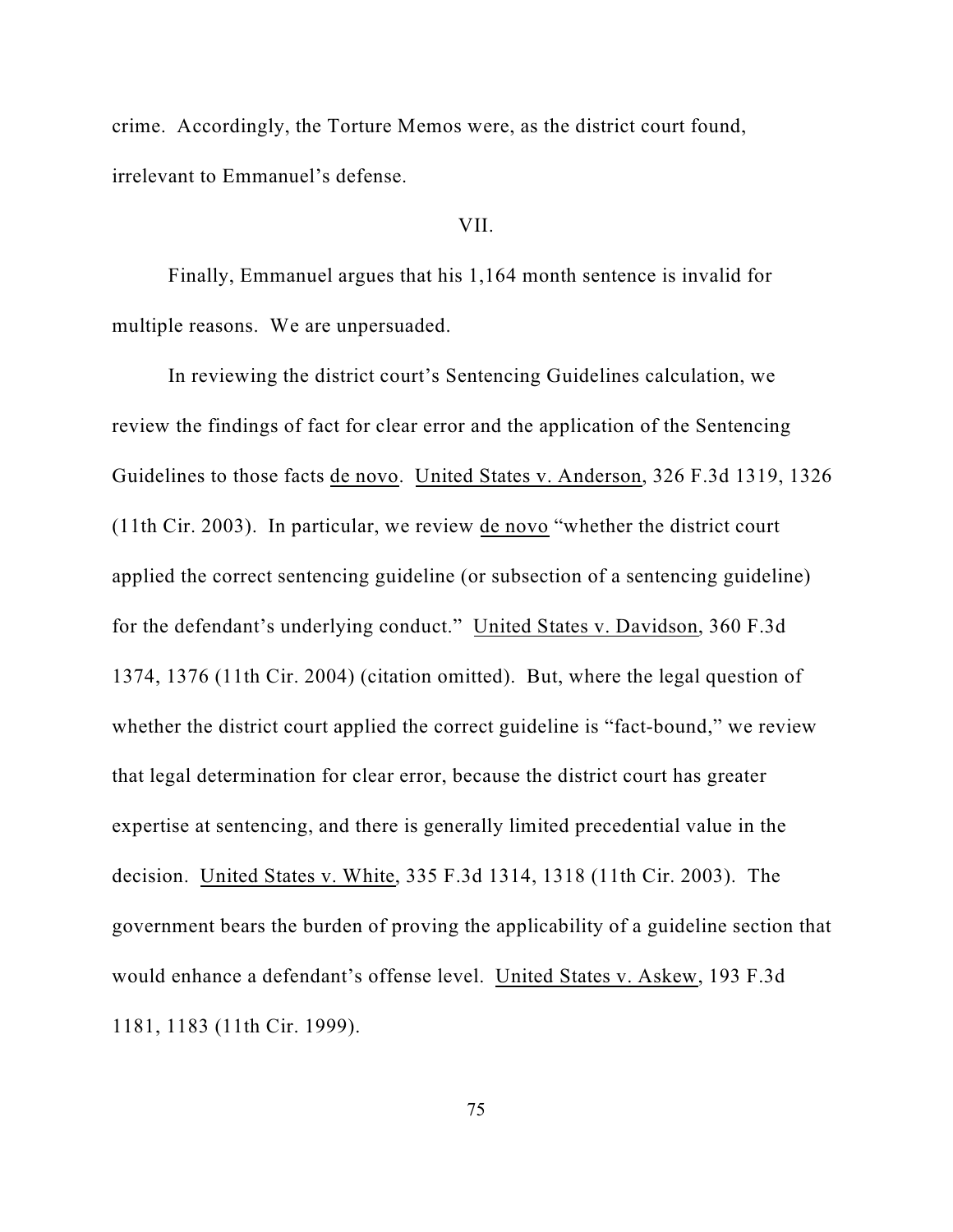crime. Accordingly, the Torture Memos were, as the district court found, irrelevant to Emmanuel's defense.

VII.

Finally, Emmanuel argues that his 1,164 month sentence is invalid for multiple reasons. We are unpersuaded.

In reviewing the district court's Sentencing Guidelines calculation, we review the findings of fact for clear error and the application of the Sentencing Guidelines to those facts de novo. United States v. Anderson, 326 F.3d 1319, 1326 (11th Cir. 2003). In particular, we review de novo "whether the district court applied the correct sentencing guideline (or subsection of a sentencing guideline) for the defendant's underlying conduct." United States v. Davidson, 360 F.3d 1374, 1376 (11th Cir. 2004) (citation omitted). But, where the legal question of whether the district court applied the correct guideline is "fact-bound," we review that legal determination for clear error, because the district court has greater expertise at sentencing, and there is generally limited precedential value in the decision. United States v. White, 335 F.3d 1314, 1318 (11th Cir. 2003). The government bears the burden of proving the applicability of a guideline section that would enhance a defendant's offense level. United States v. Askew, 193 F.3d 1181, 1183 (11th Cir. 1999).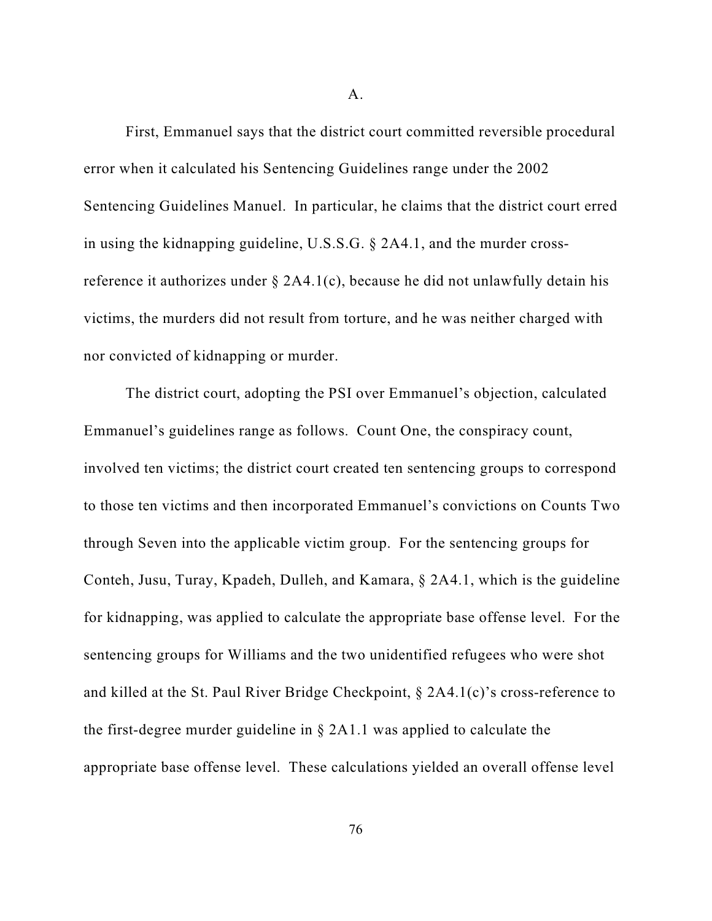A.

First, Emmanuel says that the district court committed reversible procedural error when it calculated his Sentencing Guidelines range under the 2002 Sentencing Guidelines Manuel. In particular, he claims that the district court erred in using the kidnapping guideline, U.S.S.G. § 2A4.1, and the murder cross-reference it authorizes under § 2A4.1(c), because he did not unlawfully detain his victims, the murders did not result from torture, and he was neither charged with nor convicted of kidnapping or murder.

The district court, adopting the PSI over Emmanuel's objection, calculated Emmanuel's guidelines range as follows. Count One, the conspiracy count, involved ten victims; the district court created ten sentencing groups to correspond to those ten victims and then incorporated Emmanuel's convictions on Counts Two through Seven into the applicable victim group. For the sentencing groups for Conteh, Jusu, Turay, Kpadeh, Dulleh, and Kamara, § 2A4.1, which is the guideline for kidnapping, was applied to calculate the appropriate base offense level. For the sentencing groups for Williams and the two unidentified refugees who were shot and killed at the St. Paul River Bridge Checkpoint, § 2A4.1(c)'s cross-reference to the first-degree murder guideline in § 2A1.1 was applied to calculate the appropriate base offense level. These calculations yielded an overall offense level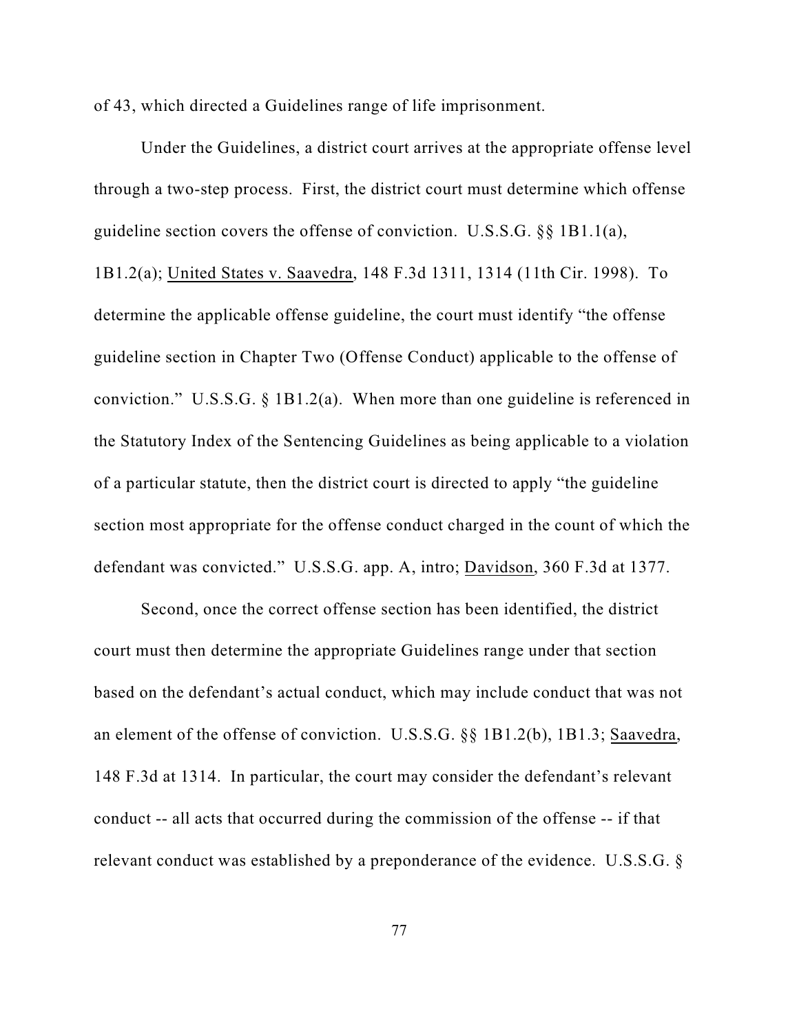of 43, which directed a Guidelines range of life imprisonment.

Under the Guidelines, a district court arrives at the appropriate offense level through a two-step process. First, the district court must determine which offense guideline section covers the offense of conviction. U.S.S.G. §§ 1B1.1(a), 1B1.2(a); United States v. Saavedra, 148 F.3d 1311, 1314 (11th Cir. 1998). To determine the applicable offense guideline, the court must identify "the offense guideline section in Chapter Two (Offense Conduct) applicable to the offense of conviction." U.S.S.G. § 1B1.2(a). When more than one guideline is referenced in the Statutory Index of the Sentencing Guidelines as being applicable to a violation of a particular statute, then the district court is directed to apply "the guideline section most appropriate for the offense conduct charged in the count of which the defendant was convicted." U.S.S.G. app. A, intro; Davidson, 360 F.3d at 1377.

Second, once the correct offense section has been identified, the district court must then determine the appropriate Guidelines range under that section based on the defendant's actual conduct, which may include conduct that was not an element of the offense of conviction. U.S.S.G. §§ 1B1.2(b), 1B1.3; Saavedra, 148 F.3d at 1314. In particular, the court may consider the defendant's relevant conduct -- all acts that occurred during the commission of the offense -- if that relevant conduct was established by a preponderance of the evidence. U.S.S.G. §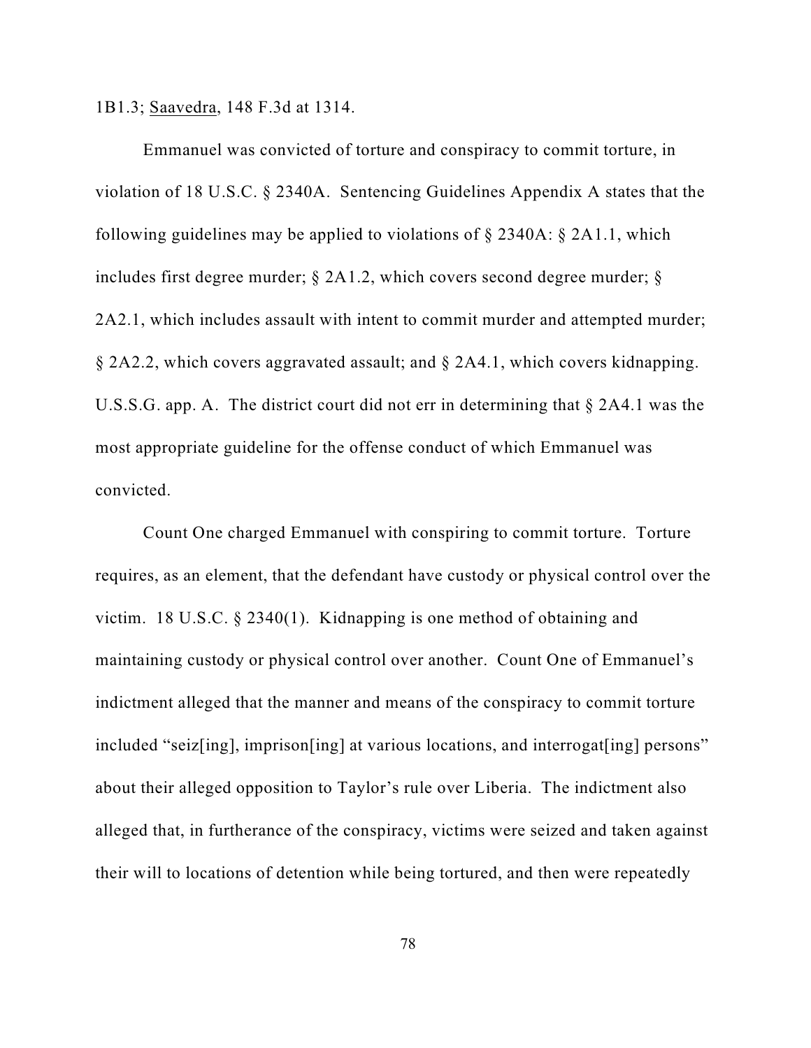1B1.3; Saavedra, 148 F.3d at 1314.

Emmanuel was convicted of torture and conspiracy to commit torture, in violation of 18 U.S.C. § 2340A. Sentencing Guidelines Appendix A states that the following guidelines may be applied to violations of § 2340A: § 2A1.1, which includes first degree murder; § 2A1.2, which covers second degree murder; § 2A2.1, which includes assault with intent to commit murder and attempted murder; § 2A2.2, which covers aggravated assault; and § 2A4.1, which covers kidnapping. U.S.S.G. app. A. The district court did not err in determining that § 2A4.1 was the most appropriate guideline for the offense conduct of which Emmanuel was convicted.

Count One charged Emmanuel with conspiring to commit torture. Torture requires, as an element, that the defendant have custody or physical control over the victim. 18 U.S.C. § 2340(1). Kidnapping is one method of obtaining and maintaining custody or physical control over another. Count One of Emmanuel's indictment alleged that the manner and means of the conspiracy to commit torture included "seiz[ing], imprison[ing] at various locations, and interrogat[ing] persons" about their alleged opposition to Taylor's rule over Liberia. The indictment also alleged that, in furtherance of the conspiracy, victims were seized and taken against their will to locations of detention while being tortured, and then were repeatedly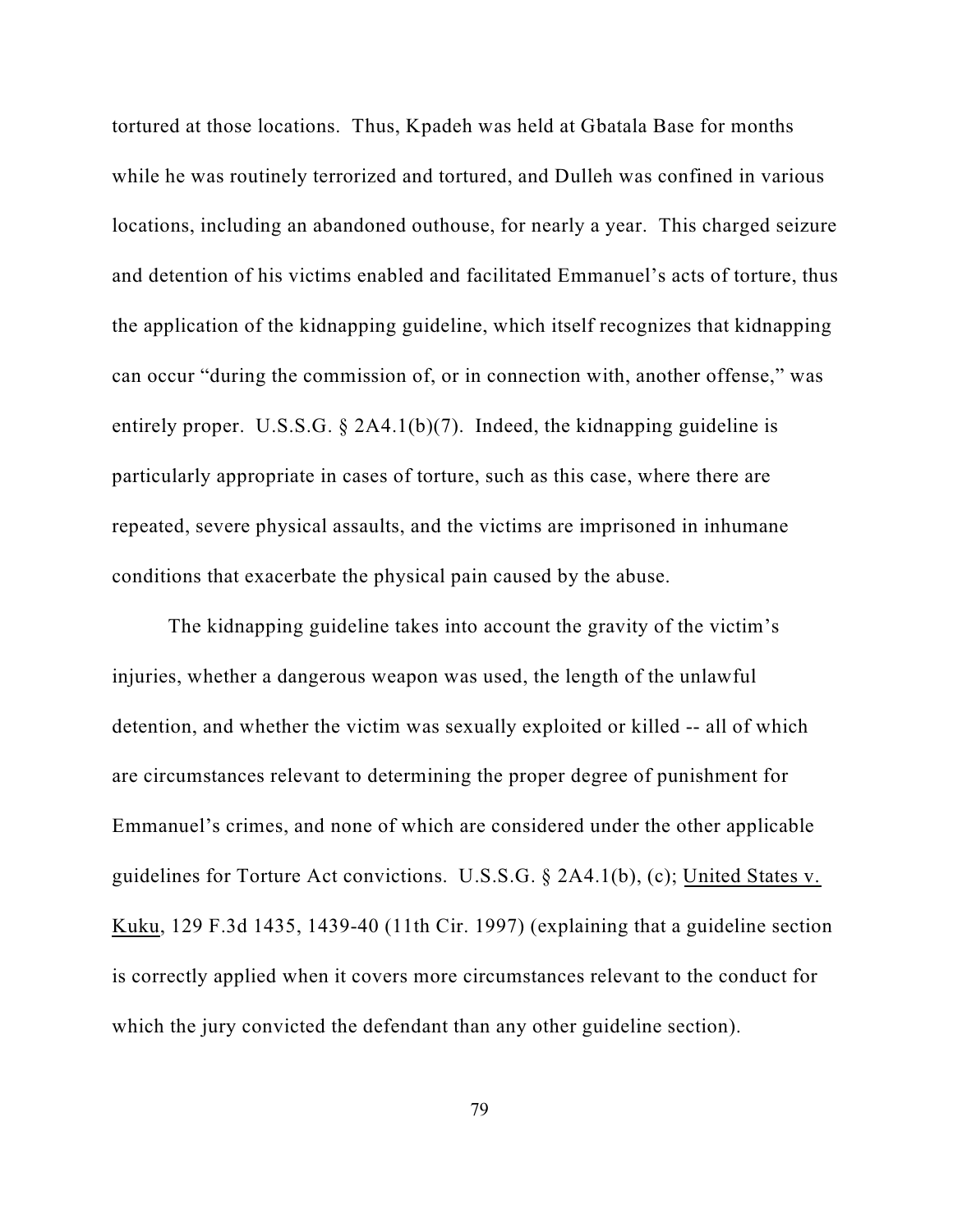tortured at those locations. Thus, Kpadeh was held at Gbatala Base for months while he was routinely terrorized and tortured, and Dulleh was confined in various locations, including an abandoned outhouse, for nearly a year. This charged seizure and detention of his victims enabled and facilitated Emmanuel's acts of torture, thus the application of the kidnapping guideline, which itself recognizes that kidnapping can occur "during the commission of, or in connection with, another offense," was entirely proper. U.S.S.G. § 2A4.1(b)(7). Indeed, the kidnapping guideline is particularly appropriate in cases of torture, such as this case, where there are repeated, severe physical assaults, and the victims are imprisoned in inhumane conditions that exacerbate the physical pain caused by the abuse.

The kidnapping guideline takes into account the gravity of the victim's injuries, whether a dangerous weapon was used, the length of the unlawful detention, and whether the victim was sexually exploited or killed -- all of which are circumstances relevant to determining the proper degree of punishment for Emmanuel's crimes, and none of which are considered under the other applicable guidelines for Torture Act convictions. U.S.S.G. § 2A4.1(b), (c); United States v. Kuku, 129 F.3d 1435, 1439-40 (11th Cir. 1997) (explaining that a guideline section is correctly applied when it covers more circumstances relevant to the conduct for which the jury convicted the defendant than any other guideline section).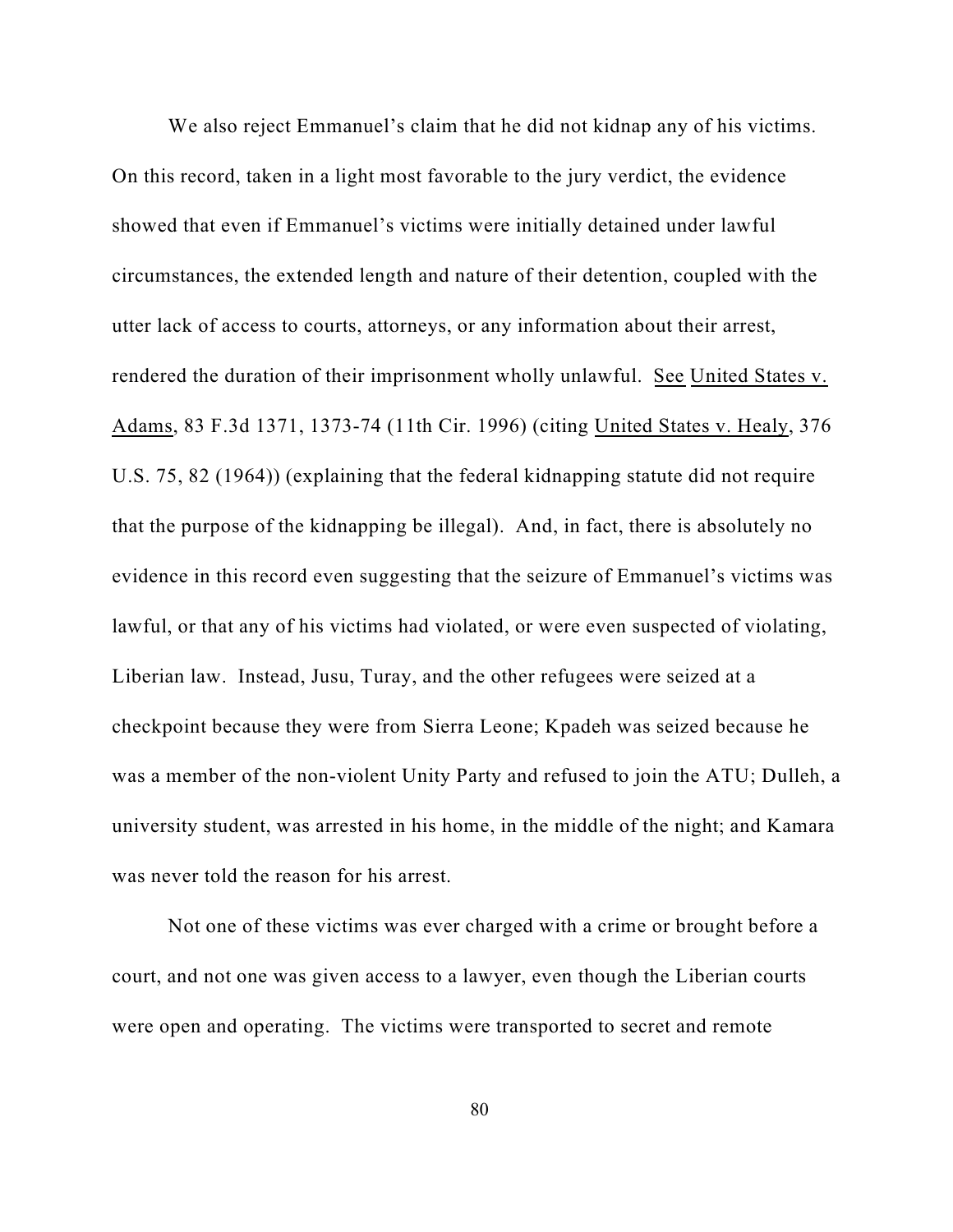We also reject Emmanuel's claim that he did not kidnap any of his victims. On this record, taken in a light most favorable to the jury verdict, the evidence showed that even if Emmanuel's victims were initially detained under lawful circumstances, the extended length and nature of their detention, coupled with the utter lack of access to courts, attorneys, or any information about their arrest, rendered the duration of their imprisonment wholly unlawful. See United States v. Adams, 83 F.3d 1371, 1373-74 (11th Cir. 1996) (citing United States v. Healy, 376 U.S. 75, 82 (1964)) (explaining that the federal kidnapping statute did not require that the purpose of the kidnapping be illegal). And, in fact, there is absolutely no evidence in this record even suggesting that the seizure of Emmanuel's victims was lawful, or that any of his victims had violated, or were even suspected of violating, Liberian law. Instead, Jusu, Turay, and the other refugees were seized at a checkpoint because they were from Sierra Leone; Kpadeh was seized because he was a member of the non-violent Unity Party and refused to join the ATU; Dulleh, a university student, was arrested in his home, in the middle of the night; and Kamara was never told the reason for his arrest.

Not one of these victims was ever charged with a crime or brought before a court, and not one was given access to a lawyer, even though the Liberian courts were open and operating. The victims were transported to secret and remote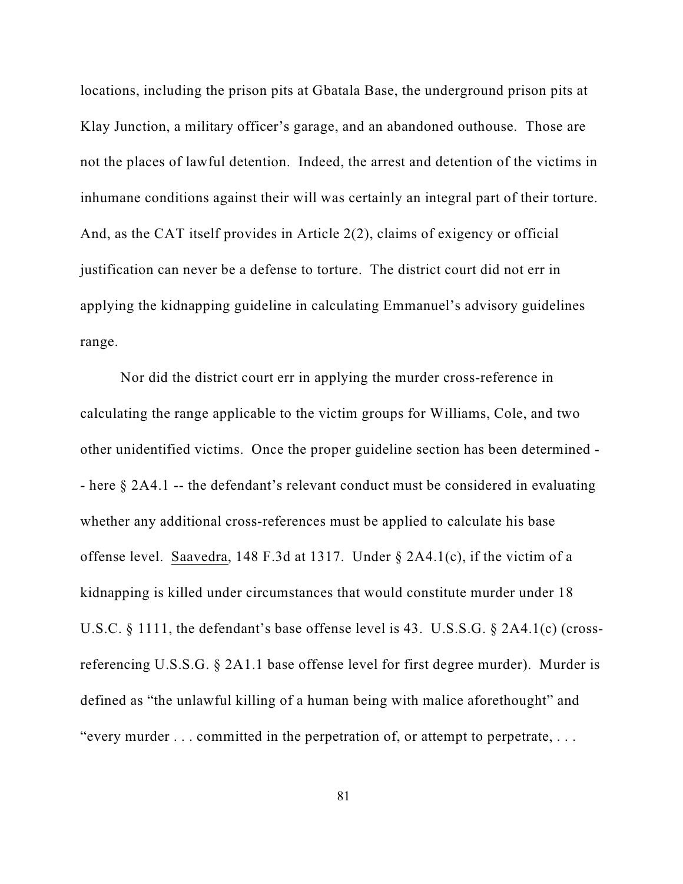locations, including the prison pits at Gbatala Base, the underground prison pits at Klay Junction, a military officer's garage, and an abandoned outhouse. Those are not the places of lawful detention. Indeed, the arrest and detention of the victims in inhumane conditions against their will was certainly an integral part of their torture. And, as the CAT itself provides in Article 2(2), claims of exigency or official justification can never be a defense to torture. The district court did not err in applying the kidnapping guideline in calculating Emmanuel's advisory guidelines range.

Nor did the district court err in applying the murder cross-reference in calculating the range applicable to the victim groups for Williams, Cole, and two other unidentified victims. Once the proper guideline section has been determined -- here § 2A4.1 -- the defendant's relevant conduct must be considered in evaluating whether any additional cross-references must be applied to calculate his base offense level. Saavedra, 148 F.3d at 1317. Under § 2A4.1(c), if the victim of a kidnapping is killed under circumstances that would constitute murder under 18 U.S.C. § 1111, the defendant's base offense level is 43. U.S.S.G. § 2A4.1(c) (cross-referencing U.S.S.G. § 2A1.1 base offense level for first degree murder). Murder is defined as "the unlawful killing of a human being with malice aforethought" and "every murder . . . committed in the perpetration of, or attempt to perpetrate, . . .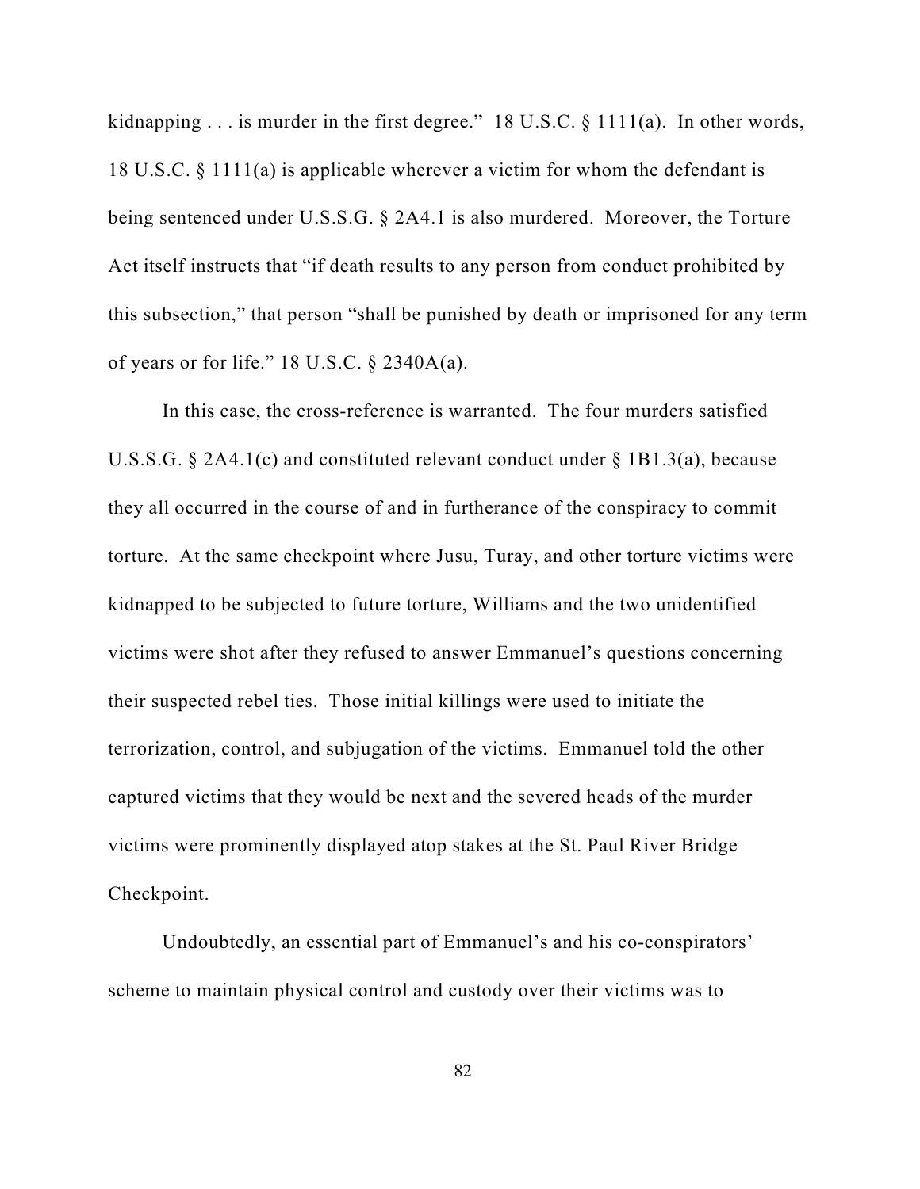kidnapping . . . is murder in the first degree." 18 U.S.C. § 1111(a). In other words, 18 U.S.C. § 1111(a) is applicable wherever a victim for whom the defendant is being sentenced under U.S.S.G. § 2A4.1 is also murdered. Moreover, the Torture Act itself instructs that "if death results to any person from conduct prohibited by this subsection," that person "shall be punished by death or imprisoned for any term of years or for life." 18 U.S.C. § 2340A(a).

In this case, the cross-reference is warranted. The four murders satisfied U.S.S.G. § 2A4.1(c) and constituted relevant conduct under § 1B1.3(a), because they all occurred in the course of and in furtherance of the conspiracy to commit torture. At the same checkpoint where Jusu, Turay, and other torture victims were kidnapped to be subjected to future torture, Williams and the two unidentified victims were shot after they refused to answer Emmanuel's questions concerning their suspected rebel ties. Those initial killings were used to initiate the terrorization, control, and subjugation of the victims. Emmanuel told the other captured victims that they would be next and the severed heads of the murder victims were prominently displayed atop stakes at the St. Paul River Bridge Checkpoint.

Undoubtedly, an essential part of Emmanuel's and his co-conspirators' scheme to maintain physical control and custody over their victims was to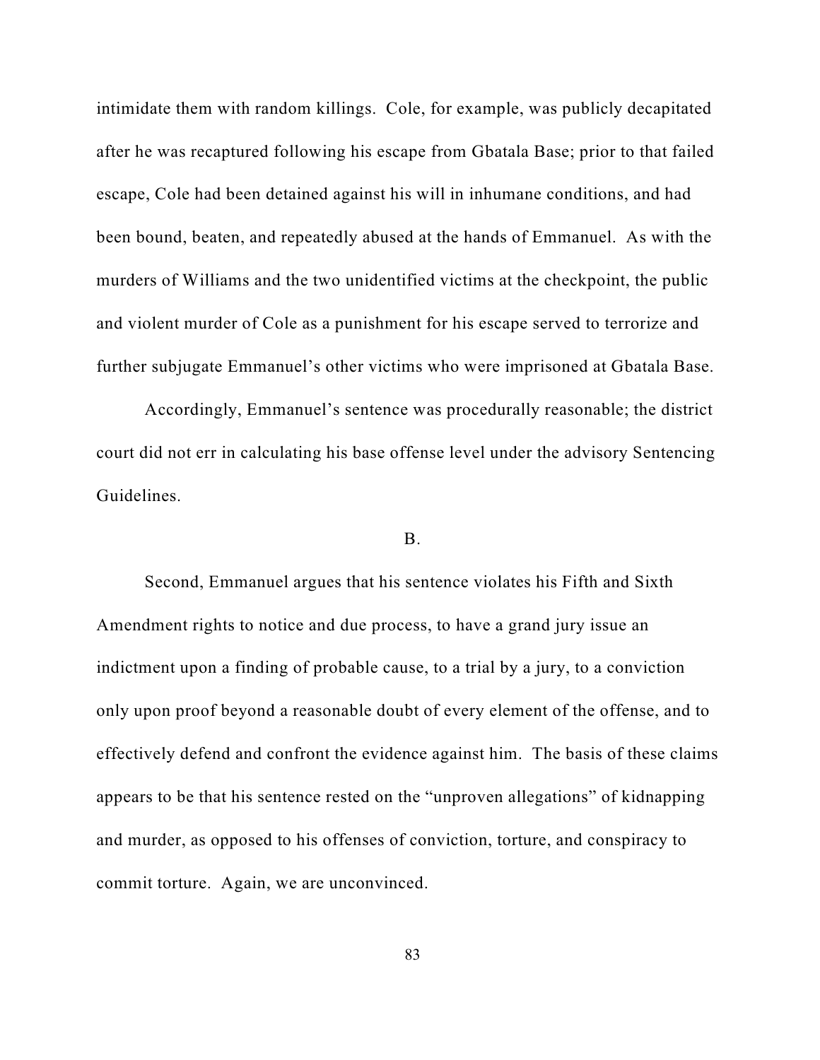intimidate them with random killings. Cole, for example, was publicly decapitated after he was recaptured following his escape from Gbatala Base; prior to that failed escape, Cole had been detained against his will in inhumane conditions, and had been bound, beaten, and repeatedly abused at the hands of Emmanuel. As with the murders of Williams and the two unidentified victims at the checkpoint, the public and violent murder of Cole as a punishment for his escape served to terrorize and further subjugate Emmanuel's other victims who were imprisoned at Gbatala Base.

Accordingly, Emmanuel's sentence was procedurally reasonable; the district court did not err in calculating his base offense level under the advisory Sentencing Guidelines.

B.

Second, Emmanuel argues that his sentence violates his Fifth and Sixth Amendment rights to notice and due process, to have a grand jury issue an indictment upon a finding of probable cause, to a trial by a jury, to a conviction only upon proof beyond a reasonable doubt of every element of the offense, and to effectively defend and confront the evidence against him. The basis of these claims appears to be that his sentence rested on the "unproven allegations" of kidnapping and murder, as opposed to his offenses of conviction, torture, and conspiracy to commit torture. Again, we are unconvinced.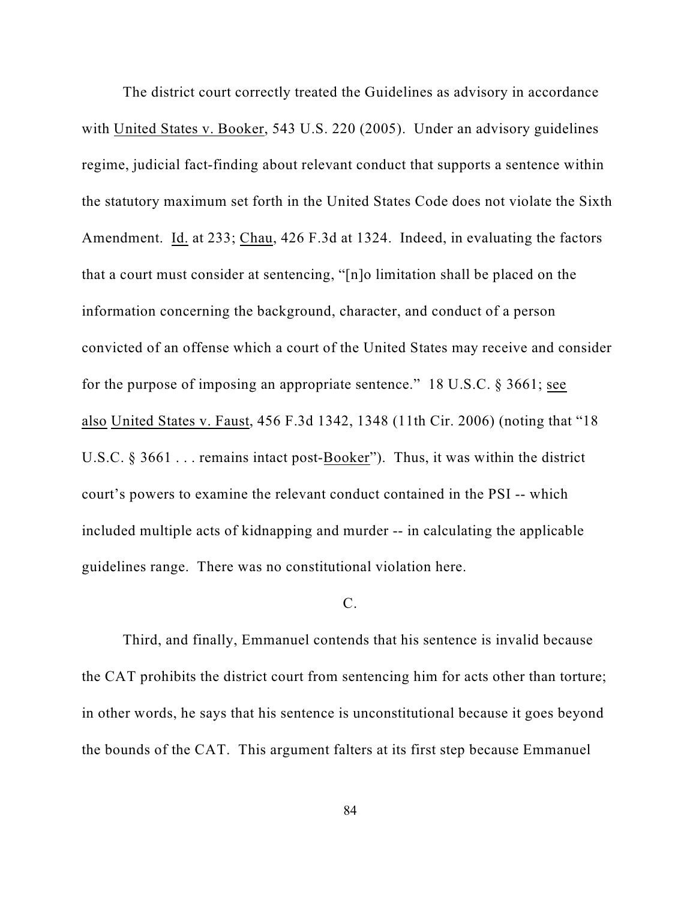The district court correctly treated the Guidelines as advisory in accordance with United States v. Booker, 543 U.S. 220 (2005). Under an advisory guidelines regime, judicial fact-finding about relevant conduct that supports a sentence within the statutory maximum set forth in the United States Code does not violate the Sixth Amendment. Id. at 233; Chau, 426 F.3d at 1324. Indeed, in evaluating the factors that a court must consider at sentencing, "[n]o limitation shall be placed on the information concerning the background, character, and conduct of a person convicted of an offense which a court of the United States may receive and consider for the purpose of imposing an appropriate sentence." 18 U.S.C. § 3661; see also United States v. Faust, 456 F.3d 1342, 1348 (11th Cir. 2006) (noting that "18 U.S.C. § 3661 . . . remains intact post-Booker"). Thus, it was within the district court's powers to examine the relevant conduct contained in the PSI -- which included multiple acts of kidnapping and murder -- in calculating the applicable guidelines range. There was no constitutional violation here.

C.

Third, and finally, Emmanuel contends that his sentence is invalid because the CAT prohibits the district court from sentencing him for acts other than torture; in other words, he says that his sentence is unconstitutional because it goes beyond the bounds of the CAT. This argument falters at its first step because Emmanuel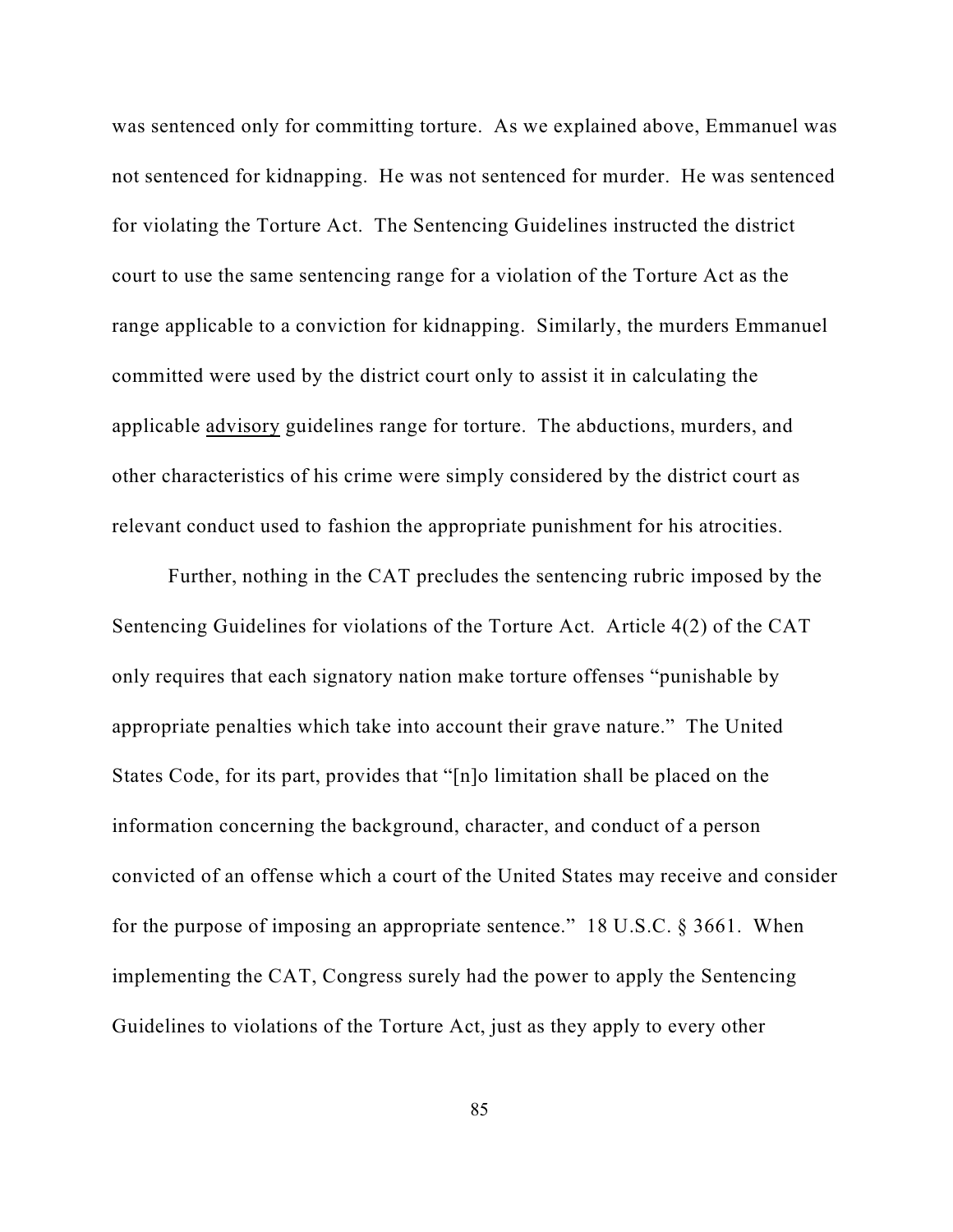was sentenced only for committing torture. As we explained above, Emmanuel was not sentenced for kidnapping. He was not sentenced for murder. He was sentenced for violating the Torture Act. The Sentencing Guidelines instructed the district court to use the same sentencing range for a violation of the Torture Act as the range applicable to a conviction for kidnapping. Similarly, the murders Emmanuel committed were used by the district court only to assist it in calculating the applicable <u>advisory</u> guidelines range for torture. The abductions, murders, and other characteristics of his crime were simply considered by the district court as relevant conduct used to fashion the appropriate punishment for his atrocities.

Further, nothing in the CAT precludes the sentencing rubric imposed by the Sentencing Guidelines for violations of the Torture Act. Article 4(2) of the CAT only requires that each signatory nation make torture offenses "punishable by appropriate penalties which take into account their grave nature." The United States Code, for its part, provides that "[n]o limitation shall be placed on the information concerning the background, character, and conduct of a person convicted of an offense which a court of the United States may receive and consider for the purpose of imposing an appropriate sentence." 18 U.S.C. § 3661. When implementing the CAT, Congress surely had the power to apply the Sentencing Guidelines to violations of the Torture Act, just as they apply to every other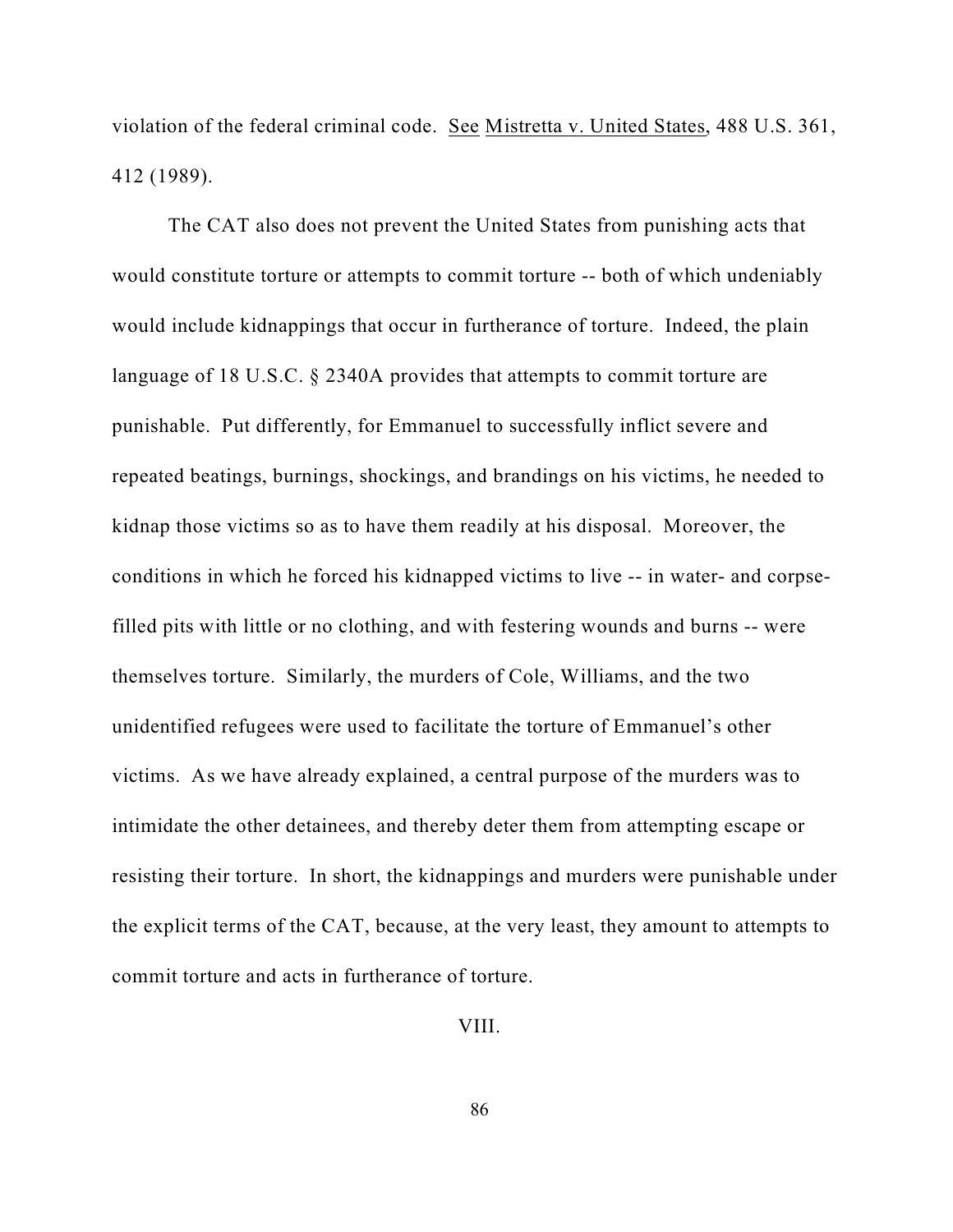violation of the federal criminal code. See Mistretta v. United States, 488 U.S. 361, 412 (1989).

The CAT also does not prevent the United States from punishing acts that would constitute torture or attempts to commit torture -- both of which undeniably would include kidnappings that occur in furtherance of torture. Indeed, the plain language of 18 U.S.C. § 2340A provides that attempts to commit torture are punishable. Put differently, for Emmanuel to successfully inflict severe and repeated beatings, burnings, shockings, and brandings on his victims, he needed to kidnap those victims so as to have them readily at his disposal. Moreover, the conditions in which he forced his kidnapped victims to live -- in water- and corpse-filled pits with little or no clothing, and with festering wounds and burns -- were themselves torture. Similarly, the murders of Cole, Williams, and the two unidentified refugees were used to facilitate the torture of Emmanuel's other victims. As we have already explained, a central purpose of the murders was to intimidate the other detainees, and thereby deter them from attempting escape or resisting their torture. In short, the kidnappings and murders were punishable under the explicit terms of the CAT, because, at the very least, they amount to attempts to commit torture and acts in furtherance of torture.

## VIII.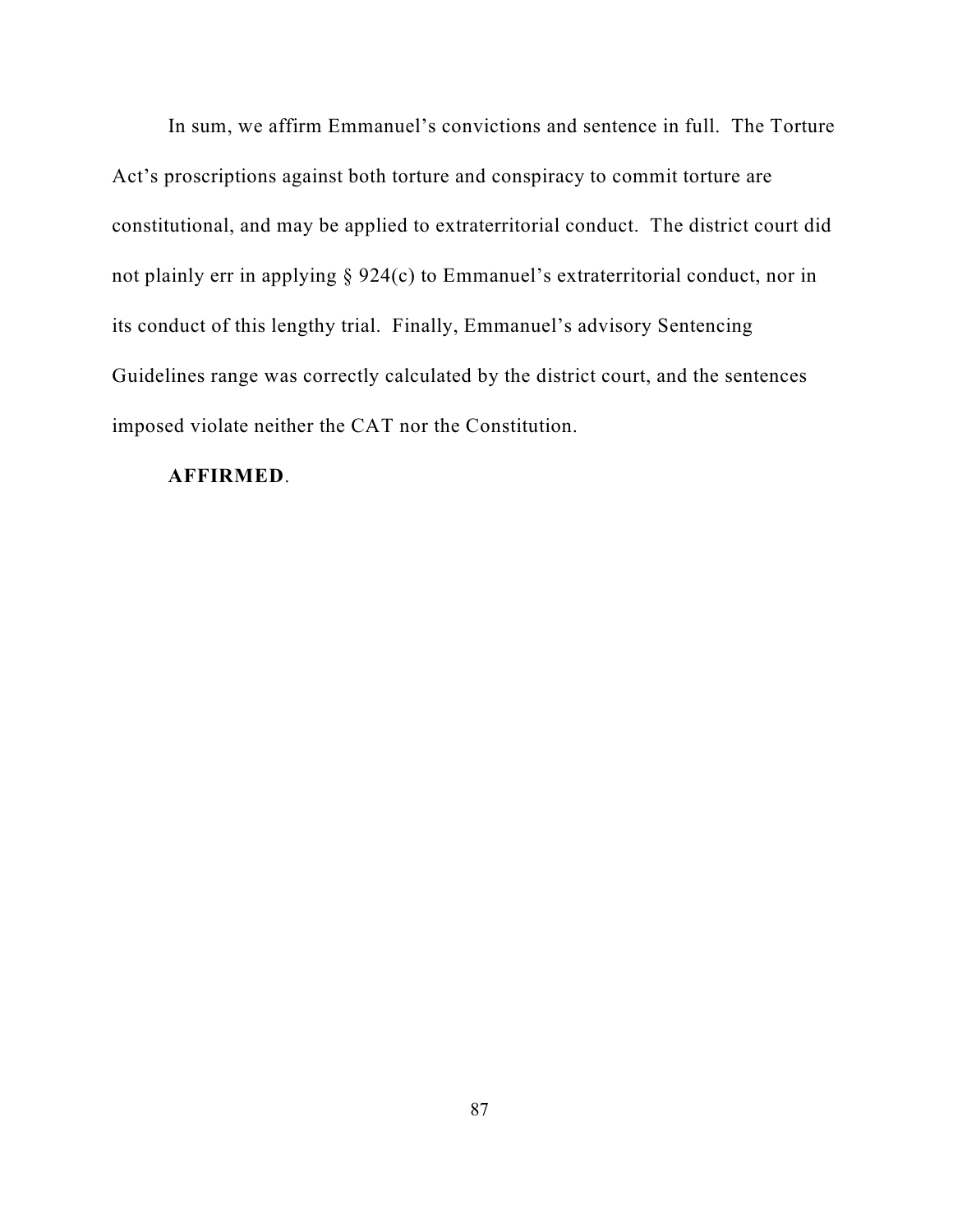In sum, we affirm Emmanuel's convictions and sentence in full. The Torture Act's proscriptions against both torture and conspiracy to commit torture are constitutional, and may be applied to extraterritorial conduct. The district court did not plainly err in applying § 924(c) to Emmanuel's extraterritorial conduct, nor in its conduct of this lengthy trial. Finally, Emmanuel's advisory Sentencing Guidelines range was correctly calculated by the district court, and the sentences imposed violate neither the CAT nor the Constitution.

**AFFIRMED**.